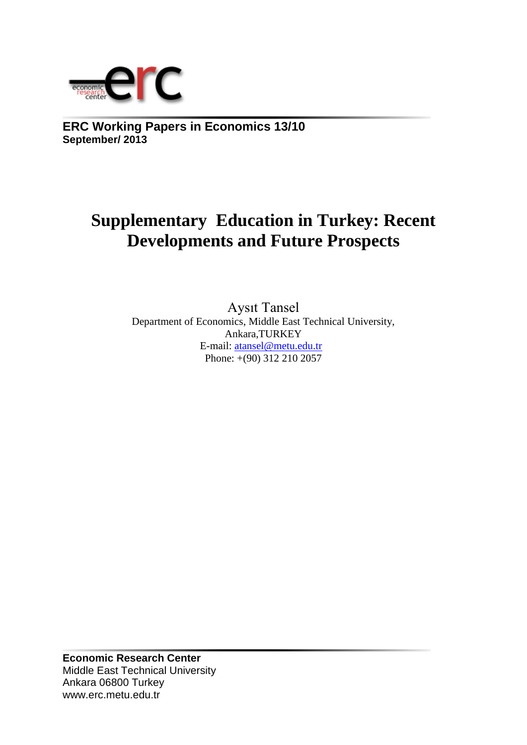**ERC Working Papers in Economics 13/10**
**September/ 2013**

# Supplementary Education in Turkey: Recent Developments and Future Prospects

Aysıt Tansel
Department of Economics, Middle East Technical University,
Ankara,TURKEY
E-mail: atansel@metu.edu.tr
Phone: +(90) 312 210 2057

**Economic Research Center**
Middle East Technical University
Ankara 06800 Turkey
www.erc.metu.edu.tr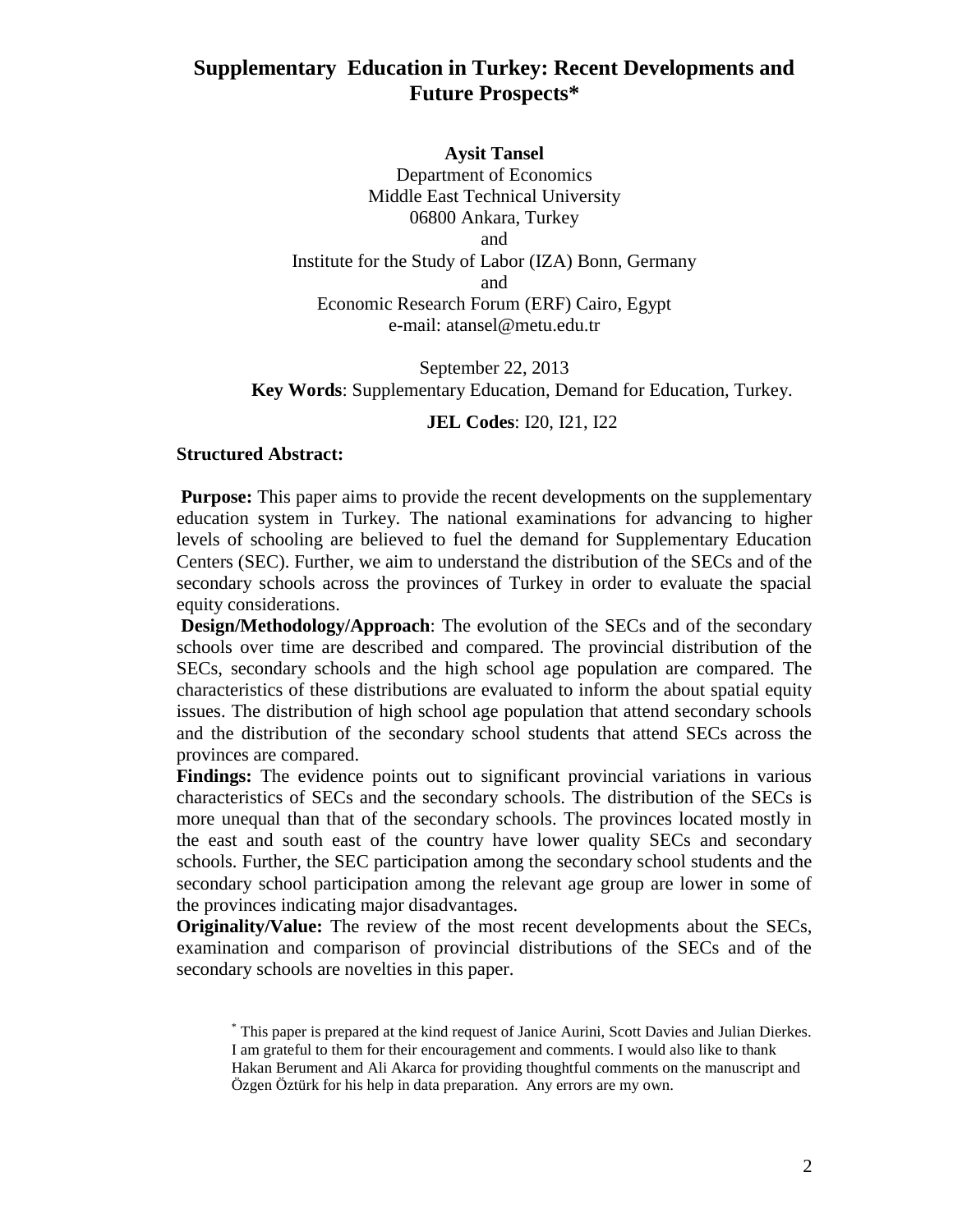# Supplementary Education in Turkey: Recent Developments and Future Prospects*

**Aysit Tansel**

Department of Economics
Middle East Technical University
06800 Ankara, Turkey
and
Institute for the Study of Labor (IZA) Bonn, Germany
and
Economic Research Forum (ERF) Cairo, Egypt
e-mail: atansel@metu.edu.tr

September 22, 2013

**Key Words**: Supplementary Education, Demand for Education, Turkey.

**JEL Codes**: I20, I21, I22

**Structured Abstract:**

**Purpose:** This paper aims to provide the recent developments on the supplementary education system in Turkey. The national examinations for advancing to higher levels of schooling are believed to fuel the demand for Supplementary Education Centers (SEC). Further, we aim to understand the distribution of the SECs and of the secondary schools across the provinces of Turkey in order to evaluate the spacial equity considerations.

**Design/Methodology/Approach**: The evolution of the SECs and of the secondary schools over time are described and compared. The provincial distribution of the SECs, secondary schools and the high school age population are compared. The characteristics of these distributions are evaluated to inform the about spatial equity issues. The distribution of high school age population that attend secondary schools and the distribution of the secondary school students that attend SECs across the provinces are compared.

**Findings:** The evidence points out to significant provincial variations in various characteristics of SECs and the secondary schools. The distribution of the SECs is more unequal than that of the secondary schools. The provinces located mostly in the east and south east of the country have lower quality SECs and secondary schools. Further, the SEC participation among the secondary school students and the secondary school participation among the relevant age group are lower in some of the provinces indicating major disadvantages.

**Originality/Value:** The review of the most recent developments about the SECs, examination and comparison of provincial distributions of the SECs and of the secondary schools are novelties in this paper.

* This paper is prepared at the kind request of Janice Aurini, Scott Davies and Julian Dierkes. I am grateful to them for their encouragement and comments. I would also like to thank Hakan Berument and Ali Akarca for providing thoughtful comments on the manuscript and Özgen Öztürk for his help in data preparation. Any errors are my own.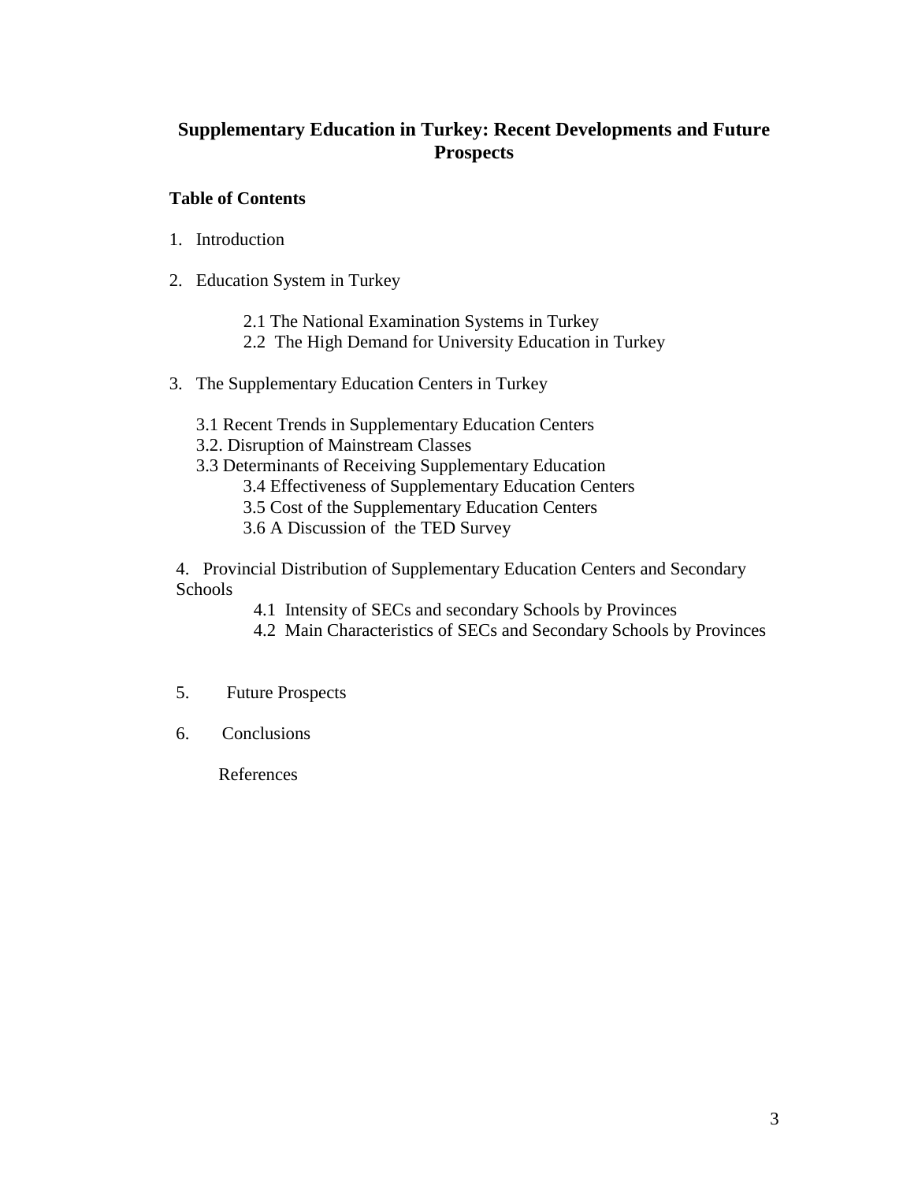# Supplementary Education in Turkey: Recent Developments and Future Prospects

**Table of Contents**

1. Introduction

2. Education System in Turkey

    2.1 The National Examination Systems in Turkey
    2.2 The High Demand for University Education in Turkey

3. The Supplementary Education Centers in Turkey

    3.1 Recent Trends in Supplementary Education Centers
    3.2. Disruption of Mainstream Classes
    3.3 Determinants of Receiving Supplementary Education
    3.4 Effectiveness of Supplementary Education Centers
    3.5 Cost of the Supplementary Education Centers
    3.6 A Discussion of the TED Survey

4. Provincial Distribution of Supplementary Education Centers and Secondary Schools

    4.1 Intensity of SECs and secondary Schools by Provinces
    4.2 Main Characteristics of SECs and Secondary Schools by Provinces

5. Future Prospects

6. Conclusions

References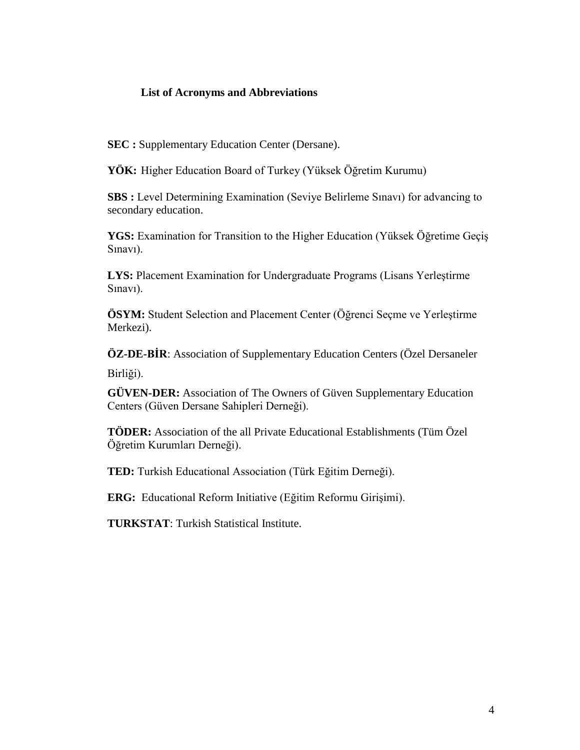### List of Acronyms and Abbreviations

**SEC :** Supplementary Education Center (Dersane).

**YÖK:** Higher Education Board of Turkey (Yüksek Öğretim Kurumu)

**SBS :** Level Determining Examination (Seviye Belirleme Sınavı) for advancing to secondary education.

**YGS:** Examination for Transition to the Higher Education (Yüksek Öğretime Geçiş Sınavı).

**LYS:** Placement Examination for Undergraduate Programs (Lisans Yerleştirme Sınavı).

**ÖSYM:** Student Selection and Placement Center (Öğrenci Seçme ve Yerleştirme Merkezi).

**ÖZ-DE-BİR**: Association of Supplementary Education Centers (Özel Dersaneler Birliği).

**GÜVEN-DER:** Association of The Owners of Güven Supplementary Education Centers (Güven Dersane Sahipleri Derneği).

**TÖDER:** Association of the all Private Educational Establishments (Tüm Özel Öğretim Kurumları Derneği).

**TED:** Turkish Educational Association (Türk Eğitim Derneği).

**ERG:** Educational Reform Initiative (Eğitim Reformu Girişimi).

**TURKSTAT**: Turkish Statistical Institute.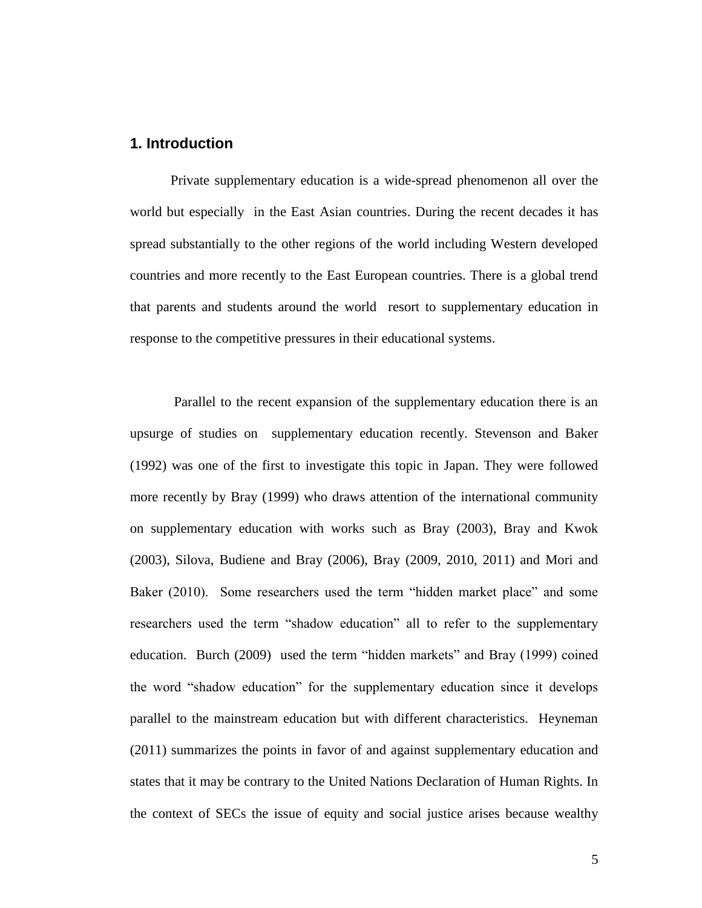## 1. Introduction

Private supplementary education is a wide-spread phenomenon all over the world but especially in the East Asian countries. During the recent decades it has spread substantially to the other regions of the world including Western developed countries and more recently to the East European countries. There is a global trend that parents and students around the world resort to supplementary education in response to the competitive pressures in their educational systems.

Parallel to the recent expansion of the supplementary education there is an upsurge of studies on supplementary education recently. Stevenson and Baker (1992) was one of the first to investigate this topic in Japan. They were followed more recently by Bray (1999) who draws attention of the international community on supplementary education with works such as Bray (2003), Bray and Kwok (2003), Silova, Budiene and Bray (2006), Bray (2009, 2010, 2011) and Mori and Baker (2010). Some researchers used the term "hidden market place" and some researchers used the term "shadow education" all to refer to the supplementary education. Burch (2009) used the term "hidden markets" and Bray (1999) coined the word "shadow education" for the supplementary education since it develops parallel to the mainstream education but with different characteristics. Heyneman (2011) summarizes the points in favor of and against supplementary education and states that it may be contrary to the United Nations Declaration of Human Rights. In the context of SECs the issue of equity and social justice arises because wealthy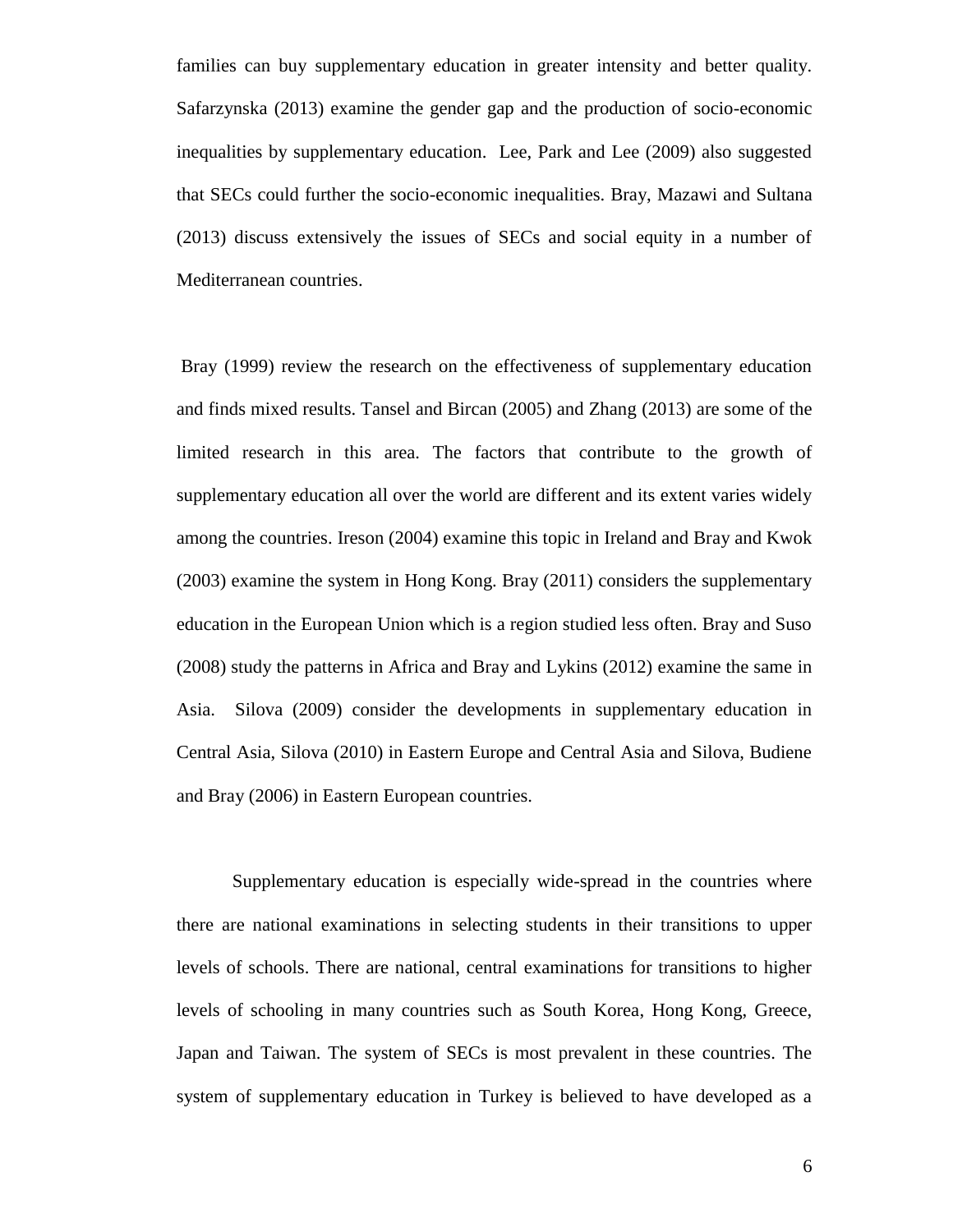families can buy supplementary education in greater intensity and better quality. Safarzynska (2013) examine the gender gap and the production of socio-economic inequalities by supplementary education. Lee, Park and Lee (2009) also suggested that SECs could further the socio-economic inequalities. Bray, Mazawi and Sultana (2013) discuss extensively the issues of SECs and social equity in a number of Mediterranean countries.

Bray (1999) review the research on the effectiveness of supplementary education and finds mixed results. Tansel and Bircan (2005) and Zhang (2013) are some of the limited research in this area. The factors that contribute to the growth of supplementary education all over the world are different and its extent varies widely among the countries. Ireson (2004) examine this topic in Ireland and Bray and Kwok (2003) examine the system in Hong Kong. Bray (2011) considers the supplementary education in the European Union which is a region studied less often. Bray and Suso (2008) study the patterns in Africa and Bray and Lykins (2012) examine the same in Asia. Silova (2009) consider the developments in supplementary education in Central Asia, Silova (2010) in Eastern Europe and Central Asia and Silova, Budiene and Bray (2006) in Eastern European countries.

Supplementary education is especially wide-spread in the countries where there are national examinations in selecting students in their transitions to upper levels of schools. There are national, central examinations for transitions to higher levels of schooling in many countries such as South Korea, Hong Kong, Greece, Japan and Taiwan. The system of SECs is most prevalent in these countries. The system of supplementary education in Turkey is believed to have developed as a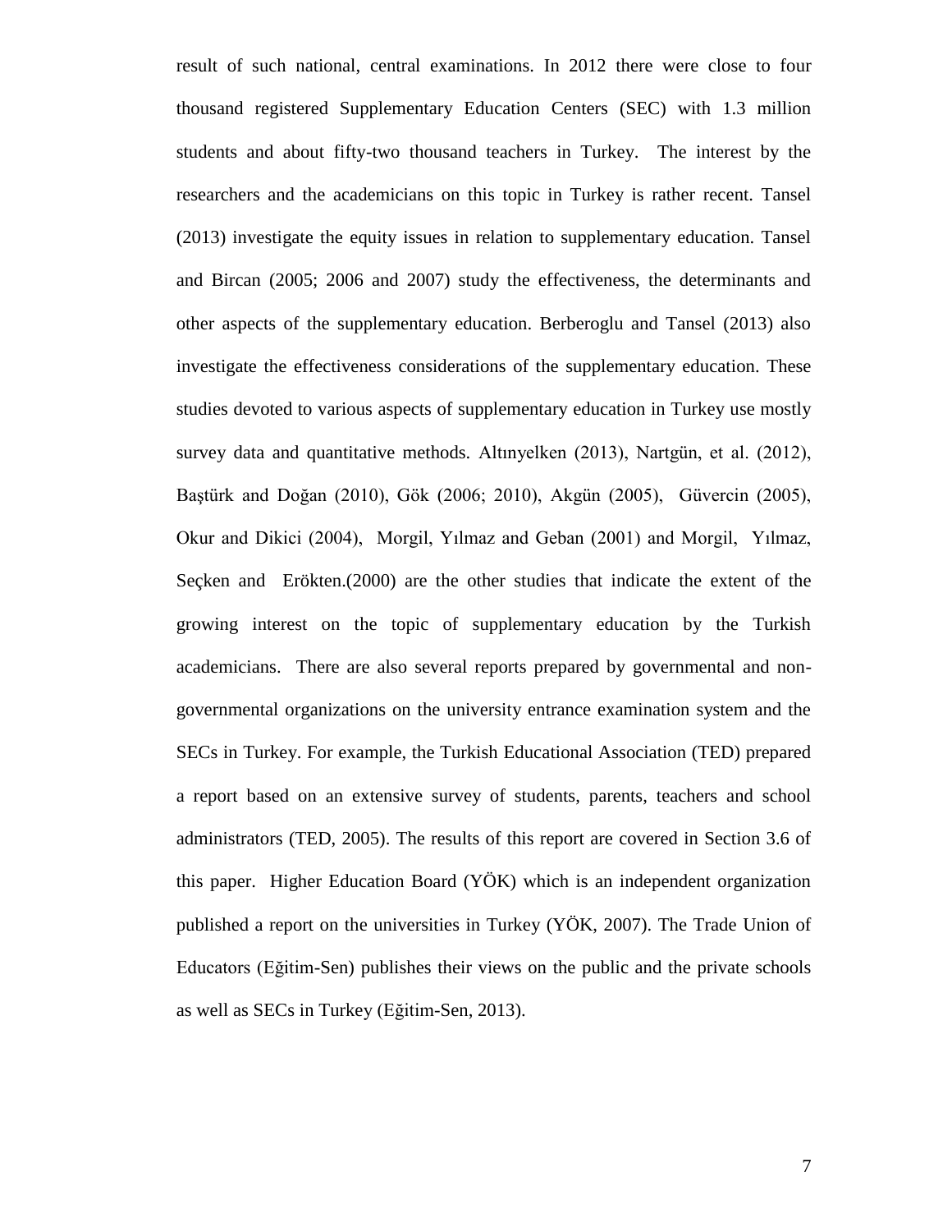result of such national, central examinations. In 2012 there were close to four thousand registered Supplementary Education Centers (SEC) with 1.3 million students and about fifty-two thousand teachers in Turkey. The interest by the researchers and the academicians on this topic in Turkey is rather recent. Tansel (2013) investigate the equity issues in relation to supplementary education. Tansel and Bircan (2005; 2006 and 2007) study the effectiveness, the determinants and other aspects of the supplementary education. Berberoglu and Tansel (2013) also investigate the effectiveness considerations of the supplementary education. These studies devoted to various aspects of supplementary education in Turkey use mostly survey data and quantitative methods. Altınyelken (2013), Nartgün, et al. (2012), Baştürk and Doğan (2010), Gök (2006; 2010), Akgün (2005), Güvercin (2005), Okur and Dikici (2004), Morgil, Yılmaz and Geban (2001) and Morgil, Yılmaz, Seçken and Erökten.(2000) are the other studies that indicate the extent of the growing interest on the topic of supplementary education by the Turkish academicians. There are also several reports prepared by governmental and non-governmental organizations on the university entrance examination system and the SECs in Turkey. For example, the Turkish Educational Association (TED) prepared a report based on an extensive survey of students, parents, teachers and school administrators (TED, 2005). The results of this report are covered in Section 3.6 of this paper. Higher Education Board (YÖK) which is an independent organization published a report on the universities in Turkey (YÖK, 2007). The Trade Union of Educators (Eğitim-Sen) publishes their views on the public and the private schools as well as SECs in Turkey (Eğitim-Sen, 2013).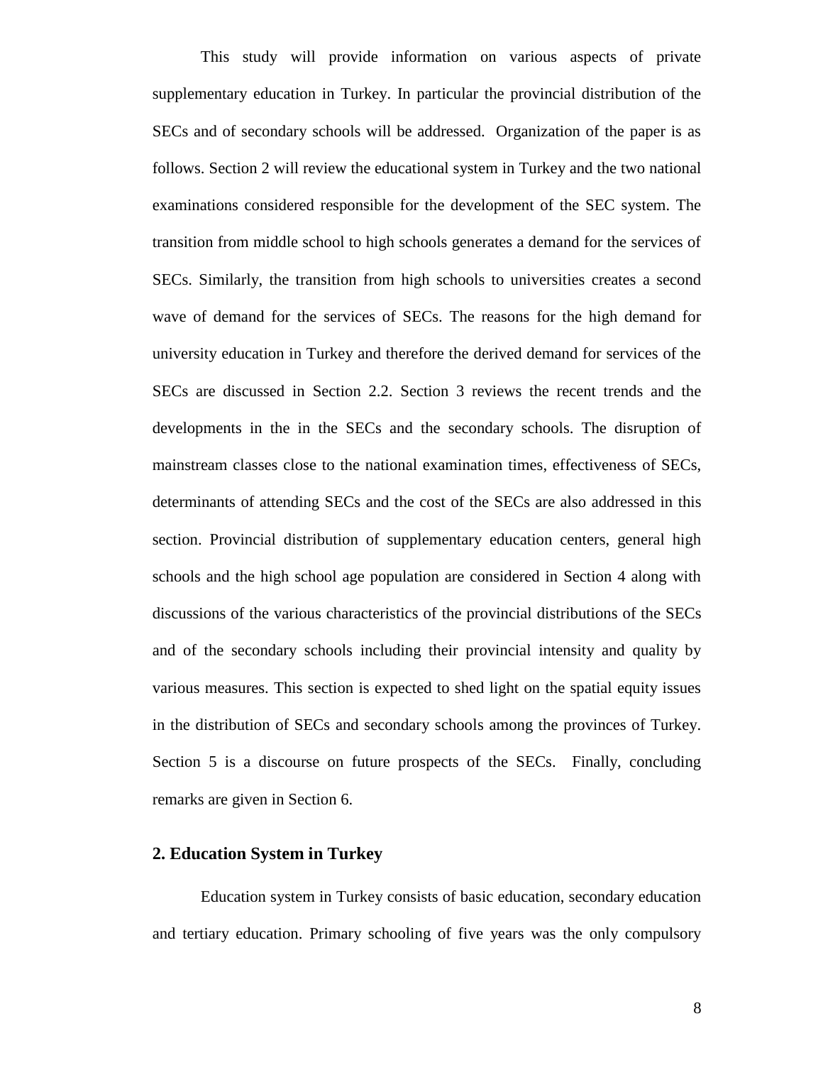This study will provide information on various aspects of private supplementary education in Turkey. In particular the provincial distribution of the SECs and of secondary schools will be addressed. Organization of the paper is as follows. Section 2 will review the educational system in Turkey and the two national examinations considered responsible for the development of the SEC system. The transition from middle school to high schools generates a demand for the services of SECs. Similarly, the transition from high schools to universities creates a second wave of demand for the services of SECs. The reasons for the high demand for university education in Turkey and therefore the derived demand for services of the SECs are discussed in Section 2.2. Section 3 reviews the recent trends and the developments in the in the SECs and the secondary schools. The disruption of mainstream classes close to the national examination times, effectiveness of SECs, determinants of attending SECs and the cost of the SECs are also addressed in this section. Provincial distribution of supplementary education centers, general high schools and the high school age population are considered in Section 4 along with discussions of the various characteristics of the provincial distributions of the SECs and of the secondary schools including their provincial intensity and quality by various measures. This section is expected to shed light on the spatial equity issues in the distribution of SECs and secondary schools among the provinces of Turkey. Section 5 is a discourse on future prospects of the SECs. Finally, concluding remarks are given in Section 6.

## 2. Education System in Turkey

Education system in Turkey consists of basic education, secondary education and tertiary education. Primary schooling of five years was the only compulsory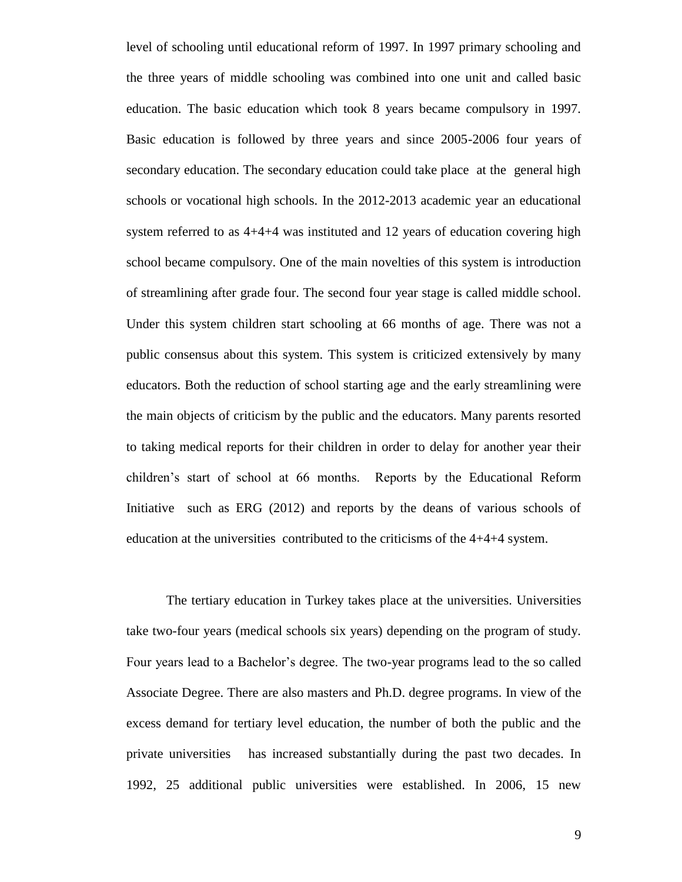level of schooling until educational reform of 1997. In 1997 primary schooling and the three years of middle schooling was combined into one unit and called basic education. The basic education which took 8 years became compulsory in 1997. Basic education is followed by three years and since 2005-2006 four years of secondary education. The secondary education could take place at the general high schools or vocational high schools. In the 2012-2013 academic year an educational system referred to as 4+4+4 was instituted and 12 years of education covering high school became compulsory. One of the main novelties of this system is introduction of streamlining after grade four. The second four year stage is called middle school. Under this system children start schooling at 66 months of age. There was not a public consensus about this system. This system is criticized extensively by many educators. Both the reduction of school starting age and the early streamlining were the main objects of criticism by the public and the educators. Many parents resorted to taking medical reports for their children in order to delay for another year their children's start of school at 66 months. Reports by the Educational Reform Initiative such as ERG (2012) and reports by the deans of various schools of education at the universities contributed to the criticisms of the 4+4+4 system.

The tertiary education in Turkey takes place at the universities. Universities take two-four years (medical schools six years) depending on the program of study. Four years lead to a Bachelor's degree. The two-year programs lead to the so called Associate Degree. There are also masters and Ph.D. degree programs. In view of the excess demand for tertiary level education, the number of both the public and the private universities has increased substantially during the past two decades. In 1992, 25 additional public universities were established. In 2006, 15 new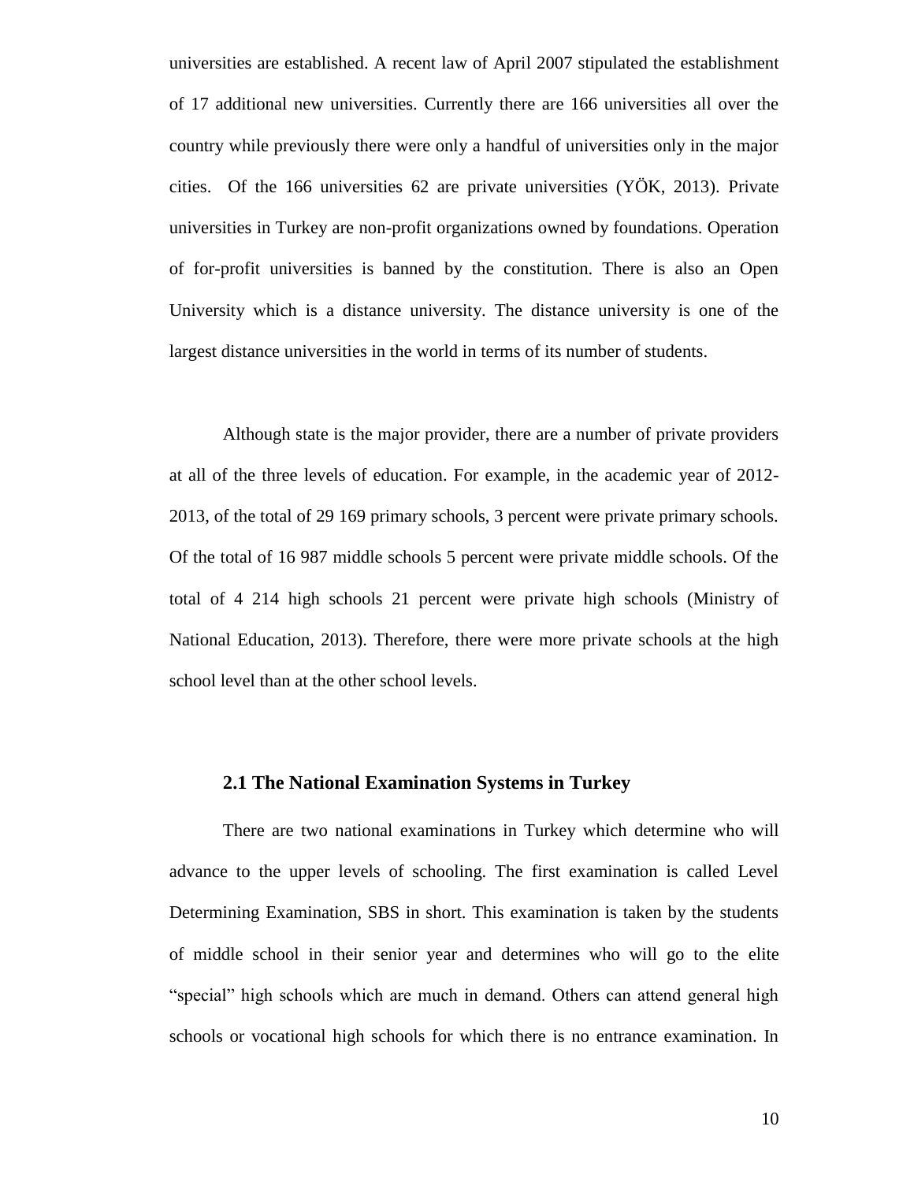universities are established. A recent law of April 2007 stipulated the establishment of 17 additional new universities. Currently there are 166 universities all over the country while previously there were only a handful of universities only in the major cities. Of the 166 universities 62 are private universities (YÖK, 2013). Private universities in Turkey are non-profit organizations owned by foundations. Operation of for-profit universities is banned by the constitution. There is also an Open University which is a distance university. The distance university is one of the largest distance universities in the world in terms of its number of students.

Although state is the major provider, there are a number of private providers at all of the three levels of education. For example, in the academic year of 2012-2013, of the total of 29 169 primary schools, 3 percent were private primary schools. Of the total of 16 987 middle schools 5 percent were private middle schools. Of the total of 4 214 high schools 21 percent were private high schools (Ministry of National Education, 2013). Therefore, there were more private schools at the high school level than at the other school levels.

### 2.1 The National Examination Systems in Turkey

There are two national examinations in Turkey which determine who will advance to the upper levels of schooling. The first examination is called Level Determining Examination, SBS in short. This examination is taken by the students of middle school in their senior year and determines who will go to the elite "special" high schools which are much in demand. Others can attend general high schools or vocational high schools for which there is no entrance examination. In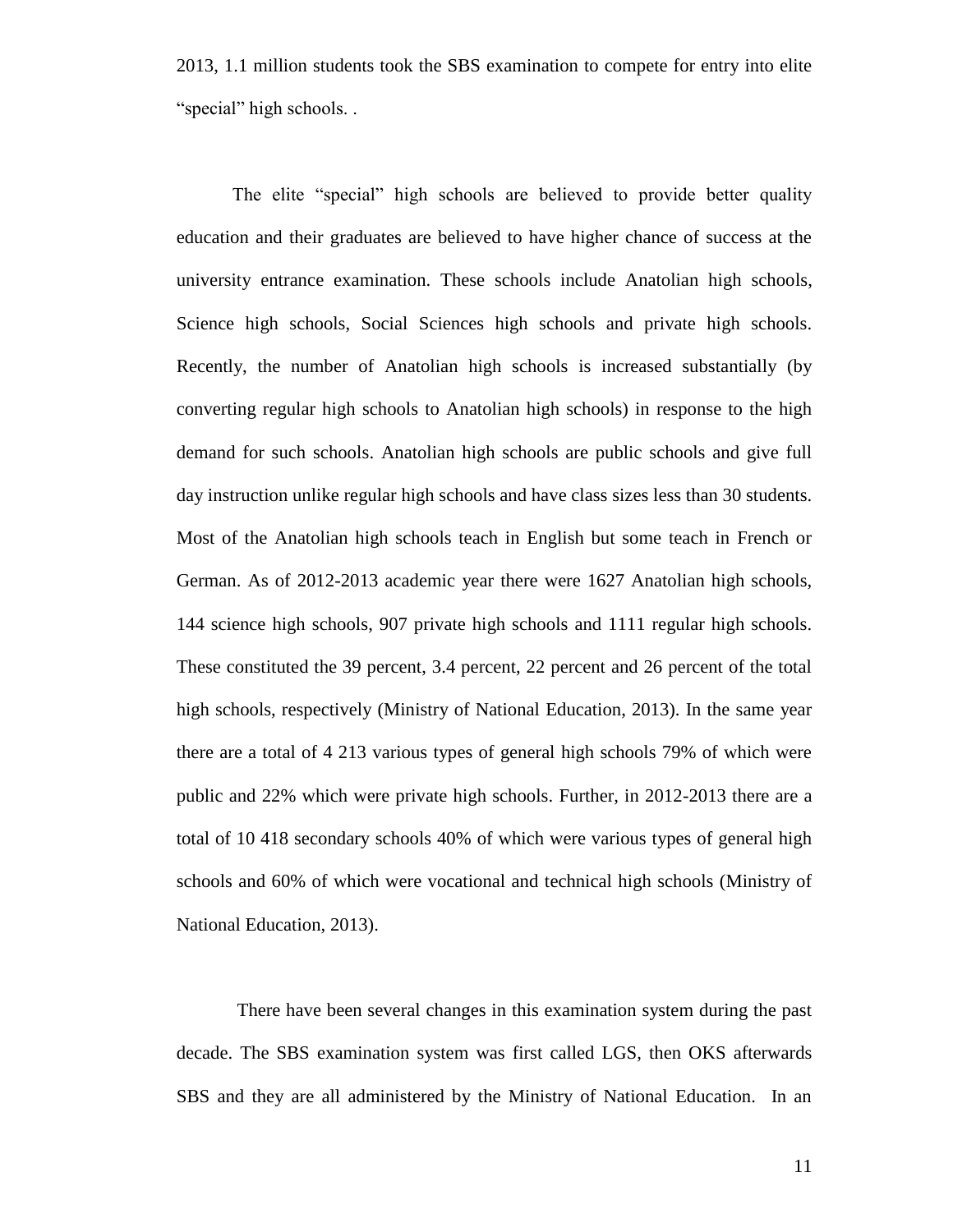2013, 1.1 million students took the SBS examination to compete for entry into elite "special" high schools. .

The elite "special" high schools are believed to provide better quality education and their graduates are believed to have higher chance of success at the university entrance examination. These schools include Anatolian high schools, Science high schools, Social Sciences high schools and private high schools. Recently, the number of Anatolian high schools is increased substantially (by converting regular high schools to Anatolian high schools) in response to the high demand for such schools. Anatolian high schools are public schools and give full day instruction unlike regular high schools and have class sizes less than 30 students. Most of the Anatolian high schools teach in English but some teach in French or German. As of 2012-2013 academic year there were 1627 Anatolian high schools, 144 science high schools, 907 private high schools and 1111 regular high schools. These constituted the 39 percent, 3.4 percent, 22 percent and 26 percent of the total high schools, respectively (Ministry of National Education, 2013). In the same year there are a total of 4 213 various types of general high schools 79% of which were public and 22% which were private high schools. Further, in 2012-2013 there are a total of 10 418 secondary schools 40% of which were various types of general high schools and 60% of which were vocational and technical high schools (Ministry of National Education, 2013).

There have been several changes in this examination system during the past decade. The SBS examination system was first called LGS, then OKS afterwards SBS and they are all administered by the Ministry of National Education. In an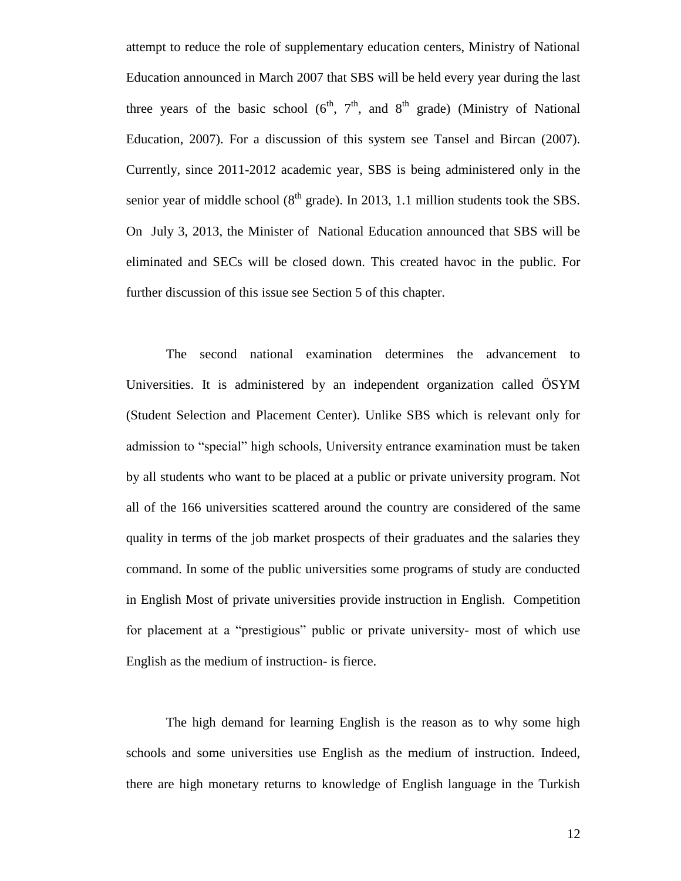attempt to reduce the role of supplementary education centers, Ministry of National Education announced in March 2007 that SBS will be held every year during the last three years of the basic school ($6^{th}$, $7^{th}$, and $8^{th}$ grade) (Ministry of National Education, 2007). For a discussion of this system see Tansel and Bircan (2007). Currently, since 2011-2012 academic year, SBS is being administered only in the senior year of middle school ($8^{th}$ grade). In 2013, 1.1 million students took the SBS. On July 3, 2013, the Minister of National Education announced that SBS will be eliminated and SECs will be closed down. This created havoc in the public. For further discussion of this issue see Section 5 of this chapter.

The second national examination determines the advancement to Universities. It is administered by an independent organization called ÖSYM (Student Selection and Placement Center). Unlike SBS which is relevant only for admission to "special" high schools, University entrance examination must be taken by all students who want to be placed at a public or private university program. Not all of the 166 universities scattered around the country are considered of the same quality in terms of the job market prospects of their graduates and the salaries they command. In some of the public universities some programs of study are conducted in English Most of private universities provide instruction in English. Competition for placement at a "prestigious" public or private university- most of which use English as the medium of instruction- is fierce.

The high demand for learning English is the reason as to why some high schools and some universities use English as the medium of instruction. Indeed, there are high monetary returns to knowledge of English language in the Turkish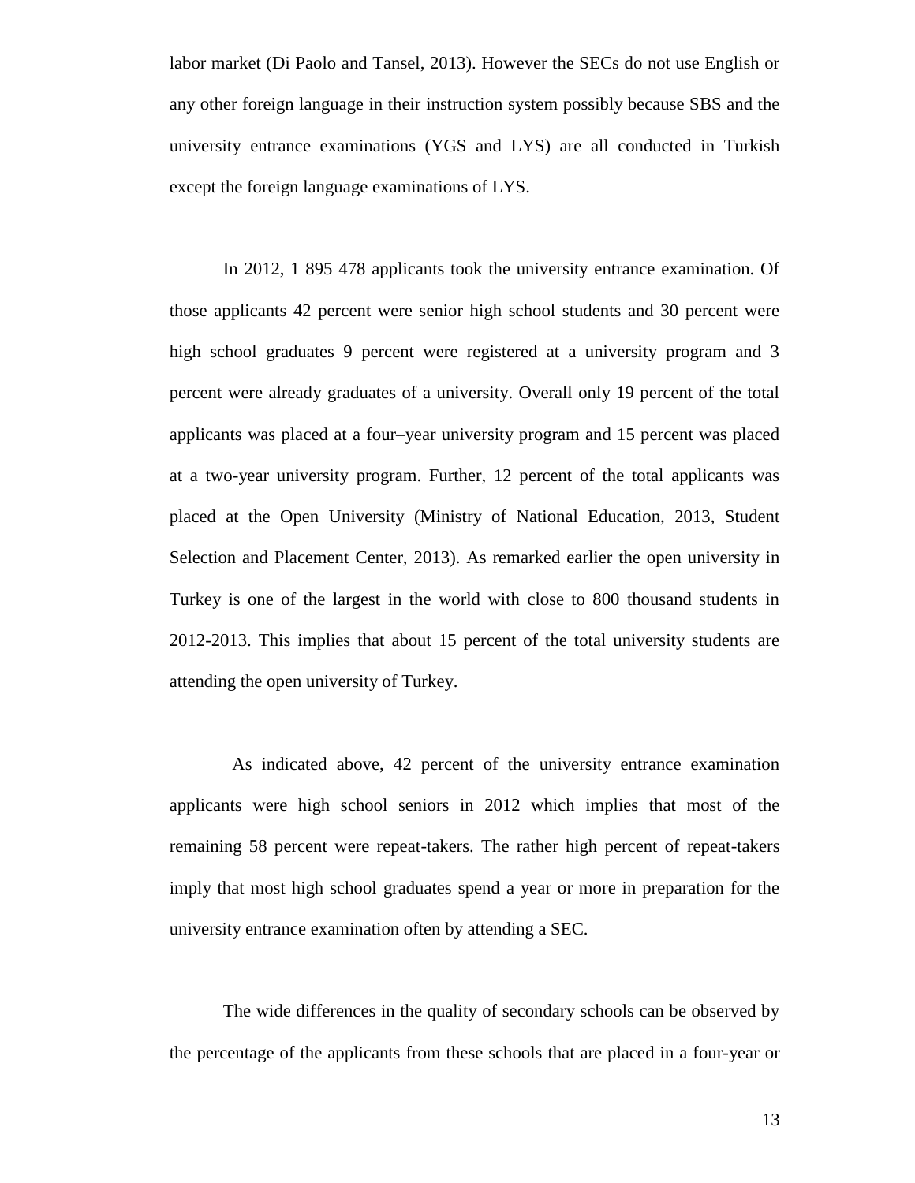labor market (Di Paolo and Tansel, 2013). However the SECs do not use English or any other foreign language in their instruction system possibly because SBS and the university entrance examinations (YGS and LYS) are all conducted in Turkish except the foreign language examinations of LYS.

In 2012, 1 895 478 applicants took the university entrance examination. Of those applicants 42 percent were senior high school students and 30 percent were high school graduates 9 percent were registered at a university program and 3 percent were already graduates of a university. Overall only 19 percent of the total applicants was placed at a four–year university program and 15 percent was placed at a two-year university program. Further, 12 percent of the total applicants was placed at the Open University (Ministry of National Education, 2013, Student Selection and Placement Center, 2013). As remarked earlier the open university in Turkey is one of the largest in the world with close to 800 thousand students in 2012-2013. This implies that about 15 percent of the total university students are attending the open university of Turkey.

As indicated above, 42 percent of the university entrance examination applicants were high school seniors in 2012 which implies that most of the remaining 58 percent were repeat-takers. The rather high percent of repeat-takers imply that most high school graduates spend a year or more in preparation for the university entrance examination often by attending a SEC.

The wide differences in the quality of secondary schools can be observed by the percentage of the applicants from these schools that are placed in a four-year or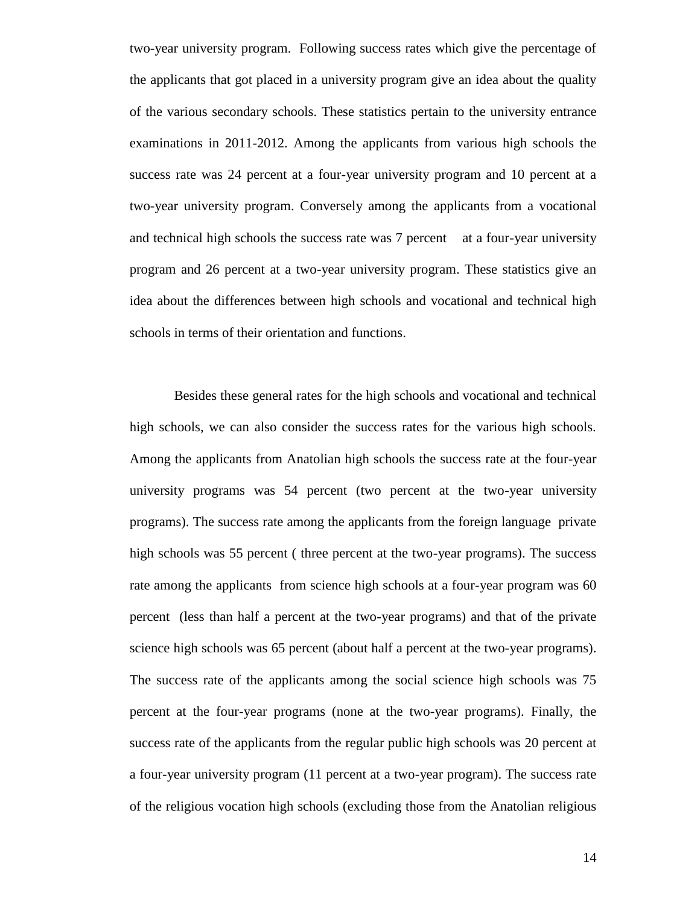two-year university program. Following success rates which give the percentage of the applicants that got placed in a university program give an idea about the quality of the various secondary schools. These statistics pertain to the university entrance examinations in 2011-2012. Among the applicants from various high schools the success rate was 24 percent at a four-year university program and 10 percent at a two-year university program. Conversely among the applicants from a vocational and technical high schools the success rate was 7 percent at a four-year university program and 26 percent at a two-year university program. These statistics give an idea about the differences between high schools and vocational and technical high schools in terms of their orientation and functions.

Besides these general rates for the high schools and vocational and technical high schools, we can also consider the success rates for the various high schools. Among the applicants from Anatolian high schools the success rate at the four-year university programs was 54 percent (two percent at the two-year university programs). The success rate among the applicants from the foreign language private high schools was 55 percent ( three percent at the two-year programs). The success rate among the applicants from science high schools at a four-year program was 60 percent (less than half a percent at the two-year programs) and that of the private science high schools was 65 percent (about half a percent at the two-year programs). The success rate of the applicants among the social science high schools was 75 percent at the four-year programs (none at the two-year programs). Finally, the success rate of the applicants from the regular public high schools was 20 percent at a four-year university program (11 percent at a two-year program). The success rate of the religious vocation high schools (excluding those from the Anatolian religious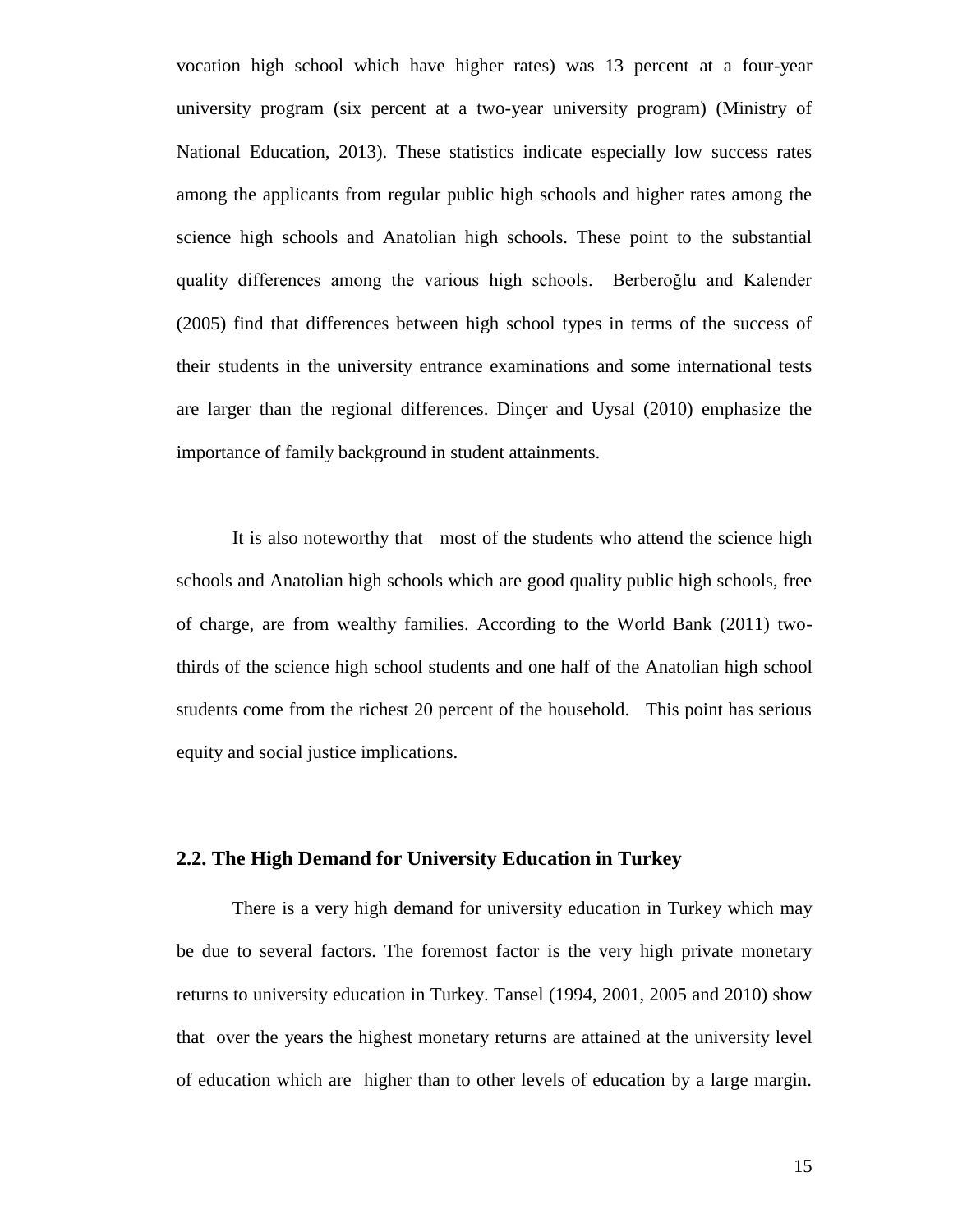vocation high school which have higher rates) was 13 percent at a four-year university program (six percent at a two-year university program) (Ministry of National Education, 2013). These statistics indicate especially low success rates among the applicants from regular public high schools and higher rates among the science high schools and Anatolian high schools. These point to the substantial quality differences among the various high schools. Berberoğlu and Kalender (2005) find that differences between high school types in terms of the success of their students in the university entrance examinations and some international tests are larger than the regional differences. Dinçer and Uysal (2010) emphasize the importance of family background in student attainments.

It is also noteworthy that most of the students who attend the science high schools and Anatolian high schools which are good quality public high schools, free of charge, are from wealthy families. According to the World Bank (2011) two-thirds of the science high school students and one half of the Anatolian high school students come from the richest 20 percent of the household. This point has serious equity and social justice implications.

## 2.2. The High Demand for University Education in Turkey

There is a very high demand for university education in Turkey which may be due to several factors. The foremost factor is the very high private monetary returns to university education in Turkey. Tansel (1994, 2001, 2005 and 2010) show that over the years the highest monetary returns are attained at the university level of education which are higher than to other levels of education by a large margin.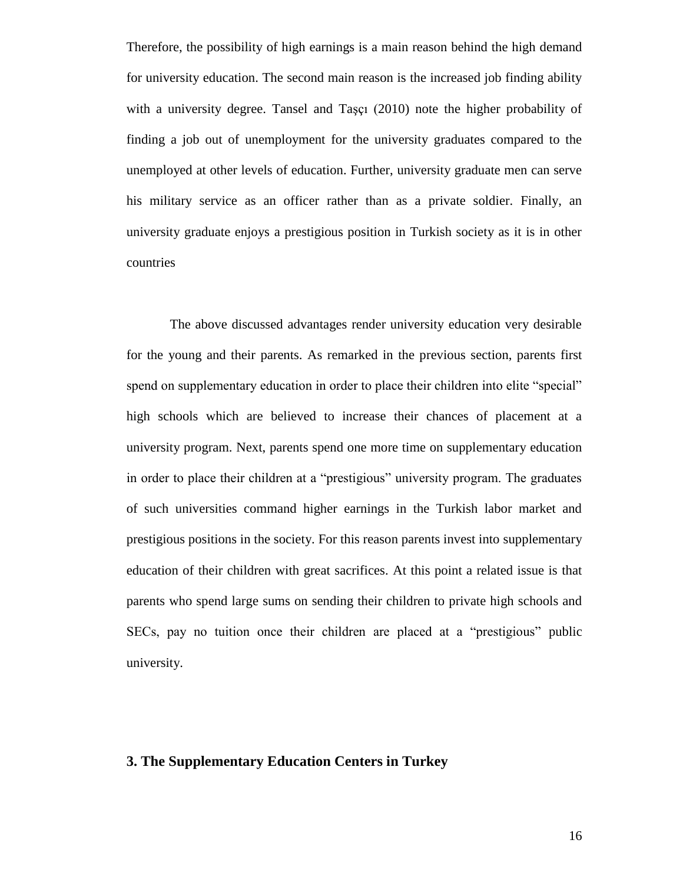Therefore, the possibility of high earnings is a main reason behind the high demand for university education. The second main reason is the increased job finding ability with a university degree. Tansel and Taşçı (2010) note the higher probability of finding a job out of unemployment for the university graduates compared to the unemployed at other levels of education. Further, university graduate men can serve his military service as an officer rather than as a private soldier. Finally, an university graduate enjoys a prestigious position in Turkish society as it is in other countries

The above discussed advantages render university education very desirable for the young and their parents. As remarked in the previous section, parents first spend on supplementary education in order to place their children into elite "special" high schools which are believed to increase their chances of placement at a university program. Next, parents spend one more time on supplementary education in order to place their children at a "prestigious" university program. The graduates of such universities command higher earnings in the Turkish labor market and prestigious positions in the society. For this reason parents invest into supplementary education of their children with great sacrifices. At this point a related issue is that parents who spend large sums on sending their children to private high schools and SECs, pay no tuition once their children are placed at a "prestigious" public university.

## 3. The Supplementary Education Centers in Turkey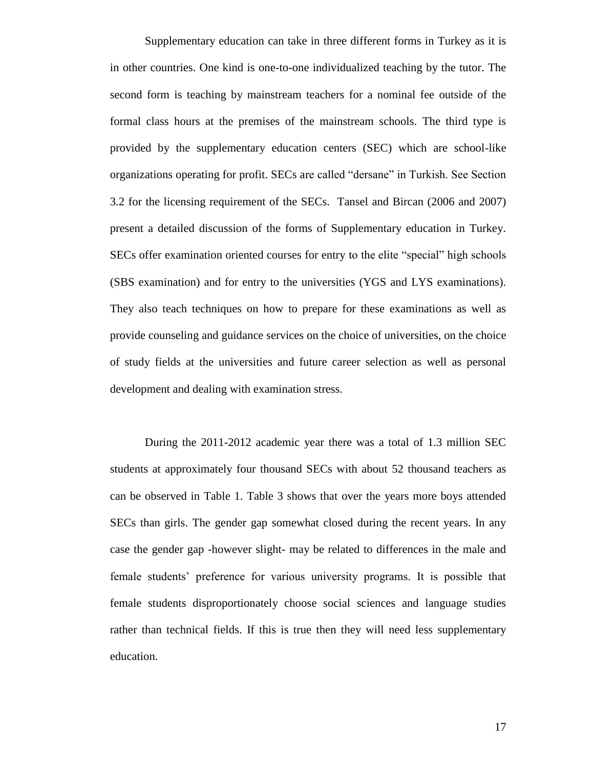Supplementary education can take in three different forms in Turkey as it is in other countries. One kind is one-to-one individualized teaching by the tutor. The second form is teaching by mainstream teachers for a nominal fee outside of the formal class hours at the premises of the mainstream schools. The third type is provided by the supplementary education centers (SEC) which are school-like organizations operating for profit. SECs are called "dersane" in Turkish. See Section 3.2 for the licensing requirement of the SECs. Tansel and Bircan (2006 and 2007) present a detailed discussion of the forms of Supplementary education in Turkey. SECs offer examination oriented courses for entry to the elite "special" high schools (SBS examination) and for entry to the universities (YGS and LYS examinations). They also teach techniques on how to prepare for these examinations as well as provide counseling and guidance services on the choice of universities, on the choice of study fields at the universities and future career selection as well as personal development and dealing with examination stress.

During the 2011-2012 academic year there was a total of 1.3 million SEC students at approximately four thousand SECs with about 52 thousand teachers as can be observed in Table 1. Table 3 shows that over the years more boys attended SECs than girls. The gender gap somewhat closed during the recent years. In any case the gender gap -however slight- may be related to differences in the male and female students' preference for various university programs. It is possible that female students disproportionately choose social sciences and language studies rather than technical fields. If this is true then they will need less supplementary education.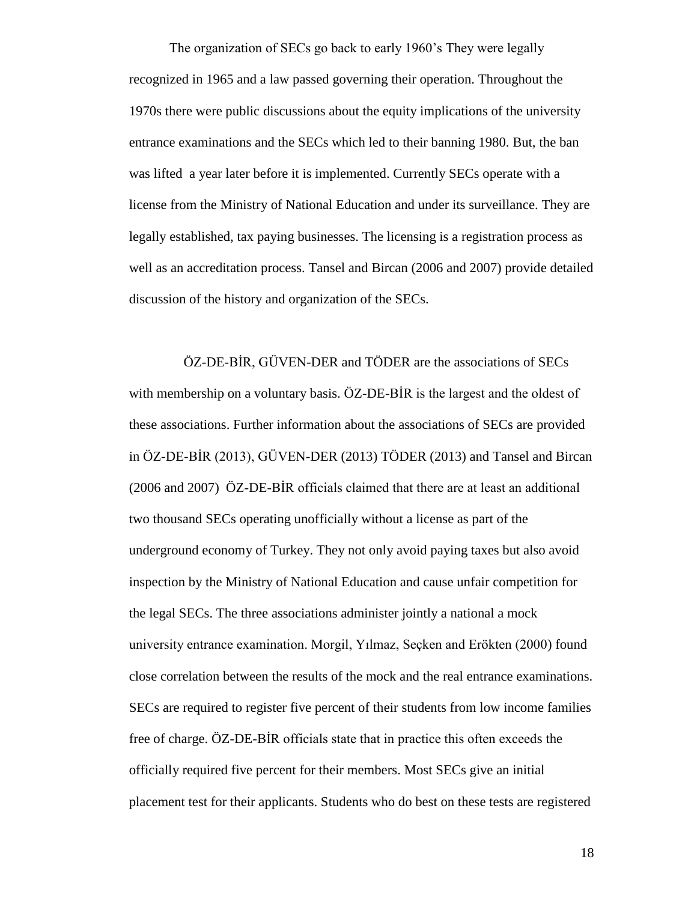The organization of SECs go back to early 1960's They were legally recognized in 1965 and a law passed governing their operation. Throughout the 1970s there were public discussions about the equity implications of the university entrance examinations and the SECs which led to their banning 1980. But, the ban was lifted a year later before it is implemented. Currently SECs operate with a license from the Ministry of National Education and under its surveillance. They are legally established, tax paying businesses. The licensing is a registration process as well as an accreditation process. Tansel and Bircan (2006 and 2007) provide detailed discussion of the history and organization of the SECs.

ÖZ-DE-BİR, GÜVEN-DER and TÖDER are the associations of SECs with membership on a voluntary basis. ÖZ-DE-BİR is the largest and the oldest of these associations. Further information about the associations of SECs are provided in ÖZ-DE-BİR (2013), GÜVEN-DER (2013) TÖDER (2013) and Tansel and Bircan (2006 and 2007) ÖZ-DE-BİR officials claimed that there are at least an additional two thousand SECs operating unofficially without a license as part of the underground economy of Turkey. They not only avoid paying taxes but also avoid inspection by the Ministry of National Education and cause unfair competition for the legal SECs. The three associations administer jointly a national a mock university entrance examination. Morgil, Yılmaz, Seçken and Erökten (2000) found close correlation between the results of the mock and the real entrance examinations. SECs are required to register five percent of their students from low income families free of charge. ÖZ-DE-BİR officials state that in practice this often exceeds the officially required five percent for their members. Most SECs give an initial placement test for their applicants. Students who do best on these tests are registered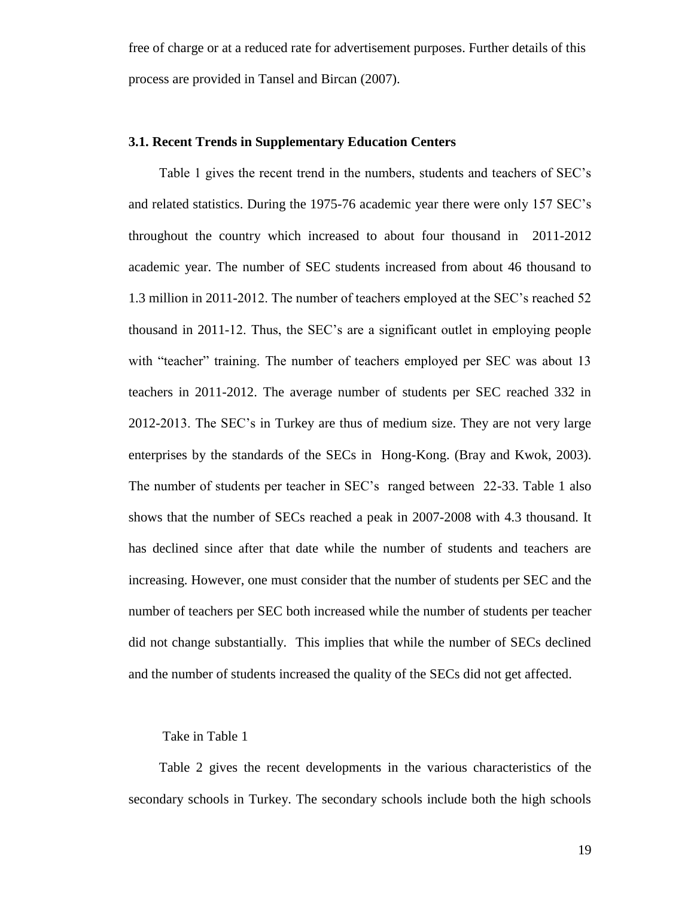free of charge or at a reduced rate for advertisement purposes. Further details of this process are provided in Tansel and Bircan (2007).

### 3.1. Recent Trends in Supplementary Education Centers

Table 1 gives the recent trend in the numbers, students and teachers of SEC's and related statistics. During the 1975-76 academic year there were only 157 SEC's throughout the country which increased to about four thousand in 2011-2012 academic year. The number of SEC students increased from about 46 thousand to 1.3 million in 2011-2012. The number of teachers employed at the SEC's reached 52 thousand in 2011-12. Thus, the SEC's are a significant outlet in employing people with "teacher" training. The number of teachers employed per SEC was about 13 teachers in 2011-2012. The average number of students per SEC reached 332 in 2012-2013. The SEC's in Turkey are thus of medium size. They are not very large enterprises by the standards of the SECs in Hong-Kong. (Bray and Kwok, 2003). The number of students per teacher in SEC's ranged between 22-33. Table 1 also shows that the number of SECs reached a peak in 2007-2008 with 4.3 thousand. It has declined since after that date while the number of students and teachers are increasing. However, one must consider that the number of students per SEC and the number of teachers per SEC both increased while the number of students per teacher did not change substantially. This implies that while the number of SECs declined and the number of students increased the quality of the SECs did not get affected.

Take in Table 1

Table 2 gives the recent developments in the various characteristics of the secondary schools in Turkey. The secondary schools include both the high schools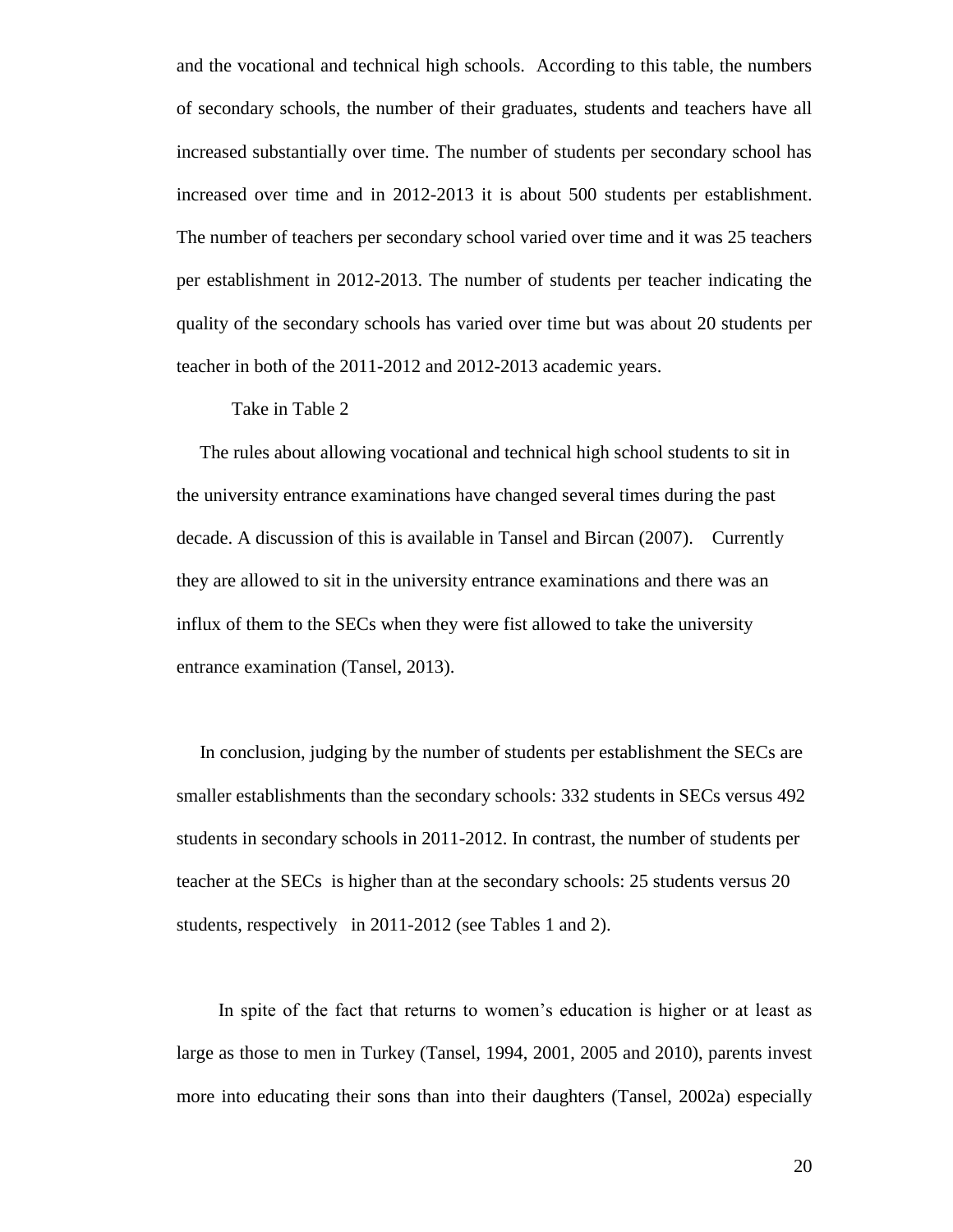and the vocational and technical high schools. According to this table, the numbers of secondary schools, the number of their graduates, students and teachers have all increased substantially over time. The number of students per secondary school has increased over time and in 2012-2013 it is about 500 students per establishment. The number of teachers per secondary school varied over time and it was 25 teachers per establishment in 2012-2013. The number of students per teacher indicating the quality of the secondary schools has varied over time but was about 20 students per teacher in both of the 2011-2012 and 2012-2013 academic years.

Take in Table 2

The rules about allowing vocational and technical high school students to sit in the university entrance examinations have changed several times during the past decade. A discussion of this is available in Tansel and Bircan (2007). Currently they are allowed to sit in the university entrance examinations and there was an influx of them to the SECs when they were fist allowed to take the university entrance examination (Tansel, 2013).

In conclusion, judging by the number of students per establishment the SECs are smaller establishments than the secondary schools: 332 students in SECs versus 492 students in secondary schools in 2011-2012. In contrast, the number of students per teacher at the SECs is higher than at the secondary schools: 25 students versus 20 students, respectively in 2011-2012 (see Tables 1 and 2).

In spite of the fact that returns to women's education is higher or at least as large as those to men in Turkey (Tansel, 1994, 2001, 2005 and 2010), parents invest more into educating their sons than into their daughters (Tansel, 2002a) especially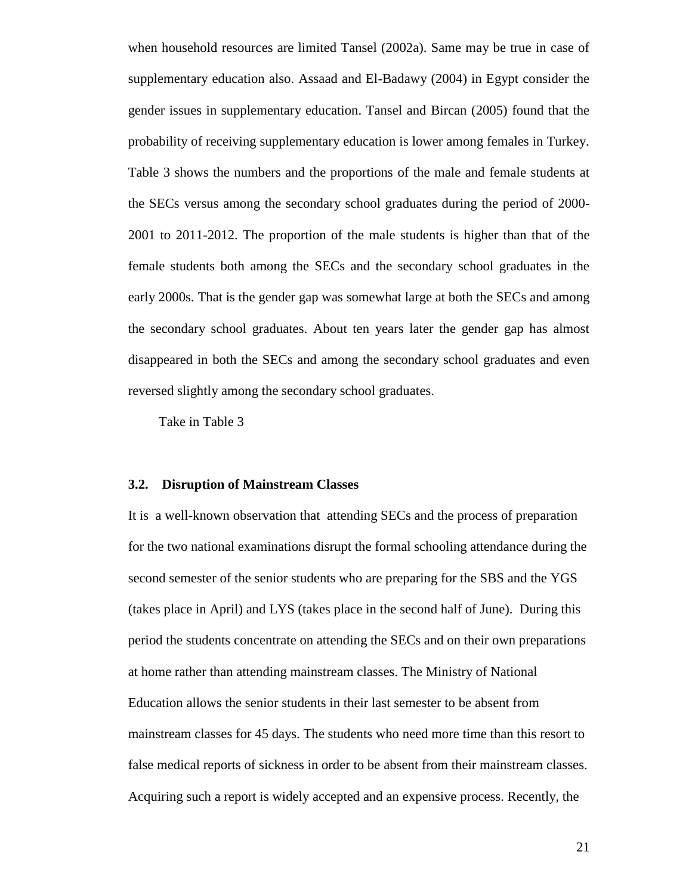when household resources are limited Tansel (2002a). Same may be true in case of supplementary education also. Assaad and El-Badawy (2004) in Egypt consider the gender issues in supplementary education. Tansel and Bircan (2005) found that the probability of receiving supplementary education is lower among females in Turkey. Table 3 shows the numbers and the proportions of the male and female students at the SECs versus among the secondary school graduates during the period of 2000-2001 to 2011-2012. The proportion of the male students is higher than that of the female students both among the SECs and the secondary school graduates in the early 2000s. That is the gender gap was somewhat large at both the SECs and among the secondary school graduates. About ten years later the gender gap has almost disappeared in both the SECs and among the secondary school graduates and even reversed slightly among the secondary school graduates.

Take in Table 3

### 3.2. Disruption of Mainstream Classes

It is a well-known observation that attending SECs and the process of preparation for the two national examinations disrupt the formal schooling attendance during the second semester of the senior students who are preparing for the SBS and the YGS (takes place in April) and LYS (takes place in the second half of June). During this period the students concentrate on attending the SECs and on their own preparations at home rather than attending mainstream classes. The Ministry of National Education allows the senior students in their last semester to be absent from mainstream classes for 45 days. The students who need more time than this resort to false medical reports of sickness in order to be absent from their mainstream classes. Acquiring such a report is widely accepted and an expensive process. Recently, the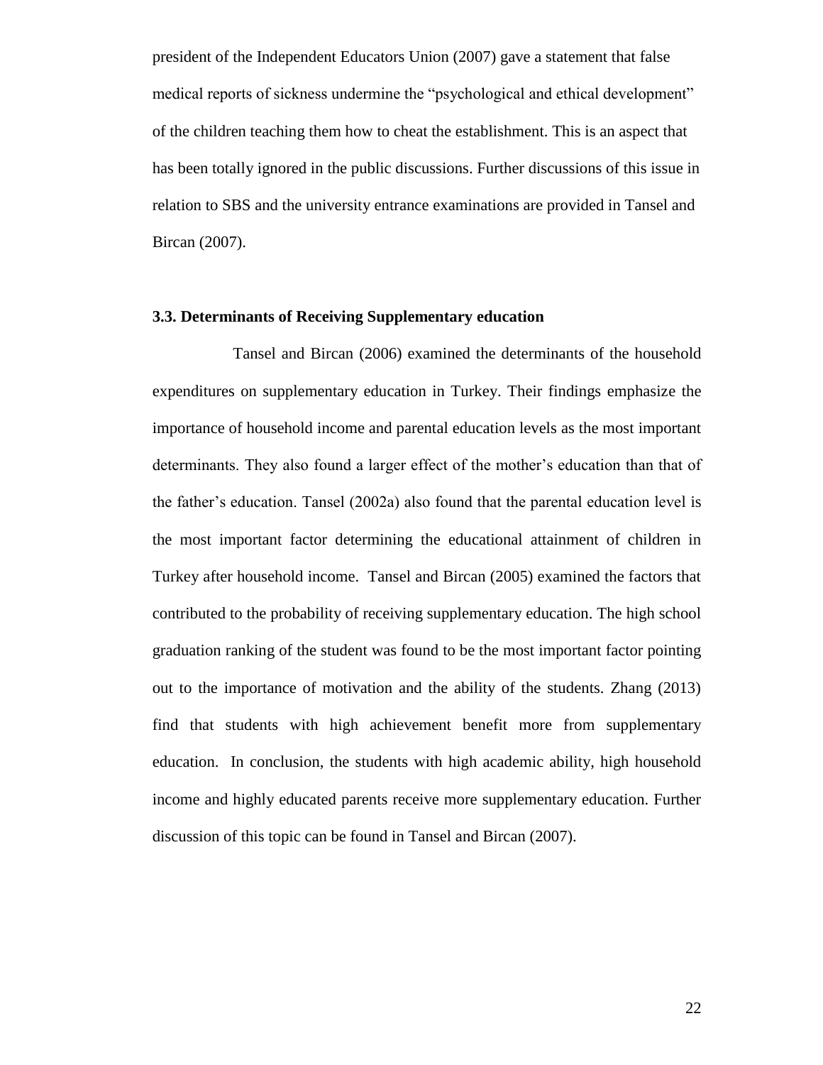president of the Independent Educators Union (2007) gave a statement that false medical reports of sickness undermine the "psychological and ethical development" of the children teaching them how to cheat the establishment. This is an aspect that has been totally ignored in the public discussions. Further discussions of this issue in relation to SBS and the university entrance examinations are provided in Tansel and Bircan (2007).

### 3.3. Determinants of Receiving Supplementary education

Tansel and Bircan (2006) examined the determinants of the household expenditures on supplementary education in Turkey. Their findings emphasize the importance of household income and parental education levels as the most important determinants. They also found a larger effect of the mother's education than that of the father's education. Tansel (2002a) also found that the parental education level is the most important factor determining the educational attainment of children in Turkey after household income. Tansel and Bircan (2005) examined the factors that contributed to the probability of receiving supplementary education. The high school graduation ranking of the student was found to be the most important factor pointing out to the importance of motivation and the ability of the students. Zhang (2013) find that students with high achievement benefit more from supplementary education. In conclusion, the students with high academic ability, high household income and highly educated parents receive more supplementary education. Further discussion of this topic can be found in Tansel and Bircan (2007).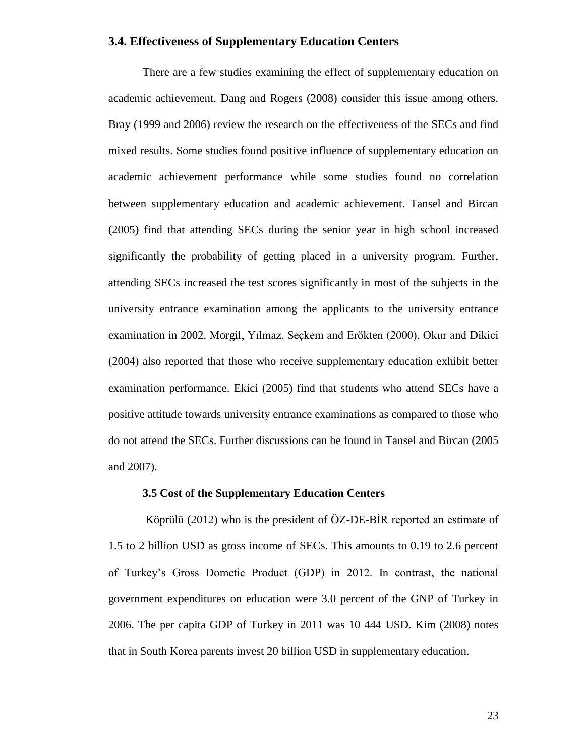### 3.4. Effectiveness of Supplementary Education Centers

There are a few studies examining the effect of supplementary education on academic achievement. Dang and Rogers (2008) consider this issue among others. Bray (1999 and 2006) review the research on the effectiveness of the SECs and find mixed results. Some studies found positive influence of supplementary education on academic achievement performance while some studies found no correlation between supplementary education and academic achievement. Tansel and Bircan (2005) find that attending SECs during the senior year in high school increased significantly the probability of getting placed in a university program. Further, attending SECs increased the test scores significantly in most of the subjects in the university entrance examination among the applicants to the university entrance examination in 2002. Morgil, Yılmaz, Seçkem and Erökten (2000), Okur and Dikici (2004) also reported that those who receive supplementary education exhibit better examination performance. Ekici (2005) find that students who attend SECs have a positive attitude towards university entrance examinations as compared to those who do not attend the SECs. Further discussions can be found in Tansel and Bircan (2005 and 2007).

### 3.5 Cost of the Supplementary Education Centers

Köprülü (2012) who is the president of ÖZ-DE-BİR reported an estimate of 1.5 to 2 billion USD as gross income of SECs. This amounts to 0.19 to 2.6 percent of Turkey's Gross Dometic Product (GDP) in 2012. In contrast, the national government expenditures on education were 3.0 percent of the GNP of Turkey in 2006. The per capita GDP of Turkey in 2011 was 10 444 USD. Kim (2008) notes that in South Korea parents invest 20 billion USD in supplementary education.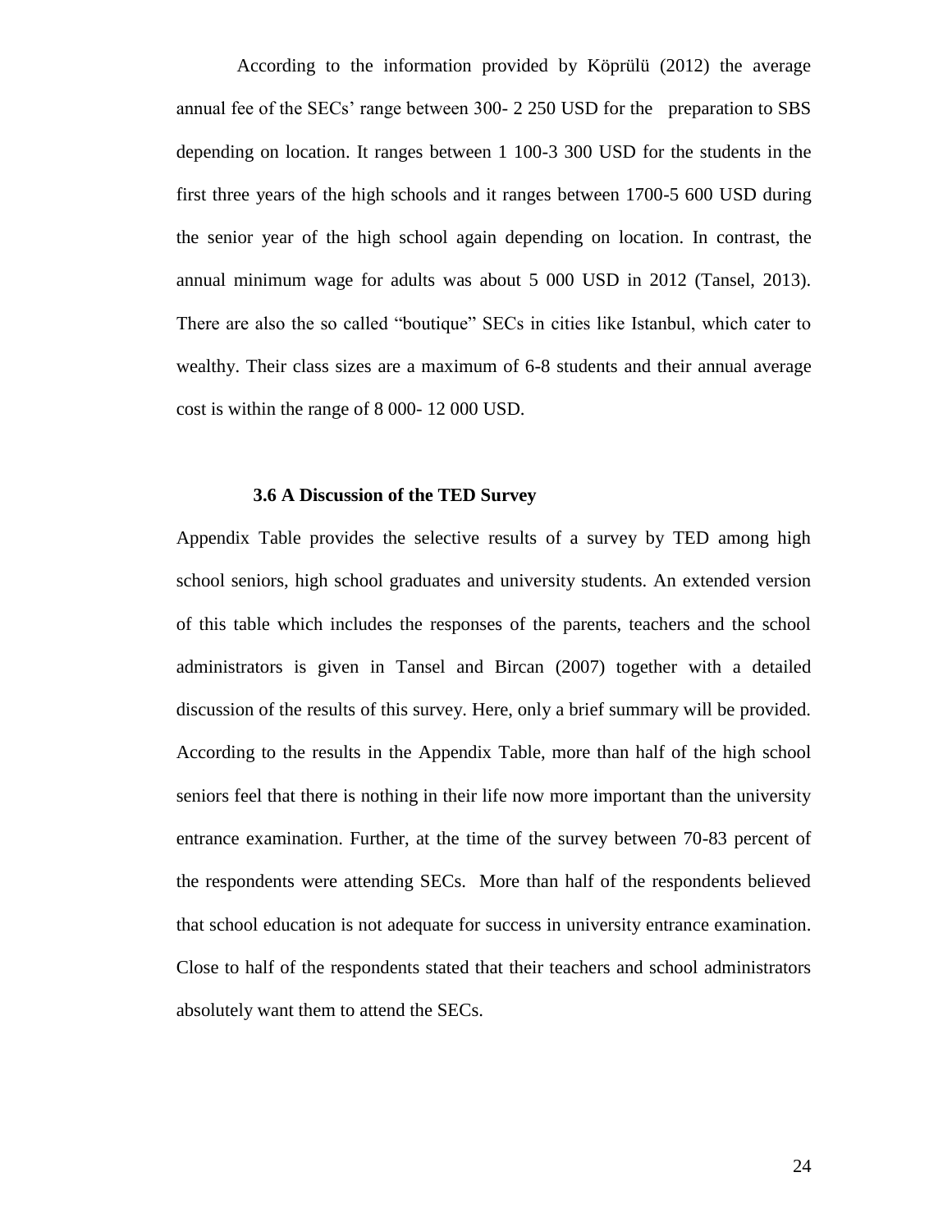According to the information provided by Köprülü (2012) the average annual fee of the SECs' range between 300- 2 250 USD for the preparation to SBS depending on location. It ranges between 1 100-3 300 USD for the students in the first three years of the high schools and it ranges between 1700-5 600 USD during the senior year of the high school again depending on location. In contrast, the annual minimum wage for adults was about 5 000 USD in 2012 (Tansel, 2013). There are also the so called "boutique" SECs in cities like Istanbul, which cater to wealthy. Their class sizes are a maximum of 6-8 students and their annual average cost is within the range of 8 000- 12 000 USD.

### 3.6 A Discussion of the TED Survey

Appendix Table provides the selective results of a survey by TED among high school seniors, high school graduates and university students. An extended version of this table which includes the responses of the parents, teachers and the school administrators is given in Tansel and Bircan (2007) together with a detailed discussion of the results of this survey. Here, only a brief summary will be provided. According to the results in the Appendix Table, more than half of the high school seniors feel that there is nothing in their life now more important than the university entrance examination. Further, at the time of the survey between 70-83 percent of the respondents were attending SECs. More than half of the respondents believed that school education is not adequate for success in university entrance examination. Close to half of the respondents stated that their teachers and school administrators absolutely want them to attend the SECs.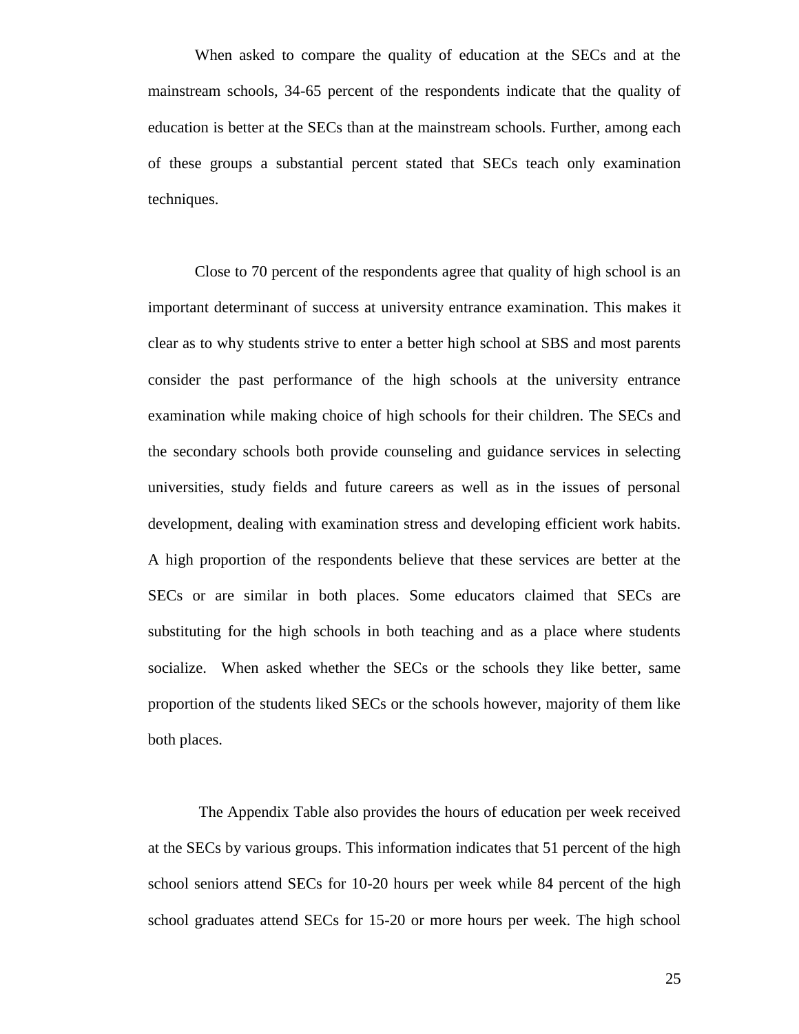When asked to compare the quality of education at the SECs and at the mainstream schools, 34-65 percent of the respondents indicate that the quality of education is better at the SECs than at the mainstream schools. Further, among each of these groups a substantial percent stated that SECs teach only examination techniques.

Close to 70 percent of the respondents agree that quality of high school is an important determinant of success at university entrance examination. This makes it clear as to why students strive to enter a better high school at SBS and most parents consider the past performance of the high schools at the university entrance examination while making choice of high schools for their children. The SECs and the secondary schools both provide counseling and guidance services in selecting universities, study fields and future careers as well as in the issues of personal development, dealing with examination stress and developing efficient work habits. A high proportion of the respondents believe that these services are better at the SECs or are similar in both places. Some educators claimed that SECs are substituting for the high schools in both teaching and as a place where students socialize. When asked whether the SECs or the schools they like better, same proportion of the students liked SECs or the schools however, majority of them like both places.

The Appendix Table also provides the hours of education per week received at the SECs by various groups. This information indicates that 51 percent of the high school seniors attend SECs for 10-20 hours per week while 84 percent of the high school graduates attend SECs for 15-20 or more hours per week. The high school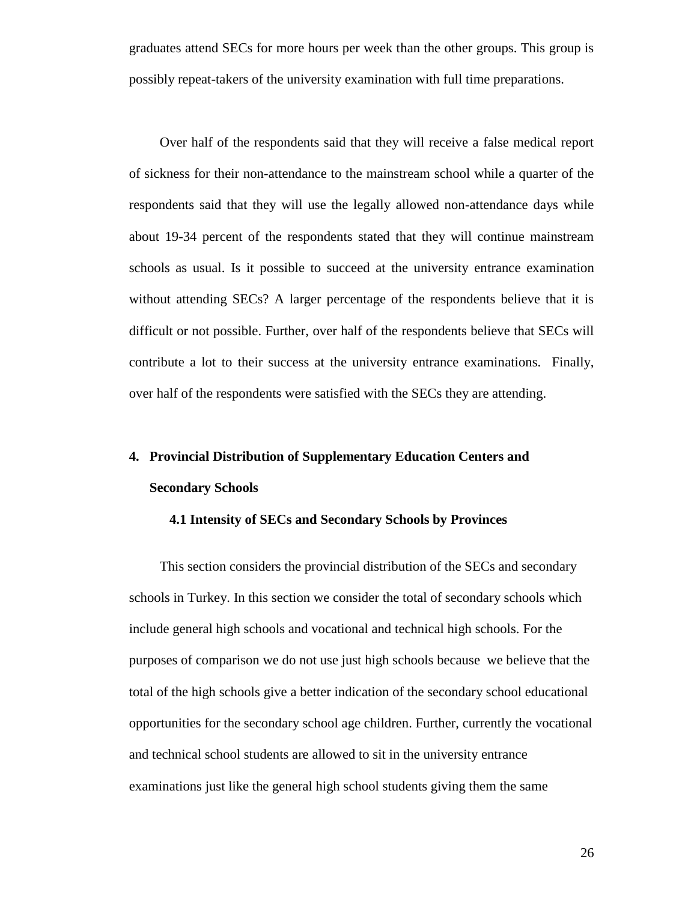graduates attend SECs for more hours per week than the other groups. This group is possibly repeat-takers of the university examination with full time preparations.

Over half of the respondents said that they will receive a false medical report of sickness for their non-attendance to the mainstream school while a quarter of the respondents said that they will use the legally allowed non-attendance days while about 19-34 percent of the respondents stated that they will continue mainstream schools as usual. Is it possible to succeed at the university entrance examination without attending SECs? A larger percentage of the respondents believe that it is difficult or not possible. Further, over half of the respondents believe that SECs will contribute a lot to their success at the university entrance examinations. Finally, over half of the respondents were satisfied with the SECs they are attending.

## 4. Provincial Distribution of Supplementary Education Centers and Secondary Schools

### 4.1 Intensity of SECs and Secondary Schools by Provinces

This section considers the provincial distribution of the SECs and secondary schools in Turkey. In this section we consider the total of secondary schools which include general high schools and vocational and technical high schools. For the purposes of comparison we do not use just high schools because we believe that the total of the high schools give a better indication of the secondary school educational opportunities for the secondary school age children. Further, currently the vocational and technical school students are allowed to sit in the university entrance examinations just like the general high school students giving them the same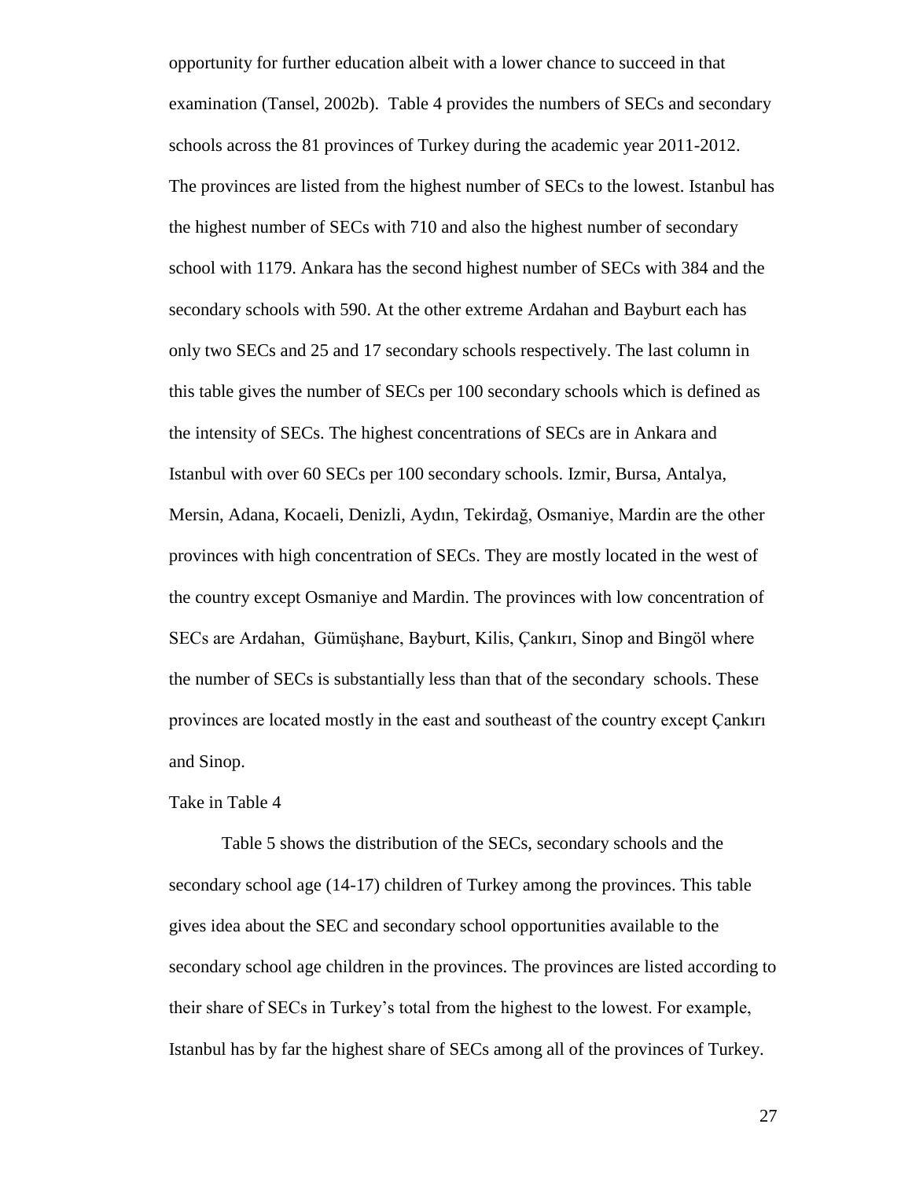opportunity for further education albeit with a lower chance to succeed in that examination (Tansel, 2002b). Table 4 provides the numbers of SECs and secondary schools across the 81 provinces of Turkey during the academic year 2011-2012. The provinces are listed from the highest number of SECs to the lowest. Istanbul has the highest number of SECs with 710 and also the highest number of secondary school with 1179. Ankara has the second highest number of SECs with 384 and the secondary schools with 590. At the other extreme Ardahan and Bayburt each has only two SECs and 25 and 17 secondary schools respectively. The last column in this table gives the number of SECs per 100 secondary schools which is defined as the intensity of SECs. The highest concentrations of SECs are in Ankara and Istanbul with over 60 SECs per 100 secondary schools. Izmir, Bursa, Antalya, Mersin, Adana, Kocaeli, Denizli, Aydın, Tekirdağ, Osmaniye, Mardin are the other provinces with high concentration of SECs. They are mostly located in the west of the country except Osmaniye and Mardin. The provinces with low concentration of SECs are Ardahan, Gümüşhane, Bayburt, Kilis, Çankırı, Sinop and Bingöl where the number of SECs is substantially less than that of the secondary schools. These provinces are located mostly in the east and southeast of the country except Çankırı and Sinop.

Take in Table 4

Table 5 shows the distribution of the SECs, secondary schools and the secondary school age (14-17) children of Turkey among the provinces. This table gives idea about the SEC and secondary school opportunities available to the secondary school age children in the provinces. The provinces are listed according to their share of SECs in Turkey's total from the highest to the lowest. For example, Istanbul has by far the highest share of SECs among all of the provinces of Turkey.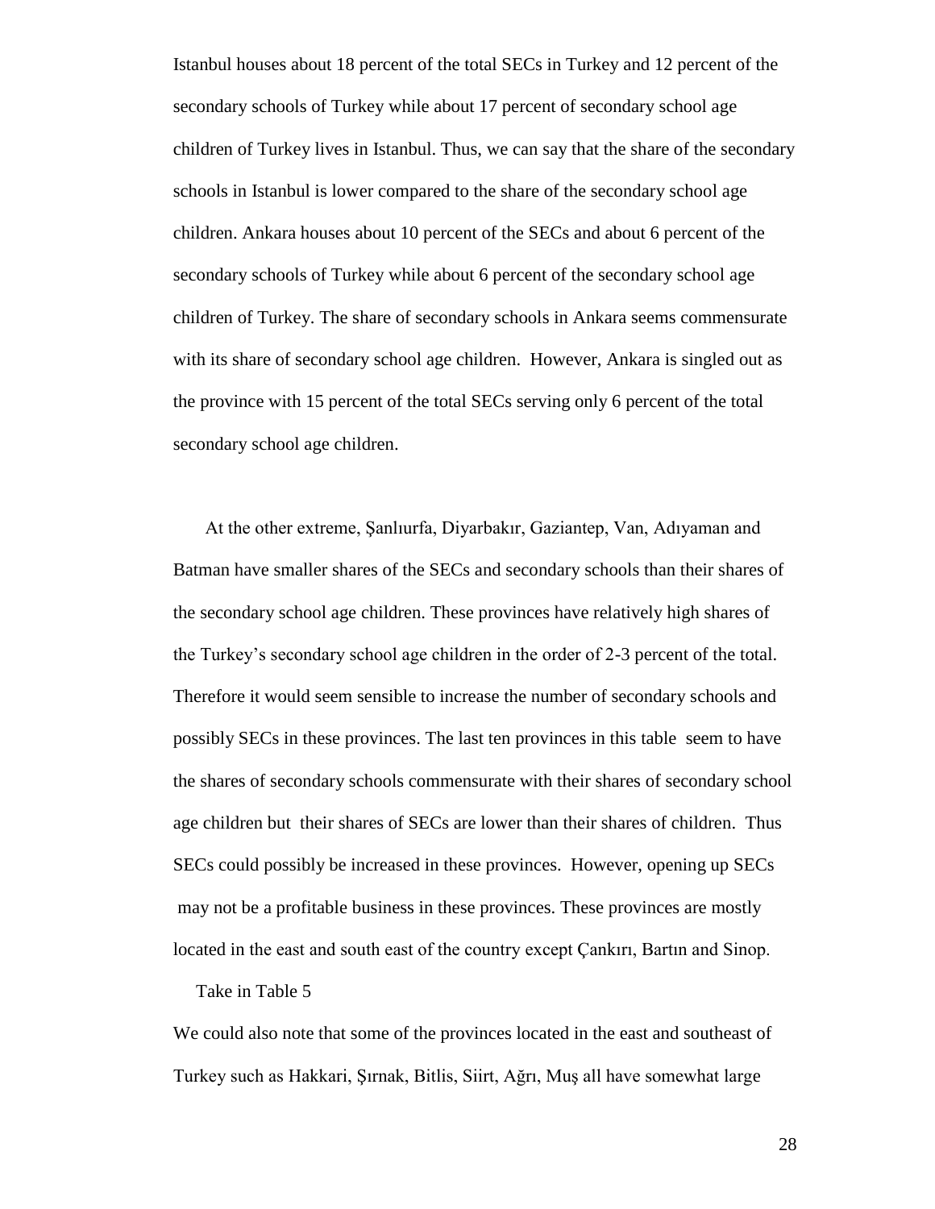Istanbul houses about 18 percent of the total SECs in Turkey and 12 percent of the secondary schools of Turkey while about 17 percent of secondary school age children of Turkey lives in Istanbul. Thus, we can say that the share of the secondary schools in Istanbul is lower compared to the share of the secondary school age children. Ankara houses about 10 percent of the SECs and about 6 percent of the secondary schools of Turkey while about 6 percent of the secondary school age children of Turkey. The share of secondary schools in Ankara seems commensurate with its share of secondary school age children. However, Ankara is singled out as the province with 15 percent of the total SECs serving only 6 percent of the total secondary school age children.

At the other extreme, Şanlıurfa, Diyarbakır, Gaziantep, Van, Adıyaman and Batman have smaller shares of the SECs and secondary schools than their shares of the secondary school age children. These provinces have relatively high shares of the Turkey's secondary school age children in the order of 2-3 percent of the total. Therefore it would seem sensible to increase the number of secondary schools and possibly SECs in these provinces. The last ten provinces in this table seem to have the shares of secondary schools commensurate with their shares of secondary school age children but their shares of SECs are lower than their shares of children. Thus SECs could possibly be increased in these provinces. However, opening up SECs may not be a profitable business in these provinces. These provinces are mostly located in the east and south east of the country except Çankırı, Bartın and Sinop.

Take in Table 5

We could also note that some of the provinces located in the east and southeast of Turkey such as Hakkari, Şırnak, Bitlis, Siirt, Ağrı, Muş all have somewhat large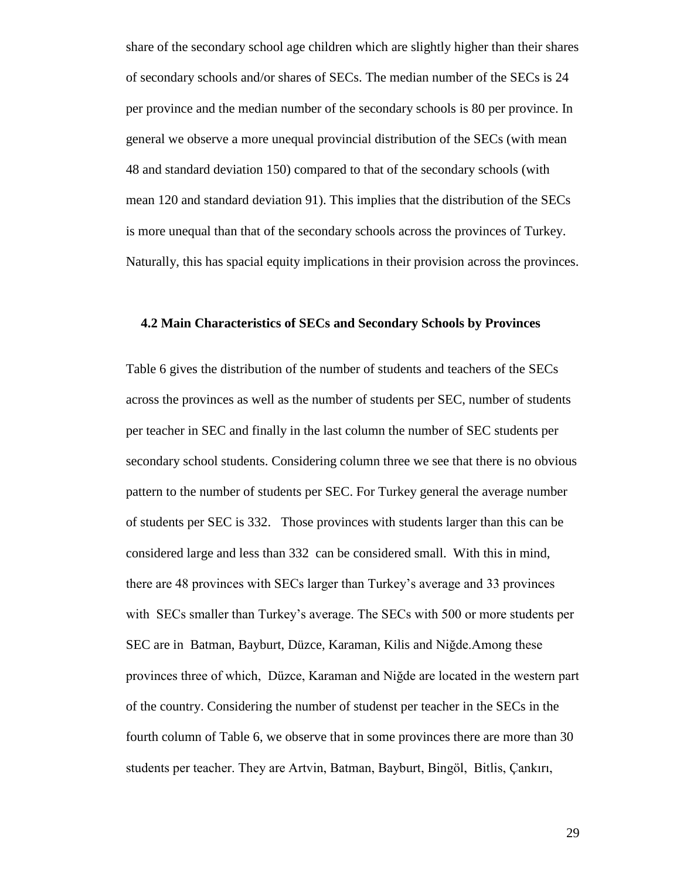share of the secondary school age children which are slightly higher than their shares of secondary schools and/or shares of SECs. The median number of the SECs is 24 per province and the median number of the secondary schools is 80 per province. In general we observe a more unequal provincial distribution of the SECs (with mean 48 and standard deviation 150) compared to that of the secondary schools (with mean 120 and standard deviation 91). This implies that the distribution of the SECs is more unequal than that of the secondary schools across the provinces of Turkey. Naturally, this has spacial equity implications in their provision across the provinces.

### 4.2 Main Characteristics of SECs and Secondary Schools by Provinces

Table 6 gives the distribution of the number of students and teachers of the SECs across the provinces as well as the number of students per SEC, number of students per teacher in SEC and finally in the last column the number of SEC students per secondary school students. Considering column three we see that there is no obvious pattern to the number of students per SEC. For Turkey general the average number of students per SEC is 332. Those provinces with students larger than this can be considered large and less than 332 can be considered small. With this in mind, there are 48 provinces with SECs larger than Turkey's average and 33 provinces with SECs smaller than Turkey's average. The SECs with 500 or more students per SEC are in Batman, Bayburt, Düzce, Karaman, Kilis and Niğde.Among these provinces three of which, Düzce, Karaman and Niğde are located in the western part of the country. Considering the number of studenst per teacher in the SECs in the fourth column of Table 6, we observe that in some provinces there are more than 30 students per teacher. They are Artvin, Batman, Bayburt, Bingöl, Bitlis, Çankırı,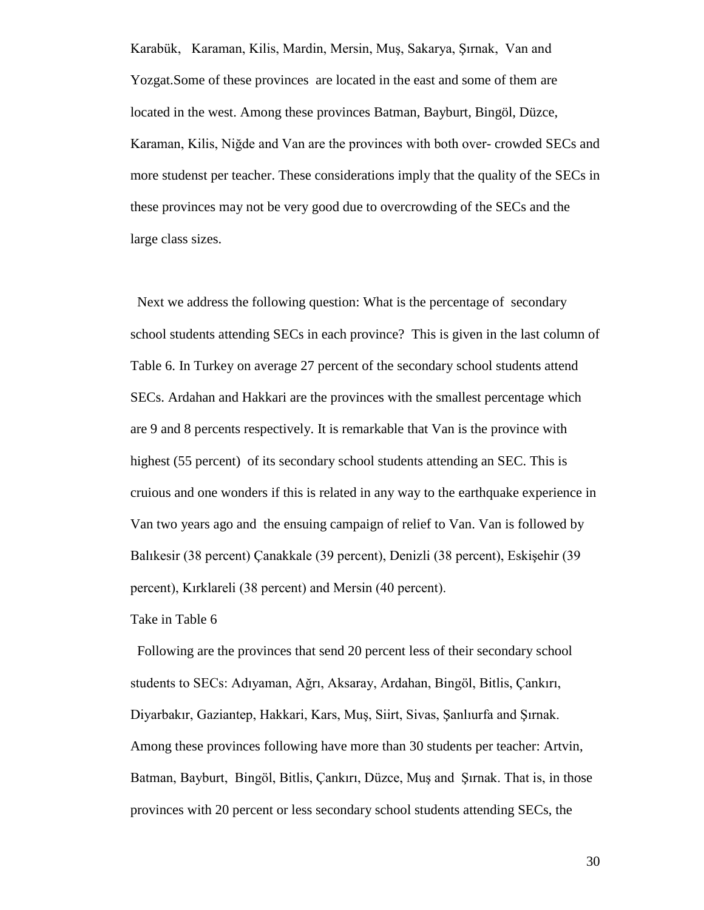Karabük, Karaman, Kilis, Mardin, Mersin, Muş, Sakarya, Şırnak, Van and Yozgat.Some of these provinces are located in the east and some of them are located in the west. Among these provinces Batman, Bayburt, Bingöl, Düzce, Karaman, Kilis, Niğde and Van are the provinces with both over- crowded SECs and more studenst per teacher. These considerations imply that the quality of the SECs in these provinces may not be very good due to overcrowding of the SECs and the large class sizes.

Next we address the following question: What is the percentage of secondary school students attending SECs in each province? This is given in the last column of Table 6. In Turkey on average 27 percent of the secondary school students attend SECs. Ardahan and Hakkari are the provinces with the smallest percentage which are 9 and 8 percents respectively. It is remarkable that Van is the province with highest (55 percent) of its secondary school students attending an SEC. This is cruious and one wonders if this is related in any way to the earthquake experience in Van two years ago and the ensuing campaign of relief to Van. Van is followed by Balıkesir (38 percent) Çanakkale (39 percent), Denizli (38 percent), Eskişehir (39 percent), Kırklareli (38 percent) and Mersin (40 percent).

Take in Table 6

Following are the provinces that send 20 percent less of their secondary school students to SECs: Adıyaman, Ağrı, Aksaray, Ardahan, Bingöl, Bitlis, Çankırı, Diyarbakır, Gaziantep, Hakkari, Kars, Muş, Siirt, Sivas, Şanlıurfa and Şırnak. Among these provinces following have more than 30 students per teacher: Artvin, Batman, Bayburt, Bingöl, Bitlis, Çankırı, Düzce, Muş and Şırnak. That is, in those provinces with 20 percent or less secondary school students attending SECs, the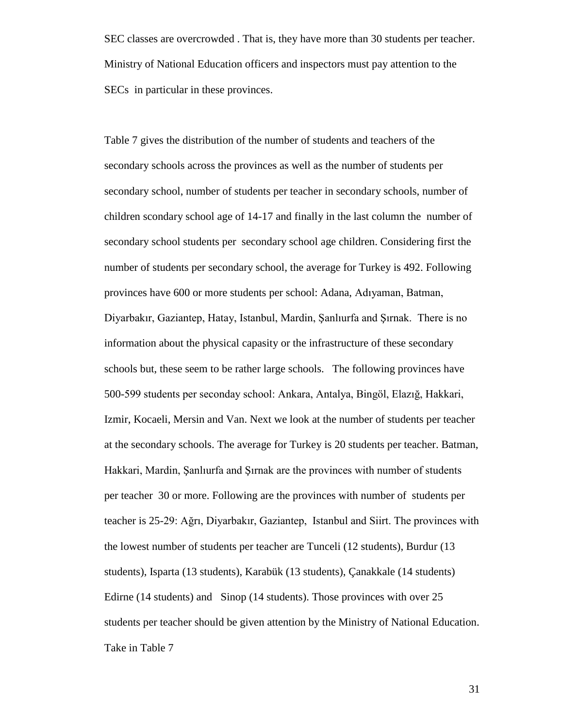SEC classes are overcrowded . That is, they have more than 30 students per teacher. Ministry of National Education officers and inspectors must pay attention to the SECs in particular in these provinces.

Table 7 gives the distribution of the number of students and teachers of the secondary schools across the provinces as well as the number of students per secondary school, number of students per teacher in secondary schools, number of children scondary school age of 14-17 and finally in the last column the number of secondary school students per secondary school age children. Considering first the number of students per secondary school, the average for Turkey is 492. Following provinces have 600 or more students per school: Adana, Adıyaman, Batman, Diyarbakır, Gaziantep, Hatay, Istanbul, Mardin, Şanlıurfa and Şırnak. There is no information about the physical capasity or the infrastructure of these secondary schools but, these seem to be rather large schools. The following provinces have 500-599 students per seconday school: Ankara, Antalya, Bingöl, Elazığ, Hakkari, Izmir, Kocaeli, Mersin and Van. Next we look at the number of students per teacher at the secondary schools. The average for Turkey is 20 students per teacher. Batman, Hakkari, Mardin, Şanlıurfa and Şırnak are the provinces with number of students per teacher 30 or more. Following are the provinces with number of students per teacher is 25-29: Ağrı, Diyarbakır, Gaziantep, Istanbul and Siirt. The provinces with the lowest number of students per teacher are Tunceli (12 students), Burdur (13 students), Isparta (13 students), Karabük (13 students), Çanakkale (14 students) Edirne (14 students) and Sinop (14 students). Those provinces with over 25 students per teacher should be given attention by the Ministry of National Education.

Take in Table 7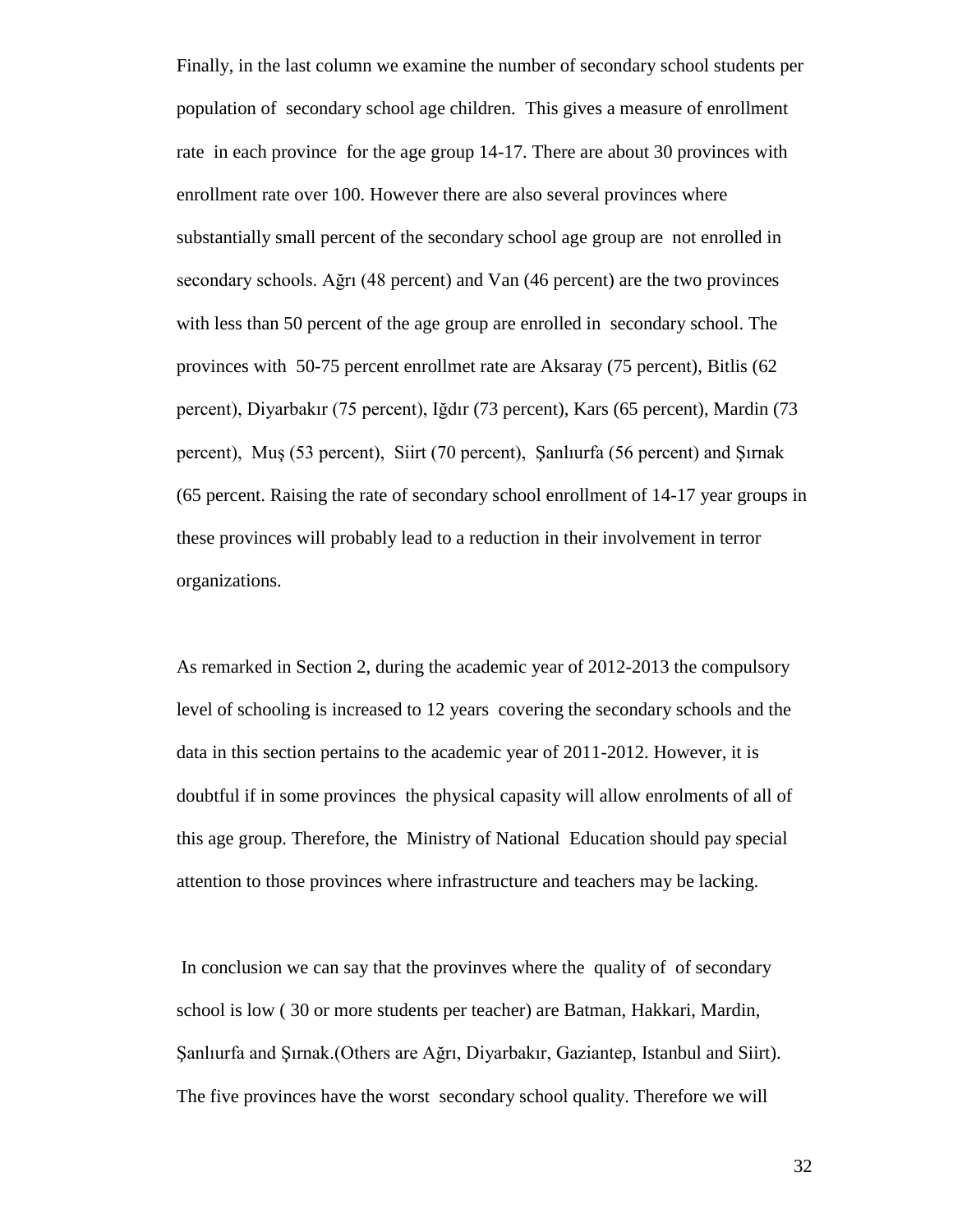Finally, in the last column we examine the number of secondary school students per population of secondary school age children. This gives a measure of enrollment rate in each province for the age group 14-17. There are about 30 provinces with enrollment rate over 100. However there are also several provinces where substantially small percent of the secondary school age group are not enrolled in secondary schools. Ağrı (48 percent) and Van (46 percent) are the two provinces with less than 50 percent of the age group are enrolled in secondary school. The provinces with 50-75 percent enrollmet rate are Aksaray (75 percent), Bitlis (62 percent), Diyarbakır (75 percent), Iğdır (73 percent), Kars (65 percent), Mardin (73 percent), Muş (53 percent), Siirt (70 percent), Şanlıurfa (56 percent) and Şırnak (65 percent. Raising the rate of secondary school enrollment of 14-17 year groups in these provinces will probably lead to a reduction in their involvement in terror organizations.

As remarked in Section 2, during the academic year of 2012-2013 the compulsory level of schooling is increased to 12 years covering the secondary schools and the data in this section pertains to the academic year of 2011-2012. However, it is doubtful if in some provinces the physical capasity will allow enrolments of all of this age group. Therefore, the Ministry of National Education should pay special attention to those provinces where infrastructure and teachers may be lacking.

In conclusion we can say that the provinves where the quality of of secondary school is low ( 30 or more students per teacher) are Batman, Hakkari, Mardin, Şanlıurfa and Şırnak.(Others are Ağrı, Diyarbakır, Gaziantep, Istanbul and Siirt). The five provinces have the worst secondary school quality. Therefore we will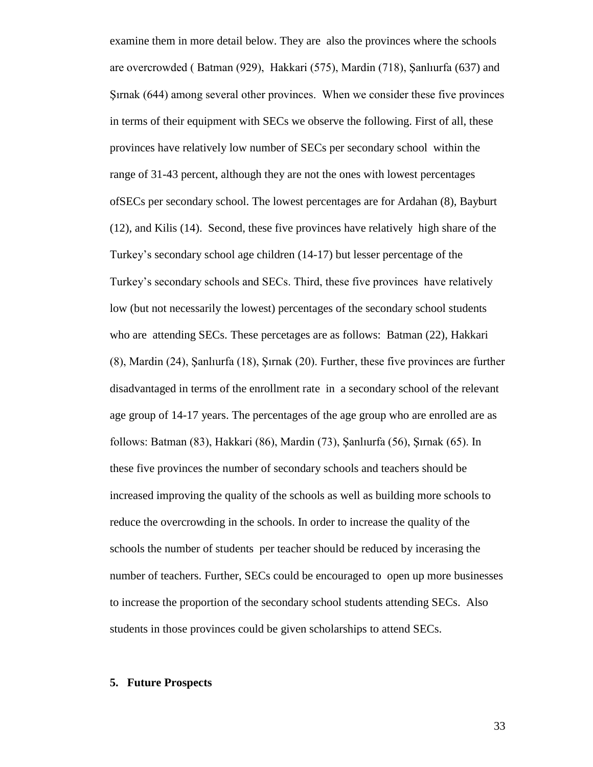examine them in more detail below. They are also the provinces where the schools are overcrowded ( Batman (929), Hakkari (575), Mardin (718), Şanlıurfa (637) and Şırnak (644) among several other provinces. When we consider these five provinces in terms of their equipment with SECs we observe the following. First of all, these provinces have relatively low number of SECs per secondary school within the range of 31-43 percent, although they are not the ones with lowest percentages ofSECs per secondary school. The lowest percentages are for Ardahan (8), Bayburt (12), and Kilis (14). Second, these five provinces have relatively high share of the Turkey's secondary school age children (14-17) but lesser percentage of the Turkey's secondary schools and SECs. Third, these five provinces have relatively low (but not necessarily the lowest) percentages of the secondary school students who are attending SECs. These percetages are as follows: Batman (22), Hakkari (8), Mardin (24), Şanlıurfa (18), Şırnak (20). Further, these five provinces are further disadvantaged in terms of the enrollment rate in a secondary school of the relevant age group of 14-17 years. The percentages of the age group who are enrolled are as follows: Batman (83), Hakkari (86), Mardin (73), Şanlıurfa (56), Şırnak (65). In these five provinces the number of secondary schools and teachers should be increased improving the quality of the schools as well as building more schools to reduce the overcrowding in the schools. In order to increase the quality of the schools the number of students per teacher should be reduced by incerasing the number of teachers. Further, SECs could be encouraged to open up more businesses to increase the proportion of the secondary school students attending SECs. Also students in those provinces could be given scholarships to attend SECs.

## 5. Future Prospects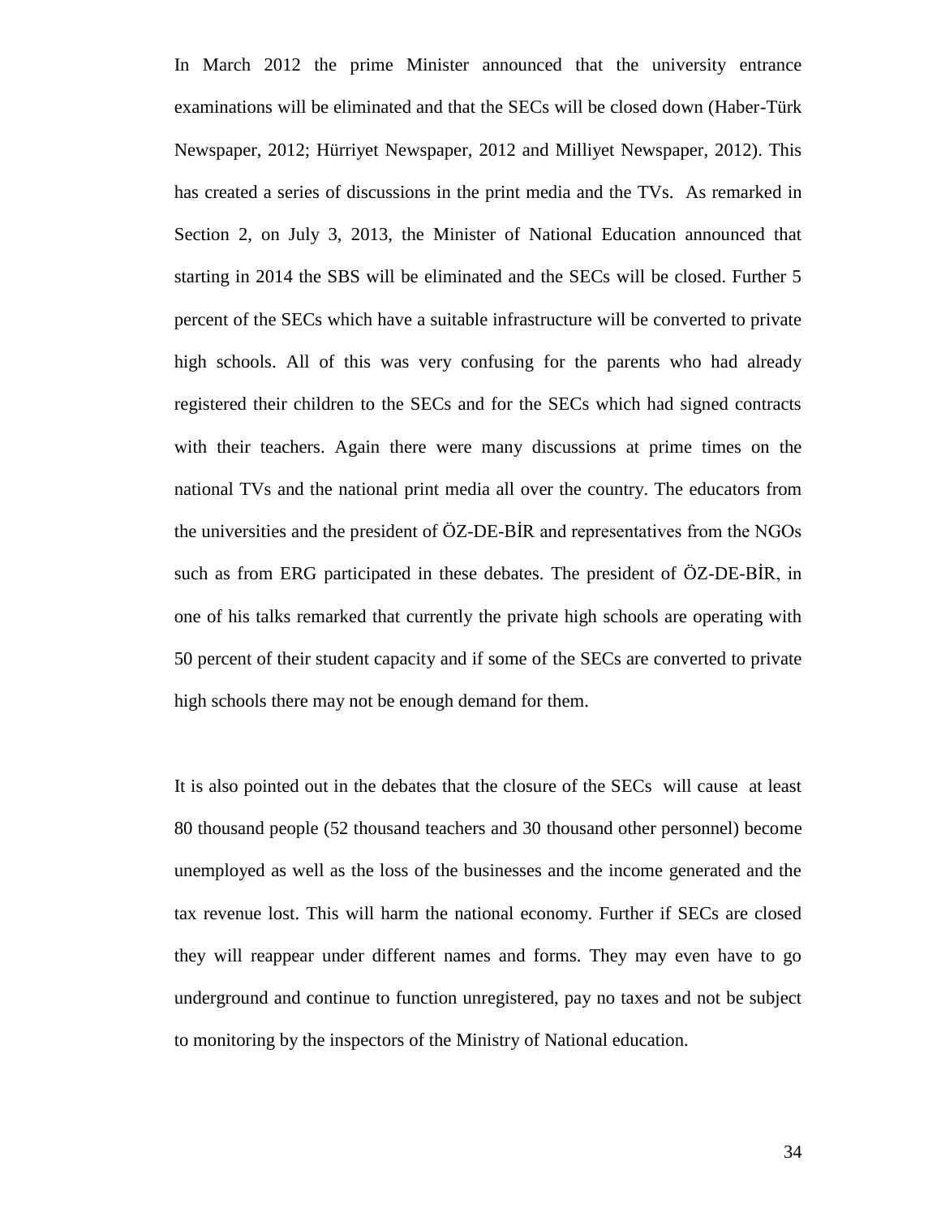In March 2012 the prime Minister announced that the university entrance examinations will be eliminated and that the SECs will be closed down (Haber-Türk Newspaper, 2012; Hürriyet Newspaper, 2012 and Milliyet Newspaper, 2012). This has created a series of discussions in the print media and the TVs. As remarked in Section 2, on July 3, 2013, the Minister of National Education announced that starting in 2014 the SBS will be eliminated and the SECs will be closed. Further 5 percent of the SECs which have a suitable infrastructure will be converted to private high schools. All of this was very confusing for the parents who had already registered their children to the SECs and for the SECs which had signed contracts with their teachers. Again there were many discussions at prime times on the national TVs and the national print media all over the country. The educators from the universities and the president of ÖZ-DE-BİR and representatives from the NGOs such as from ERG participated in these debates. The president of ÖZ-DE-BİR, in one of his talks remarked that currently the private high schools are operating with 50 percent of their student capacity and if some of the SECs are converted to private high schools there may not be enough demand for them.

It is also pointed out in the debates that the closure of the SECs will cause at least 80 thousand people (52 thousand teachers and 30 thousand other personnel) become unemployed as well as the loss of the businesses and the income generated and the tax revenue lost. This will harm the national economy. Further if SECs are closed they will reappear under different names and forms. They may even have to go underground and continue to function unregistered, pay no taxes and not be subject to monitoring by the inspectors of the Ministry of National education.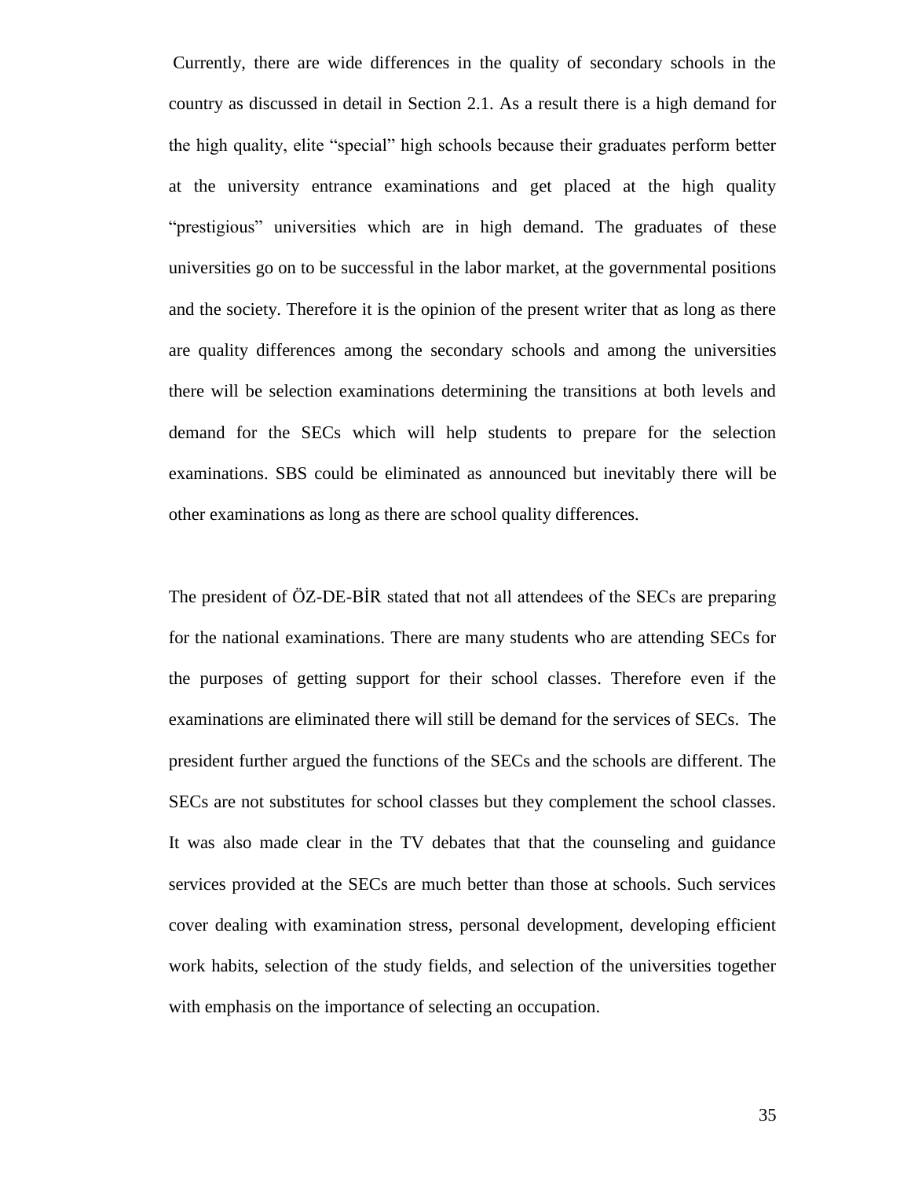Currently, there are wide differences in the quality of secondary schools in the country as discussed in detail in Section 2.1. As a result there is a high demand for the high quality, elite "special" high schools because their graduates perform better at the university entrance examinations and get placed at the high quality "prestigious" universities which are in high demand. The graduates of these universities go on to be successful in the labor market, at the governmental positions and the society. Therefore it is the opinion of the present writer that as long as there are quality differences among the secondary schools and among the universities there will be selection examinations determining the transitions at both levels and demand for the SECs which will help students to prepare for the selection examinations. SBS could be eliminated as announced but inevitably there will be other examinations as long as there are school quality differences.

The president of ÖZ-DE-BİR stated that not all attendees of the SECs are preparing for the national examinations. There are many students who are attending SECs for the purposes of getting support for their school classes. Therefore even if the examinations are eliminated there will still be demand for the services of SECs. The president further argued the functions of the SECs and the schools are different. The SECs are not substitutes for school classes but they complement the school classes. It was also made clear in the TV debates that that the counseling and guidance services provided at the SECs are much better than those at schools. Such services cover dealing with examination stress, personal development, developing efficient work habits, selection of the study fields, and selection of the universities together with emphasis on the importance of selecting an occupation.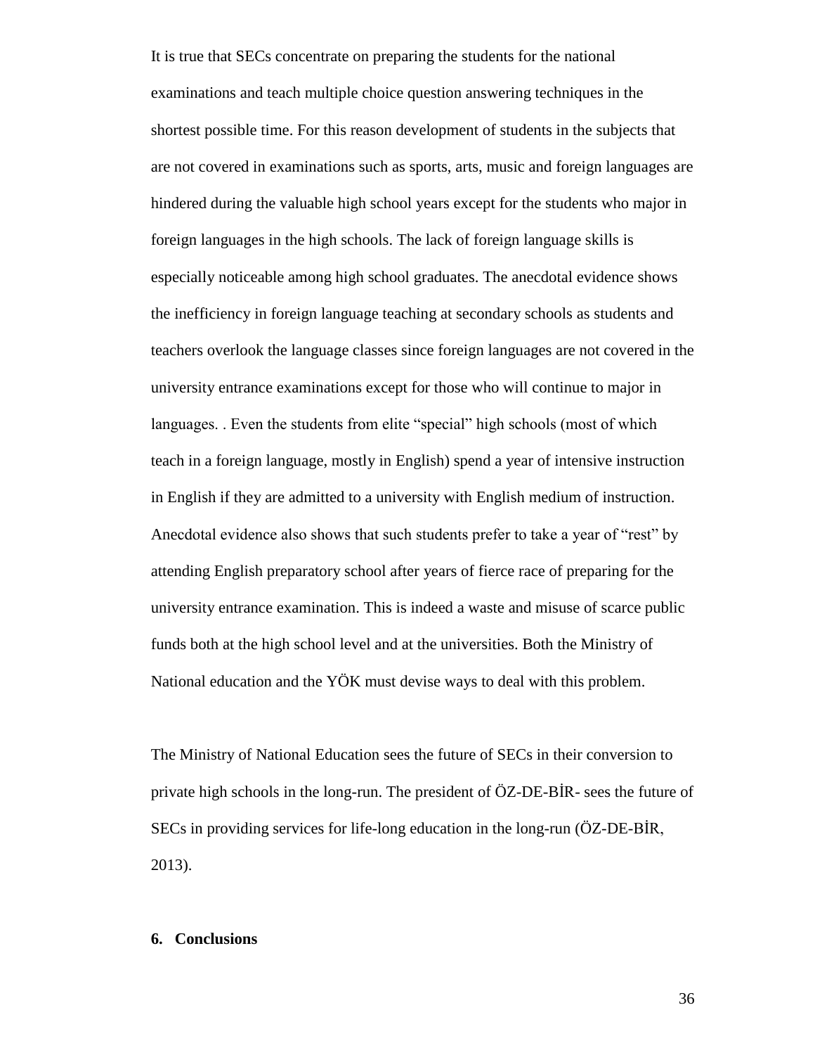It is true that SECs concentrate on preparing the students for the national examinations and teach multiple choice question answering techniques in the shortest possible time. For this reason development of students in the subjects that are not covered in examinations such as sports, arts, music and foreign languages are hindered during the valuable high school years except for the students who major in foreign languages in the high schools. The lack of foreign language skills is especially noticeable among high school graduates. The anecdotal evidence shows the inefficiency in foreign language teaching at secondary schools as students and teachers overlook the language classes since foreign languages are not covered in the university entrance examinations except for those who will continue to major in languages. . Even the students from elite "special" high schools (most of which teach in a foreign language, mostly in English) spend a year of intensive instruction in English if they are admitted to a university with English medium of instruction. Anecdotal evidence also shows that such students prefer to take a year of "rest" by attending English preparatory school after years of fierce race of preparing for the university entrance examination. This is indeed a waste and misuse of scarce public funds both at the high school level and at the universities. Both the Ministry of National education and the YÖK must devise ways to deal with this problem.

The Ministry of National Education sees the future of SECs in their conversion to private high schools in the long-run. The president of ÖZ-DE-BİR- sees the future of SECs in providing services for life-long education in the long-run (ÖZ-DE-BİR, 2013).

## 6. Conclusions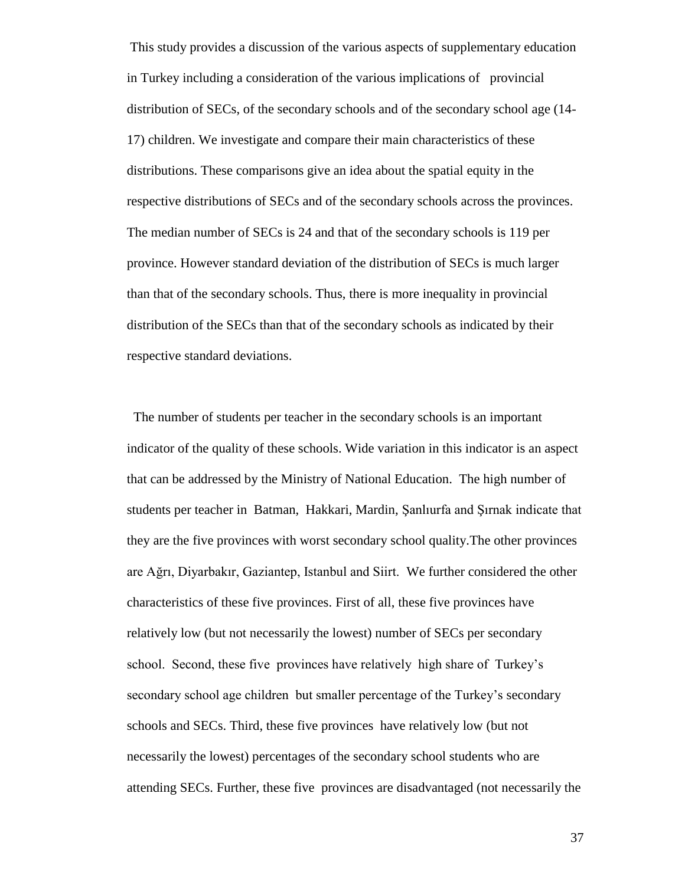This study provides a discussion of the various aspects of supplementary education in Turkey including a consideration of the various implications of provincial distribution of SECs, of the secondary schools and of the secondary school age (14-17) children. We investigate and compare their main characteristics of these distributions. These comparisons give an idea about the spatial equity in the respective distributions of SECs and of the secondary schools across the provinces. The median number of SECs is 24 and that of the secondary schools is 119 per province. However standard deviation of the distribution of SECs is much larger than that of the secondary schools. Thus, there is more inequality in provincial distribution of the SECs than that of the secondary schools as indicated by their respective standard deviations.

The number of students per teacher in the secondary schools is an important indicator of the quality of these schools. Wide variation in this indicator is an aspect that can be addressed by the Ministry of National Education. The high number of students per teacher in Batman, Hakkari, Mardin, Şanlıurfa and Şırnak indicate that they are the five provinces with worst secondary school quality.The other provinces are Ağrı, Diyarbakır, Gaziantep, Istanbul and Siirt. We further considered the other characteristics of these five provinces. First of all, these five provinces have relatively low (but not necessarily the lowest) number of SECs per secondary school. Second, these five provinces have relatively high share of Turkey's secondary school age children but smaller percentage of the Turkey's secondary schools and SECs. Third, these five provinces have relatively low (but not necessarily the lowest) percentages of the secondary school students who are attending SECs. Further, these five provinces are disadvantaged (not necessarily the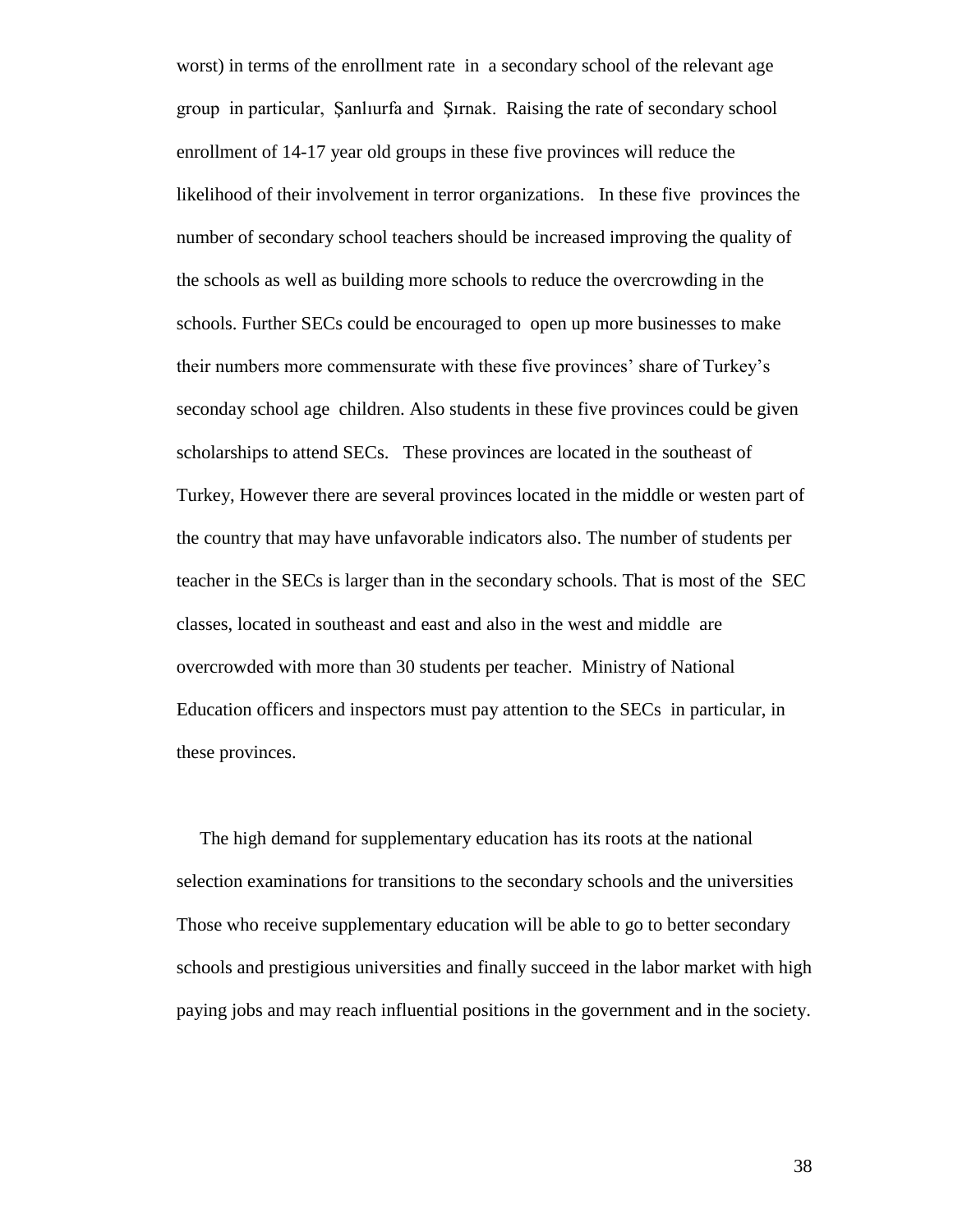worst) in terms of the enrollment rate in a secondary school of the relevant age group in particular, Şanlıurfa and Şırnak. Raising the rate of secondary school enrollment of 14-17 year old groups in these five provinces will reduce the likelihood of their involvement in terror organizations. In these five provinces the number of secondary school teachers should be increased improving the quality of the schools as well as building more schools to reduce the overcrowding in the schools. Further SECs could be encouraged to open up more businesses to make their numbers more commensurate with these five provinces' share of Turkey's seconday school age children. Also students in these five provinces could be given scholarships to attend SECs. These provinces are located in the southeast of Turkey, However there are several provinces located in the middle or westen part of the country that may have unfavorable indicators also. The number of students per teacher in the SECs is larger than in the secondary schools. That is most of the SEC classes, located in southeast and east and also in the west and middle are overcrowded with more than 30 students per teacher. Ministry of National Education officers and inspectors must pay attention to the SECs in particular, in these provinces.

The high demand for supplementary education has its roots at the national selection examinations for transitions to the secondary schools and the universities Those who receive supplementary education will be able to go to better secondary schools and prestigious universities and finally succeed in the labor market with high paying jobs and may reach influential positions in the government and in the society.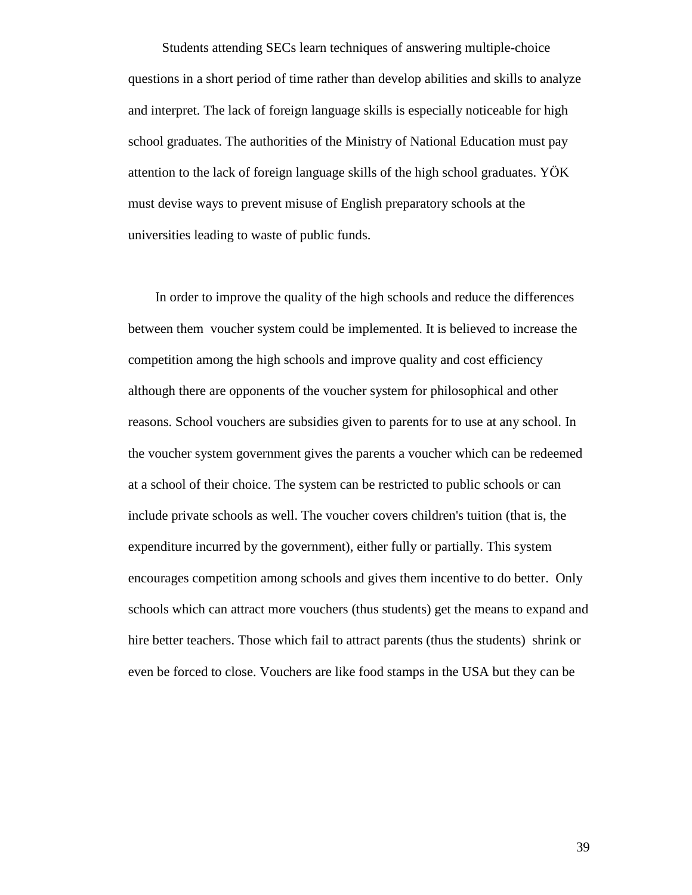Students attending SECs learn techniques of answering multiple-choice questions in a short period of time rather than develop abilities and skills to analyze and interpret. The lack of foreign language skills is especially noticeable for high school graduates. The authorities of the Ministry of National Education must pay attention to the lack of foreign language skills of the high school graduates. YÖK must devise ways to prevent misuse of English preparatory schools at the universities leading to waste of public funds.

In order to improve the quality of the high schools and reduce the differences between them voucher system could be implemented. It is believed to increase the competition among the high schools and improve quality and cost efficiency although there are opponents of the voucher system for philosophical and other reasons. School vouchers are subsidies given to parents for to use at any school. In the voucher system government gives the parents a voucher which can be redeemed at a school of their choice. The system can be restricted to public schools or can include private schools as well. The voucher covers children's tuition (that is, the expenditure incurred by the government), either fully or partially. This system encourages competition among schools and gives them incentive to do better. Only schools which can attract more vouchers (thus students) get the means to expand and hire better teachers. Those which fail to attract parents (thus the students) shrink or even be forced to close. Vouchers are like food stamps in the USA but they can be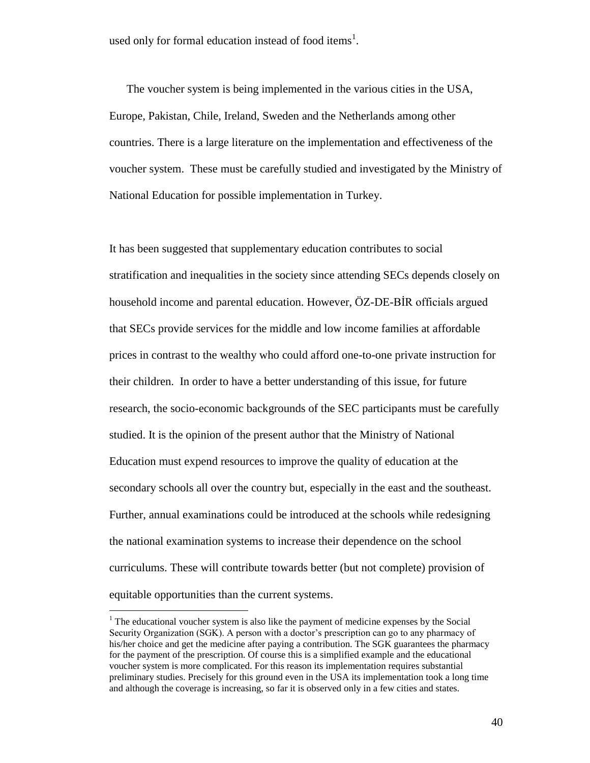used only for formal education instead of food items[1].

The voucher system is being implemented in the various cities in the USA, Europe, Pakistan, Chile, Ireland, Sweden and the Netherlands among other countries. There is a large literature on the implementation and effectiveness of the voucher system. These must be carefully studied and investigated by the Ministry of National Education for possible implementation in Turkey.

It has been suggested that supplementary education contributes to social stratification and inequalities in the society since attending SECs depends closely on household income and parental education. However, ÖZ-DE-BİR officials argued that SECs provide services for the middle and low income families at affordable prices in contrast to the wealthy who could afford one-to-one private instruction for their children. In order to have a better understanding of this issue, for future research, the socio-economic backgrounds of the SEC participants must be carefully studied. It is the opinion of the present author that the Ministry of National Education must expend resources to improve the quality of education at the secondary schools all over the country but, especially in the east and the southeast. Further, annual examinations could be introduced at the schools while redesigning the national examination systems to increase their dependence on the school curriculums. These will contribute towards better (but not complete) provision of equitable opportunities than the current systems.

[1] The educational voucher system is also like the payment of medicine expenses by the Social Security Organization (SGK). A person with a doctor's prescription can go to any pharmacy of his/her choice and get the medicine after paying a contribution. The SGK guarantees the pharmacy for the payment of the prescription. Of course this is a simplified example and the educational voucher system is more complicated. For this reason its implementation requires substantial preliminary studies. Precisely for this ground even in the USA its implementation took a long time and although the coverage is increasing, so far it is observed only in a few cities and states.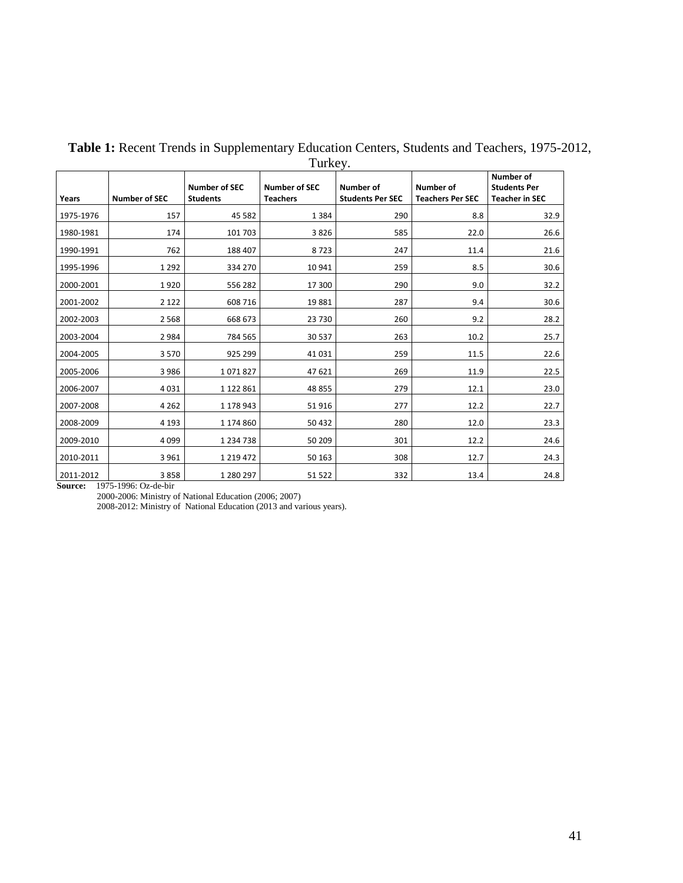**Table 1:** Recent Trends in Supplementary Education Centers, Students and Teachers, 1975-2012, Turkey.

| Years | Number of SEC | Number of SEC Students | Number of SEC Teachers | Number of Students Per SEC | Number of Teachers Per SEC | Number of Students Per Teacher in SEC |
|---|---|---|---|---|---|---|
| 1975-1976 | 157 | 45 582 | 1 384 | 290 | 8.8 | 32.9 |
| 1980-1981 | 174 | 101 703 | 3 826 | 585 | 22.0 | 26.6 |
| 1990-1991 | 762 | 188 407 | 8 723 | 247 | 11.4 | 21.6 |
| 1995-1996 | 1 292 | 334 270 | 10 941 | 259 | 8.5 | 30.6 |
| 2000-2001 | 1 920 | 556 282 | 17 300 | 290 | 9.0 | 32.2 |
| 2001-2002 | 2 122 | 608 716 | 19 881 | 287 | 9.4 | 30.6 |
| 2002-2003 | 2 568 | 668 673 | 23 730 | 260 | 9.2 | 28.2 |
| 2003-2004 | 2 984 | 784 565 | 30 537 | 263 | 10.2 | 25.7 |
| 2004-2005 | 3 570 | 925 299 | 41 031 | 259 | 11.5 | 22.6 |
| 2005-2006 | 3 986 | 1 071 827 | 47 621 | 269 | 11.9 | 22.5 |
| 2006-2007 | 4 031 | 1 122 861 | 48 855 | 279 | 12.1 | 23.0 |
| 2007-2008 | 4 262 | 1 178 943 | 51 916 | 277 | 12.2 | 22.7 |
| 2008-2009 | 4 193 | 1 174 860 | 50 432 | 280 | 12.0 | 23.3 |
| 2009-2010 | 4 099 | 1 234 738 | 50 209 | 301 | 12.2 | 24.6 |
| 2010-2011 | 3 961 | 1 219 472 | 50 163 | 308 | 12.7 | 24.3 |
| 2011-2012 | 3 858 | 1 280 297 | 51 522 | 332 | 13.4 | 24.8 |

**Source:** 1975-1996: Oz-de-bir
2000-2006: Ministry of National Education (2006; 2007)
2008-2012: Ministry of National Education (2013 and various years).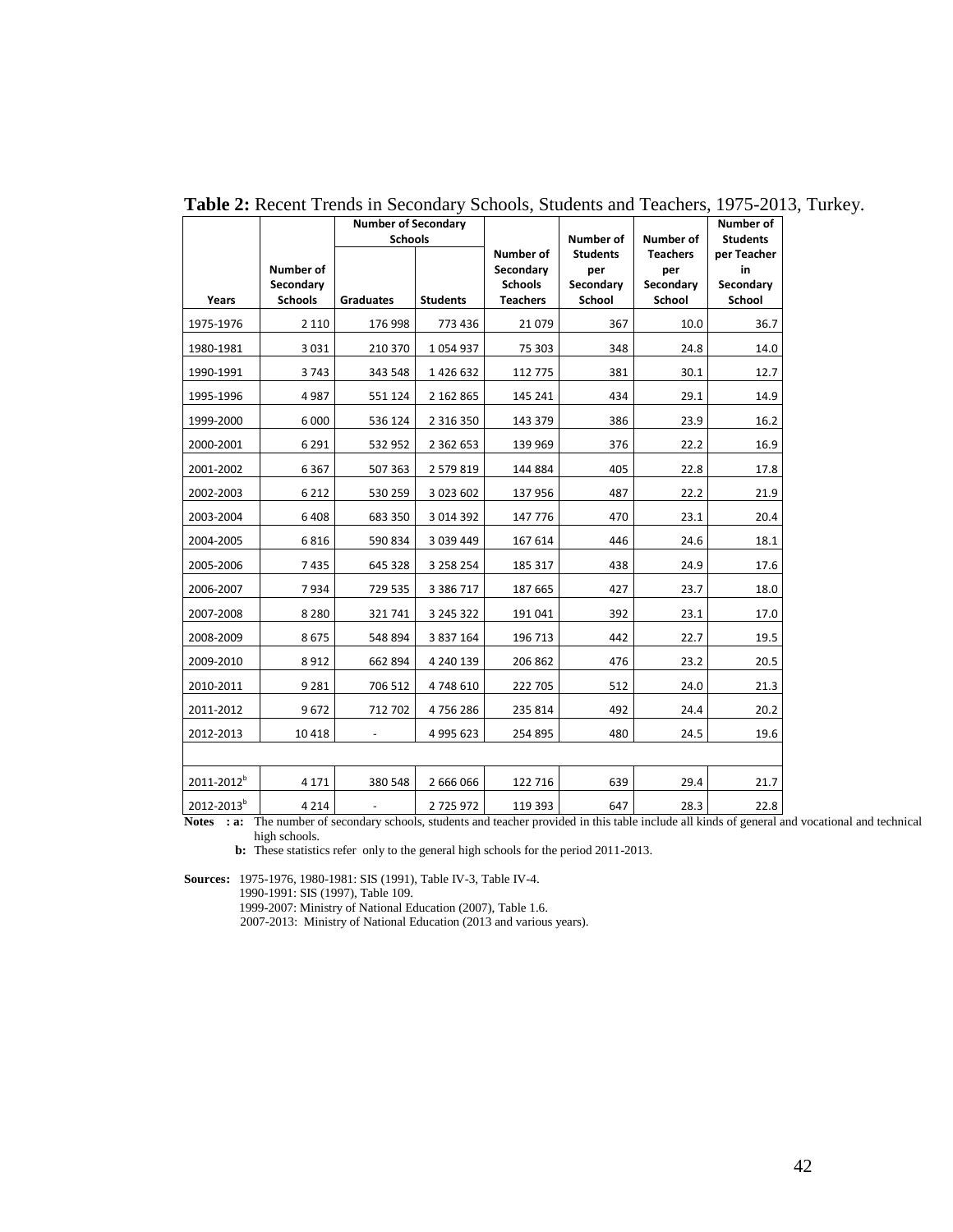**Table 2:** Recent Trends in Secondary Schools, Students and Teachers, 1975-2013, Turkey.

| Years | Number of Secondary Schools | Number of Secondary Schools | | Number of Secondary Schools Teachers | Number of Students per Secondary School | Number of Teachers per Secondary School | Number of Students per Teacher in Secondary School |
|---|---|---|---|---|---|---|---|
| | | Graduates | Students | | | | |
| 1975-1976 | 2 110 | 176 998 | 773 436 | 21 079 | 367 | 10.0 | 36.7 |
| 1980-1981 | 3 031 | 210 370 | 1 054 937 | 75 303 | 348 | 24.8 | 14.0 |
| 1990-1991 | 3 743 | 343 548 | 1 426 632 | 112 775 | 381 | 30.1 | 12.7 |
| 1995-1996 | 4 987 | 551 124 | 2 162 865 | 145 241 | 434 | 29.1 | 14.9 |
| 1999-2000 | 6 000 | 536 124 | 2 316 350 | 143 379 | 386 | 23.9 | 16.2 |
| 2000-2001 | 6 291 | 532 952 | 2 362 653 | 139 969 | 376 | 22.2 | 16.9 |
| 2001-2002 | 6 367 | 507 363 | 2 579 819 | 144 884 | 405 | 22.8 | 17.8 |
| 2002-2003 | 6 212 | 530 259 | 3 023 602 | 137 956 | 487 | 22.2 | 21.9 |
| 2003-2004 | 6 408 | 683 350 | 3 014 392 | 147 776 | 470 | 23.1 | 20.4 |
| 2004-2005 | 6 816 | 590 834 | 3 039 449 | 167 614 | 446 | 24.6 | 18.1 |
| 2005-2006 | 7 435 | 645 328 | 3 258 254 | 185 317 | 438 | 24.9 | 17.6 |
| 2006-2007 | 7 934 | 729 535 | 3 386 717 | 187 665 | 427 | 23.7 | 18.0 |
| 2007-2008 | 8 280 | 321 741 | 3 245 322 | 191 041 | 392 | 23.1 | 17.0 |
| 2008-2009 | 8 675 | 548 894 | 3 837 164 | 196 713 | 442 | 22.7 | 19.5 |
| 2009-2010 | 8 912 | 662 894 | 4 240 139 | 206 862 | 476 | 23.2 | 20.5 |
| 2010-2011 | 9 281 | 706 512 | 4 748 610 | 222 705 | 512 | 24.0 | 21.3 |
| 2011-2012 | 9 672 | 712 702 | 4 756 286 | 235 814 | 492 | 24.4 | 20.2 |
| 2012-2013 | 10 418 | - | 4 995 623 | 254 895 | 480 | 24.5 | 19.6 |
| | | | | | | | |
| 2011-2012[b] | 4 171 | 380 548 | 2 666 066 | 122 716 | 639 | 29.4 | 21.7 |
| 2012-2013[b] | 4 214 | - | 2 725 972 | 119 393 | 647 | 28.3 | 22.8 |

**Notes : a:** The number of secondary schools, students and teacher provided in this table include all kinds of general and vocational and technical high schools.

**b:** These statistics refer only to the general high schools for the period 2011-2013.

**Sources:** 1975-1976, 1980-1981: SIS (1991), Table IV-3, Table IV-4.
1990-1991: SIS (1997), Table 109.
1999-2007: Ministry of National Education (2007), Table 1.6.
2007-2013: Ministry of National Education (2013 and various years).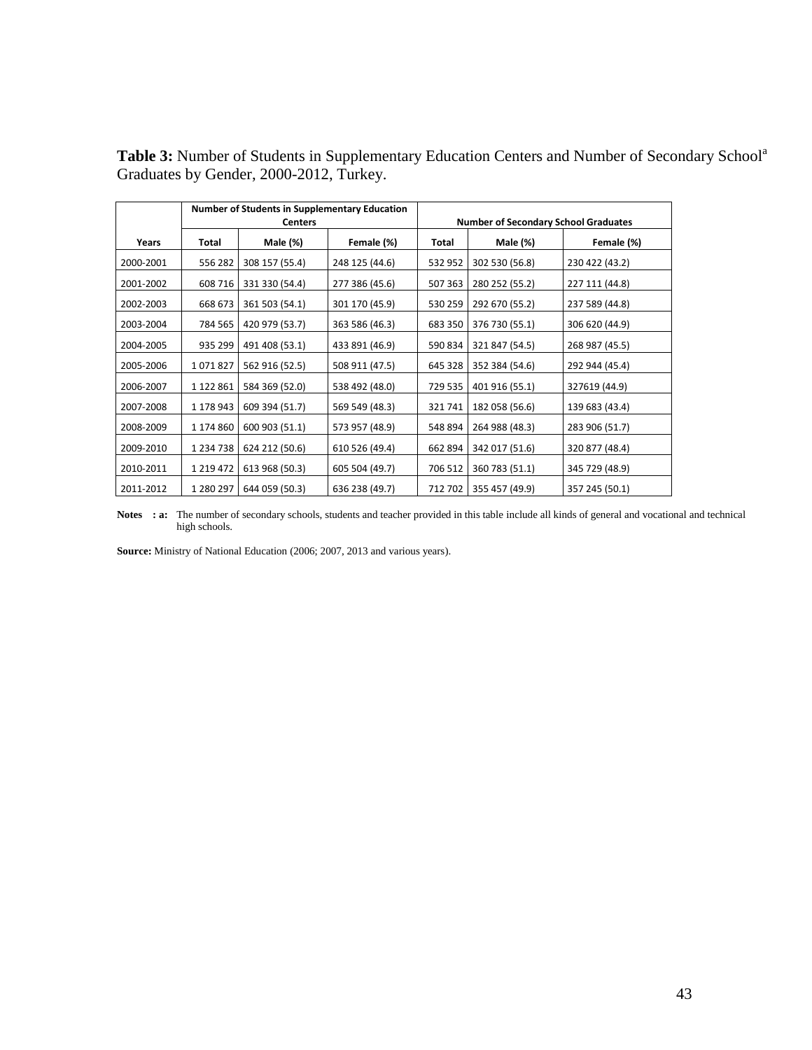**Table 3:** Number of Students in Supplementary Education Centers and Number of Secondary School[a] Graduates by Gender, 2000-2012, Turkey.

| | Number of Students in Supplementary Education Centers | | | Number of Secondary School Graduates | | |
|---|---|---|---|---|---|---|
| **Years** | **Total** | **Male (%)** | **Female (%)** | **Total** | **Male (%)** | **Female (%)** |
| 2000-2001 | 556 282 | 308 157 (55.4) | 248 125 (44.6) | 532 952 | 302 530 (56.8) | 230 422 (43.2) |
| 2001-2002 | 608 716 | 331 330 (54.4) | 277 386 (45.6) | 507 363 | 280 252 (55.2) | 227 111 (44.8) |
| 2002-2003 | 668 673 | 361 503 (54.1) | 301 170 (45.9) | 530 259 | 292 670 (55.2) | 237 589 (44.8) |
| 2003-2004 | 784 565 | 420 979 (53.7) | 363 586 (46.3) | 683 350 | 376 730 (55.1) | 306 620 (44.9) |
| 2004-2005 | 935 299 | 491 408 (53.1) | 433 891 (46.9) | 590 834 | 321 847 (54.5) | 268 987 (45.5) |
| 2005-2006 | 1 071 827 | 562 916 (52.5) | 508 911 (47.5) | 645 328 | 352 384 (54.6) | 292 944 (45.4) |
| 2006-2007 | 1 122 861 | 584 369 (52.0) | 538 492 (48.0) | 729 535 | 401 916 (55.1) | 327619 (44.9) |
| 2007-2008 | 1 178 943 | 609 394 (51.7) | 569 549 (48.3) | 321 741 | 182 058 (56.6) | 139 683 (43.4) |
| 2008-2009 | 1 174 860 | 600 903 (51.1) | 573 957 (48.9) | 548 894 | 264 988 (48.3) | 283 906 (51.7) |
| 2009-2010 | 1 234 738 | 624 212 (50.6) | 610 526 (49.4) | 662 894 | 342 017 (51.6) | 320 877 (48.4) |
| 2010-2011 | 1 219 472 | 613 968 (50.3) | 605 504 (49.7) | 706 512 | 360 783 (51.1) | 345 729 (48.9) |
| 2011-2012 | 1 280 297 | 644 059 (50.3) | 636 238 (49.7) | 712 702 | 355 457 (49.9) | 357 245 (50.1) |

**Notes : a:** The number of secondary schools, students and teacher provided in this table include all kinds of general and vocational and technical high schools.

**Source:** Ministry of National Education (2006; 2007, 2013 and various years).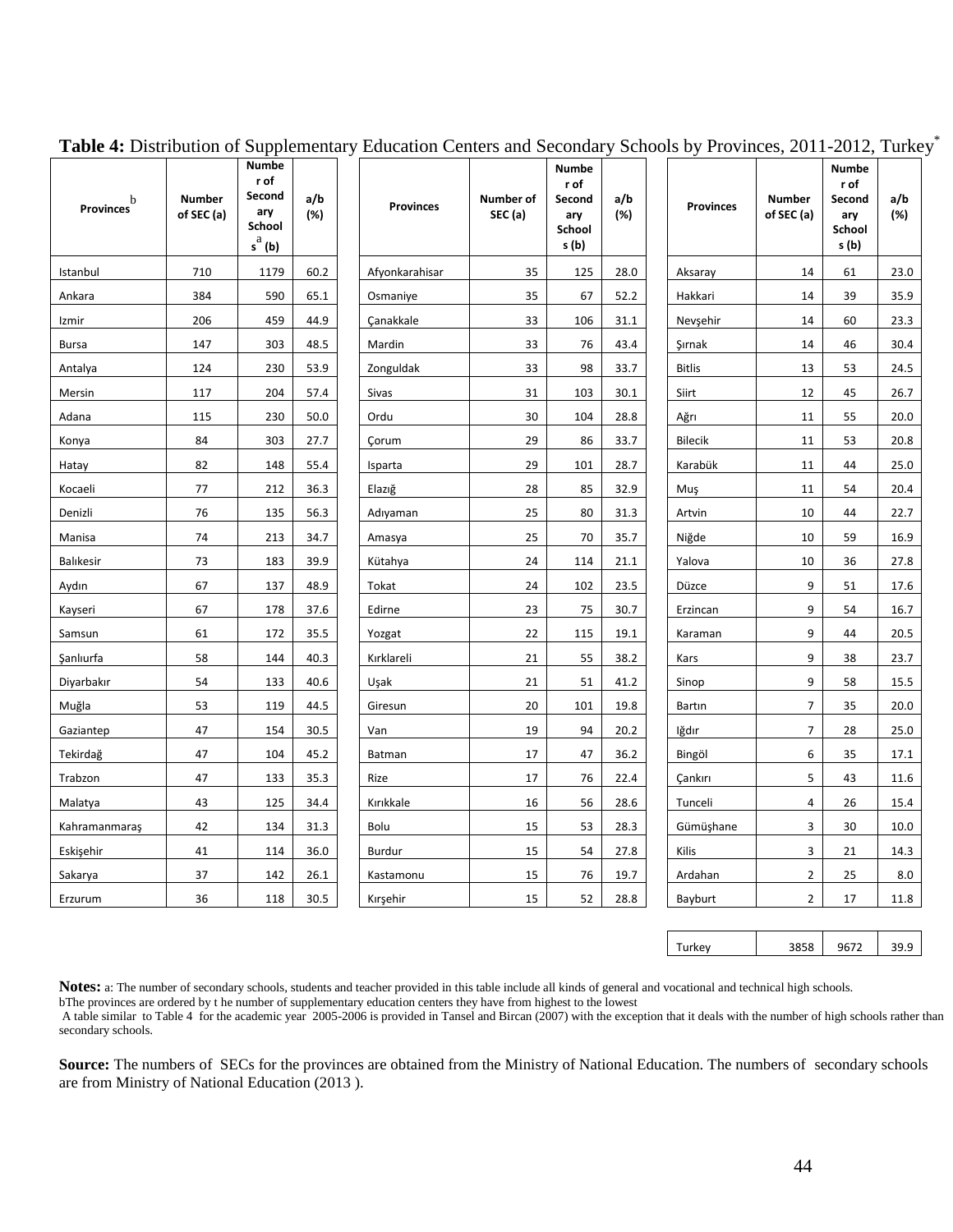**Table 4:** Distribution of Supplementary Education Centers and Secondary Schools by Provinces, 2011-2012, Turkey[*]

| Provinces[b] | Number of SEC (a) | Number of Secondary Schools[a] (b) | a/b (%) | Provinces | Number of SEC (a) | Number of Secondary Schools (b) | a/b (%) | Provinces | Number of SEC (a) | Number of Secondary Schools (b) | a/b (%) |
|---|---|---|---|---|---|---|---|---|---|---|---|
| Istanbul | 710 | 1179 | 60.2 | Afyonkarahisar | 35 | 125 | 28.0 | Aksaray | 14 | 61 | 23.0 |
| Ankara | 384 | 590 | 65.1 | Osmaniye | 35 | 67 | 52.2 | Hakkari | 14 | 39 | 35.9 |
| Izmir | 206 | 459 | 44.9 | Çanakkale | 33 | 106 | 31.1 | Nevşehir | 14 | 60 | 23.3 |
| Bursa | 147 | 303 | 48.5 | Mardin | 33 | 76 | 43.4 | Şırnak | 14 | 46 | 30.4 |
| Antalya | 124 | 230 | 53.9 | Zonguldak | 33 | 98 | 33.7 | Bitlis | 13 | 53 | 24.5 |
| Mersin | 117 | 204 | 57.4 | Sivas | 31 | 103 | 30.1 | Siirt | 12 | 45 | 26.7 |
| Adana | 115 | 230 | 50.0 | Ordu | 30 | 104 | 28.8 | Ağrı | 11 | 55 | 20.0 |
| Konya | 84 | 303 | 27.7 | Çorum | 29 | 86 | 33.7 | Bilecik | 11 | 53 | 20.8 |
| Hatay | 82 | 148 | 55.4 | Isparta | 29 | 101 | 28.7 | Karabük | 11 | 44 | 25.0 |
| Kocaeli | 77 | 212 | 36.3 | Elazığ | 28 | 85 | 32.9 | Muş | 11 | 54 | 20.4 |
| Denizli | 76 | 135 | 56.3 | Adıyaman | 25 | 80 | 31.3 | Artvin | 10 | 44 | 22.7 |
| Manisa | 74 | 213 | 34.7 | Amasya | 25 | 70 | 35.7 | Niğde | 10 | 59 | 16.9 |
| Balıkesir | 73 | 183 | 39.9 | Kütahya | 24 | 114 | 21.1 | Yalova | 10 | 36 | 27.8 |
| Aydın | 67 | 137 | 48.9 | Tokat | 24 | 102 | 23.5 | Düzce | 9 | 51 | 17.6 |
| Kayseri | 67 | 178 | 37.6 | Edirne | 23 | 75 | 30.7 | Erzincan | 9 | 54 | 16.7 |
| Samsun | 61 | 172 | 35.5 | Yozgat | 22 | 115 | 19.1 | Karaman | 9 | 44 | 20.5 |
| Şanlıurfa | 58 | 144 | 40.3 | Kırklareli | 21 | 55 | 38.2 | Kars | 9 | 38 | 23.7 |
| Diyarbakır | 54 | 133 | 40.6 | Uşak | 21 | 51 | 41.2 | Sinop | 9 | 58 | 15.5 |
| Muğla | 53 | 119 | 44.5 | Giresun | 20 | 101 | 19.8 | Bartın | 7 | 35 | 20.0 |
| Gaziantep | 47 | 154 | 30.5 | Van | 19 | 94 | 20.2 | Iğdır | 7 | 28 | 25.0 |
| Tekirdağ | 47 | 104 | 45.2 | Batman | 17 | 47 | 36.2 | Bingöl | 6 | 35 | 17.1 |
| Trabzon | 47 | 133 | 35.3 | Rize | 17 | 76 | 22.4 | Çankırı | 5 | 43 | 11.6 |
| Malatya | 43 | 125 | 34.4 | Kırıkkale | 16 | 56 | 28.6 | Tunceli | 4 | 26 | 15.4 |
| Kahramanmaraş | 42 | 134 | 31.3 | Bolu | 15 | 53 | 28.3 | Gümüşhane | 3 | 30 | 10.0 |
| Eskişehir | 41 | 114 | 36.0 | Burdur | 15 | 54 | 27.8 | Kilis | 3 | 21 | 14.3 |
| Sakarya | 37 | 142 | 26.1 | Kastamonu | 15 | 76 | 19.7 | Ardahan | 2 | 25 | 8.0 |
| Erzurum | 36 | 118 | 30.5 | Kırşehir | 15 | 52 | 28.8 | Bayburt | 2 | 17 | 11.8 |
| | | | | | | | | Turkey | 3858 | 9672 | 39.9 |

**Notes:** a: The number of secondary schools, students and teacher provided in this table include all kinds of general and vocational and technical high schools.
bThe provinces are ordered by t he number of supplementary education centers they have from highest to the lowest
A table similar to Table 4 for the academic year 2005-2006 is provided in Tansel and Bircan (2007) with the exception that it deals with the number of high schools rather than secondary schools.

**Source:** The numbers of SECs for the provinces are obtained from the Ministry of National Education. The numbers of secondary schools are from Ministry of National Education (2013 ).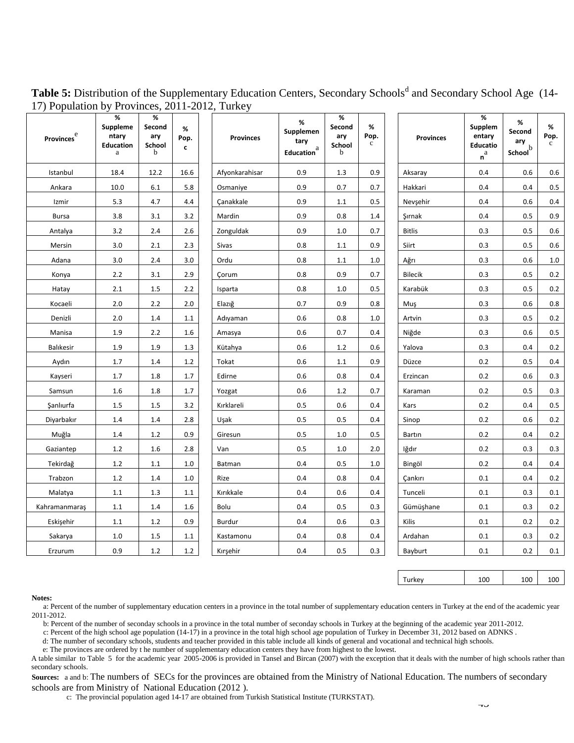**Table 5:** Distribution of the Supplementary Education Centers, Secondary Schools[d] and Secondary School Age (14-17) Population by Provinces, 2011-2012, Turkey

| Provinces[e] | % Supplementary Education[a] | % Secondary School[b] | % Pop.[c] | Provinces | % Supplementary Education[a] | % Secondary School[b] | % Pop.[c] | Provinces | % Supplementary Education[a] | % Secondary School[b] | % Pop.[c] |
|---|---|---|---|---|---|---|---|---|---|---|---|
| Istanbul | 18.4 | 12.2 | 16.6 | Afyonkarahisar | 0.9 | 1.3 | 0.9 | Aksaray | 0.4 | 0.6 | 0.6 |
| Ankara | 10.0 | 6.1 | 5.8 | Osmaniye | 0.9 | 0.7 | 0.7 | Hakkari | 0.4 | 0.4 | 0.5 |
| Izmir | 5.3 | 4.7 | 4.4 | Çanakkale | 0.9 | 1.1 | 0.5 | Nevşehir | 0.4 | 0.6 | 0.4 |
| Bursa | 3.8 | 3.1 | 3.2 | Mardin | 0.9 | 0.8 | 1.4 | Şırnak | 0.4 | 0.5 | 0.9 |
| Antalya | 3.2 | 2.4 | 2.6 | Zonguldak | 0.9 | 1.0 | 0.7 | Bitlis | 0.3 | 0.5 | 0.6 |
| Mersin | 3.0 | 2.1 | 2.3 | Sivas | 0.8 | 1.1 | 0.9 | Siirt | 0.3 | 0.5 | 0.6 |
| Adana | 3.0 | 2.4 | 3.0 | Ordu | 0.8 | 1.1 | 1.0 | Ağrı | 0.3 | 0.6 | 1.0 |
| Konya | 2.2 | 3.1 | 2.9 | Çorum | 0.8 | 0.9 | 0.7 | Bilecik | 0.3 | 0.5 | 0.2 |
| Hatay | 2.1 | 1.5 | 2.2 | Isparta | 0.8 | 1.0 | 0.5 | Karabük | 0.3 | 0.5 | 0.2 |
| Kocaeli | 2.0 | 2.2 | 2.0 | Elazığ | 0.7 | 0.9 | 0.8 | Muş | 0.3 | 0.6 | 0.8 |
| Denizli | 2.0 | 1.4 | 1.1 | Adıyaman | 0.6 | 0.8 | 1.0 | Artvin | 0.3 | 0.5 | 0.2 |
| Manisa | 1.9 | 2.2 | 1.6 | Amasya | 0.6 | 0.7 | 0.4 | Niğde | 0.3 | 0.6 | 0.5 |
| Balıkesir | 1.9 | 1.9 | 1.3 | Kütahya | 0.6 | 1.2 | 0.6 | Yalova | 0.3 | 0.4 | 0.2 |
| Aydın | 1.7 | 1.4 | 1.2 | Tokat | 0.6 | 1.1 | 0.9 | Düzce | 0.2 | 0.5 | 0.4 |
| Kayseri | 1.7 | 1.8 | 1.7 | Edirne | 0.6 | 0.8 | 0.4 | Erzincan | 0.2 | 0.6 | 0.3 |
| Samsun | 1.6 | 1.8 | 1.7 | Yozgat | 0.6 | 1.2 | 0.7 | Karaman | 0.2 | 0.5 | 0.3 |
| Şanlıurfa | 1.5 | 1.5 | 3.2 | Kırklareli | 0.5 | 0.6 | 0.4 | Kars | 0.2 | 0.4 | 0.5 |
| Diyarbakır | 1.4 | 1.4 | 2.8 | Uşak | 0.5 | 0.5 | 0.4 | Sinop | 0.2 | 0.6 | 0.2 |
| Muğla | 1.4 | 1.2 | 0.9 | Giresun | 0.5 | 1.0 | 0.5 | Bartın | 0.2 | 0.4 | 0.2 |
| Gaziantep | 1.2 | 1.6 | 2.8 | Van | 0.5 | 1.0 | 2.0 | Iğdır | 0.2 | 0.3 | 0.3 |
| Tekirdağ | 1.2 | 1.1 | 1.0 | Batman | 0.4 | 0.5 | 1.0 | Bingöl | 0.2 | 0.4 | 0.4 |
| Trabzon | 1.2 | 1.4 | 1.0 | Rize | 0.4 | 0.8 | 0.4 | Çankırı | 0.1 | 0.4 | 0.2 |
| Malatya | 1.1 | 1.3 | 1.1 | Kırıkkale | 0.4 | 0.6 | 0.4 | Tunceli | 0.1 | 0.3 | 0.1 |
| Kahramanmaraş | 1.1 | 1.4 | 1.6 | Bolu | 0.4 | 0.5 | 0.3 | Gümüşhane | 0.1 | 0.3 | 0.2 |
| Eskişehir | 1.1 | 1.2 | 0.9 | Burdur | 0.4 | 0.6 | 0.3 | Kilis | 0.1 | 0.2 | 0.2 |
| Sakarya | 1.0 | 1.5 | 1.1 | Kastamonu | 0.4 | 0.8 | 0.4 | Ardahan | 0.1 | 0.3 | 0.2 |
| Erzurum | 0.9 | 1.2 | 1.2 | Kırşehir | 0.4 | 0.5 | 0.3 | Bayburt | 0.1 | 0.2 | 0.1 |
| | | | | | | | | Turkey | 100 | 100 | 100 |

**Notes:**

a: Percent of the number of supplementary education centers in a province in the total number of supplementary education centers in Turkey at the end of the academic year 2011-2012.

b: Percent of the number of seconday schools in a province in the total number of seconday schools in Turkey at the beginning of the academic year 2011-2012.

c: Percent of the high school age population (14-17) in a province in the total high school age population of Turkey in December 31, 2012 based on ADNKS .

d: The number of secondary schools, students and teacher provided in this table include all kinds of general and vocational and technical high schools.

e: The provinces are ordered by t he number of supplementary education centers they have from highest to the lowest.

A table similar to Table 5 for the academic year 2005-2006 is provided in Tansel and Bircan (2007) with the exception that it deals with the number of high schools rather than secondary schools.

**Sources:** a and b: The numbers of SECs for the provinces are obtained from the Ministry of National Education. The numbers of secondary schools are from Ministry of National Education (2012 ).

c: The provincial population aged 14-17 are obtained from Turkish Statistical Institute (TURKSTAT).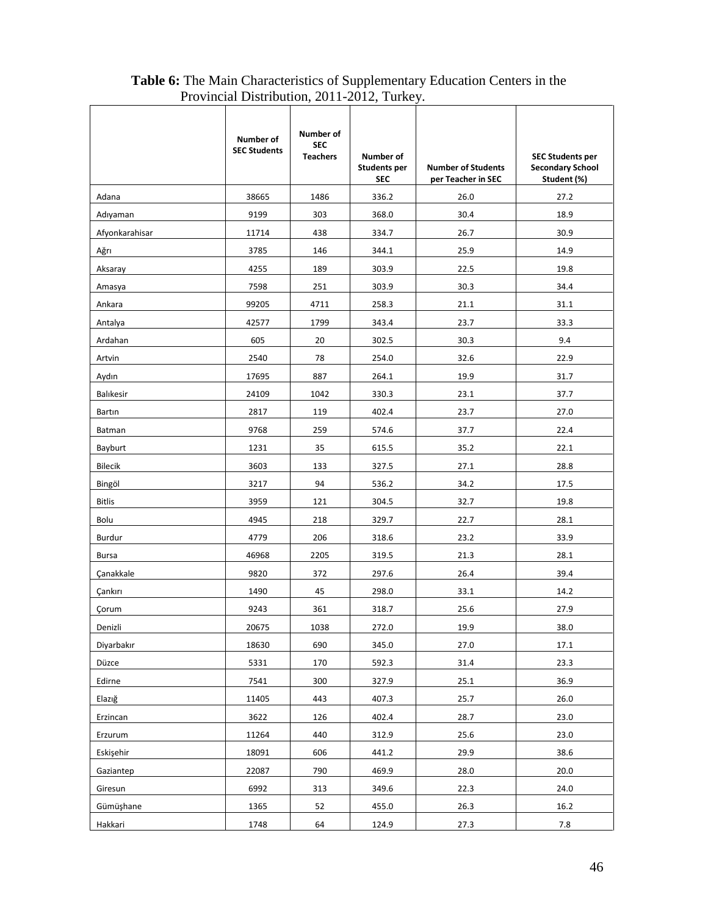**Table 6:** The Main Characteristics of Supplementary Education Centers in the Provincial Distribution, 2011-2012, Turkey.

| | Number of SEC Students | Number of SEC Teachers | Number of Students per SEC | Number of Students per Teacher in SEC | SEC Students per Secondary School Student (%) |
|---|---|---|---|---|---|
| Adana | 38665 | 1486 | 336.2 | 26.0 | 27.2 |
| Adıyaman | 9199 | 303 | 368.0 | 30.4 | 18.9 |
| Afyonkarahisar | 11714 | 438 | 334.7 | 26.7 | 30.9 |
| Ağrı | 3785 | 146 | 344.1 | 25.9 | 14.9 |
| Aksaray | 4255 | 189 | 303.9 | 22.5 | 19.8 |
| Amasya | 7598 | 251 | 303.9 | 30.3 | 34.4 |
| Ankara | 99205 | 4711 | 258.3 | 21.1 | 31.1 |
| Antalya | 42577 | 1799 | 343.4 | 23.7 | 33.3 |
| Ardahan | 605 | 20 | 302.5 | 30.3 | 9.4 |
| Artvin | 2540 | 78 | 254.0 | 32.6 | 22.9 |
| Aydın | 17695 | 887 | 264.1 | 19.9 | 31.7 |
| Balıkesir | 24109 | 1042 | 330.3 | 23.1 | 37.7 |
| Bartın | 2817 | 119 | 402.4 | 23.7 | 27.0 |
| Batman | 9768 | 259 | 574.6 | 37.7 | 22.4 |
| Bayburt | 1231 | 35 | 615.5 | 35.2 | 22.1 |
| Bilecik | 3603 | 133 | 327.5 | 27.1 | 28.8 |
| Bingöl | 3217 | 94 | 536.2 | 34.2 | 17.5 |
| Bitlis | 3959 | 121 | 304.5 | 32.7 | 19.8 |
| Bolu | 4945 | 218 | 329.7 | 22.7 | 28.1 |
| Burdur | 4779 | 206 | 318.6 | 23.2 | 33.9 |
| Bursa | 46968 | 2205 | 319.5 | 21.3 | 28.1 |
| Çanakkale | 9820 | 372 | 297.6 | 26.4 | 39.4 |
| Çankırı | 1490 | 45 | 298.0 | 33.1 | 14.2 |
| Çorum | 9243 | 361 | 318.7 | 25.6 | 27.9 |
| Denizli | 20675 | 1038 | 272.0 | 19.9 | 38.0 |
| Diyarbakır | 18630 | 690 | 345.0 | 27.0 | 17.1 |
| Düzce | 5331 | 170 | 592.3 | 31.4 | 23.3 |
| Edirne | 7541 | 300 | 327.9 | 25.1 | 36.9 |
| Elazığ | 11405 | 443 | 407.3 | 25.7 | 26.0 |
| Erzincan | 3622 | 126 | 402.4 | 28.7 | 23.0 |
| Erzurum | 11264 | 440 | 312.9 | 25.6 | 23.0 |
| Eskişehir | 18091 | 606 | 441.2 | 29.9 | 38.6 |
| Gaziantep | 22087 | 790 | 469.9 | 28.0 | 20.0 |
| Giresun | 6992 | 313 | 349.6 | 22.3 | 24.0 |
| Gümüşhane | 1365 | 52 | 455.0 | 26.3 | 16.2 |
| Hakkari | 1748 | 64 | 124.9 | 27.3 | 7.8 |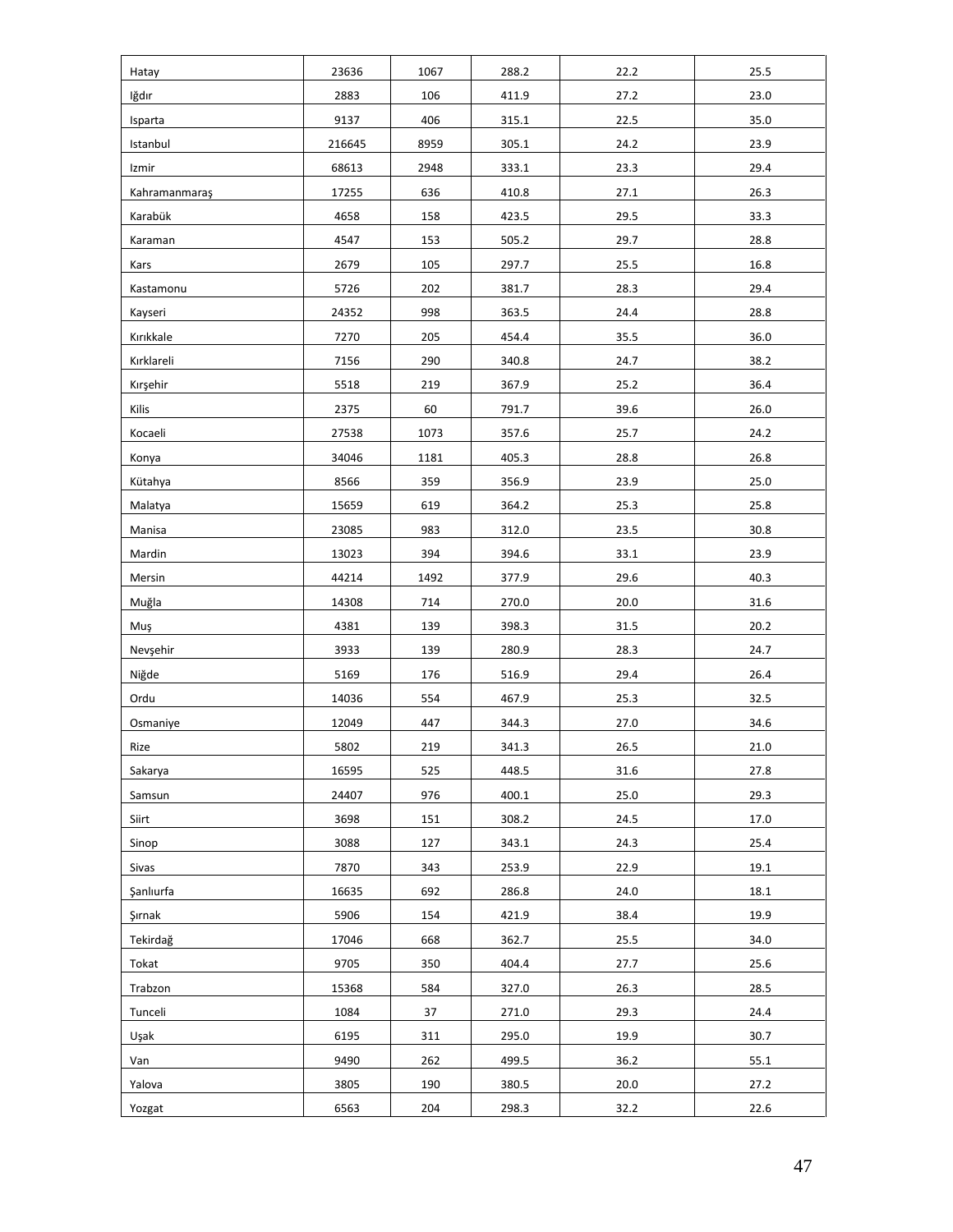| | | | | | |
|---|---|---|---|---|---|
| Hatay | 23636 | 1067 | 288.2 | 22.2 | 25.5 |
| Iğdır | 2883 | 106 | 411.9 | 27.2 | 23.0 |
| Isparta | 9137 | 406 | 315.1 | 22.5 | 35.0 |
| Istanbul | 216645 | 8959 | 305.1 | 24.2 | 23.9 |
| Izmir | 68613 | 2948 | 333.1 | 23.3 | 29.4 |
| Kahramanmaraş | 17255 | 636 | 410.8 | 27.1 | 26.3 |
| Karabük | 4658 | 158 | 423.5 | 29.5 | 33.3 |
| Karaman | 4547 | 153 | 505.2 | 29.7 | 28.8 |
| Kars | 2679 | 105 | 297.7 | 25.5 | 16.8 |
| Kastamonu | 5726 | 202 | 381.7 | 28.3 | 29.4 |
| Kayseri | 24352 | 998 | 363.5 | 24.4 | 28.8 |
| Kırıkkale | 7270 | 205 | 454.4 | 35.5 | 36.0 |
| Kırklareli | 7156 | 290 | 340.8 | 24.7 | 38.2 |
| Kırşehir | 5518 | 219 | 367.9 | 25.2 | 36.4 |
| Kilis | 2375 | 60 | 791.7 | 39.6 | 26.0 |
| Kocaeli | 27538 | 1073 | 357.6 | 25.7 | 24.2 |
| Konya | 34046 | 1181 | 405.3 | 28.8 | 26.8 |
| Kütahya | 8566 | 359 | 356.9 | 23.9 | 25.0 |
| Malatya | 15659 | 619 | 364.2 | 25.3 | 25.8 |
| Manisa | 23085 | 983 | 312.0 | 23.5 | 30.8 |
| Mardin | 13023 | 394 | 394.6 | 33.1 | 23.9 |
| Mersin | 44214 | 1492 | 377.9 | 29.6 | 40.3 |
| Muğla | 14308 | 714 | 270.0 | 20.0 | 31.6 |
| Muş | 4381 | 139 | 398.3 | 31.5 | 20.2 |
| Nevşehir | 3933 | 139 | 280.9 | 28.3 | 24.7 |
| Niğde | 5169 | 176 | 516.9 | 29.4 | 26.4 |
| Ordu | 14036 | 554 | 467.9 | 25.3 | 32.5 |
| Osmaniye | 12049 | 447 | 344.3 | 27.0 | 34.6 |
| Rize | 5802 | 219 | 341.3 | 26.5 | 21.0 |
| Sakarya | 16595 | 525 | 448.5 | 31.6 | 27.8 |
| Samsun | 24407 | 976 | 400.1 | 25.0 | 29.3 |
| Siirt | 3698 | 151 | 308.2 | 24.5 | 17.0 |
| Sinop | 3088 | 127 | 343.1 | 24.3 | 25.4 |
| Sivas | 7870 | 343 | 253.9 | 22.9 | 19.1 |
| Şanlıurfa | 16635 | 692 | 286.8 | 24.0 | 18.1 |
| Şırnak | 5906 | 154 | 421.9 | 38.4 | 19.9 |
| Tekirdağ | 17046 | 668 | 362.7 | 25.5 | 34.0 |
| Tokat | 9705 | 350 | 404.4 | 27.7 | 25.6 |
| Trabzon | 15368 | 584 | 327.0 | 26.3 | 28.5 |
| Tunceli | 1084 | 37 | 271.0 | 29.3 | 24.4 |
| Uşak | 6195 | 311 | 295.0 | 19.9 | 30.7 |
| Van | 9490 | 262 | 499.5 | 36.2 | 55.1 |
| Yalova | 3805 | 190 | 380.5 | 20.0 | 27.2 |
| Yozgat | 6563 | 204 | 298.3 | 32.2 | 22.6 |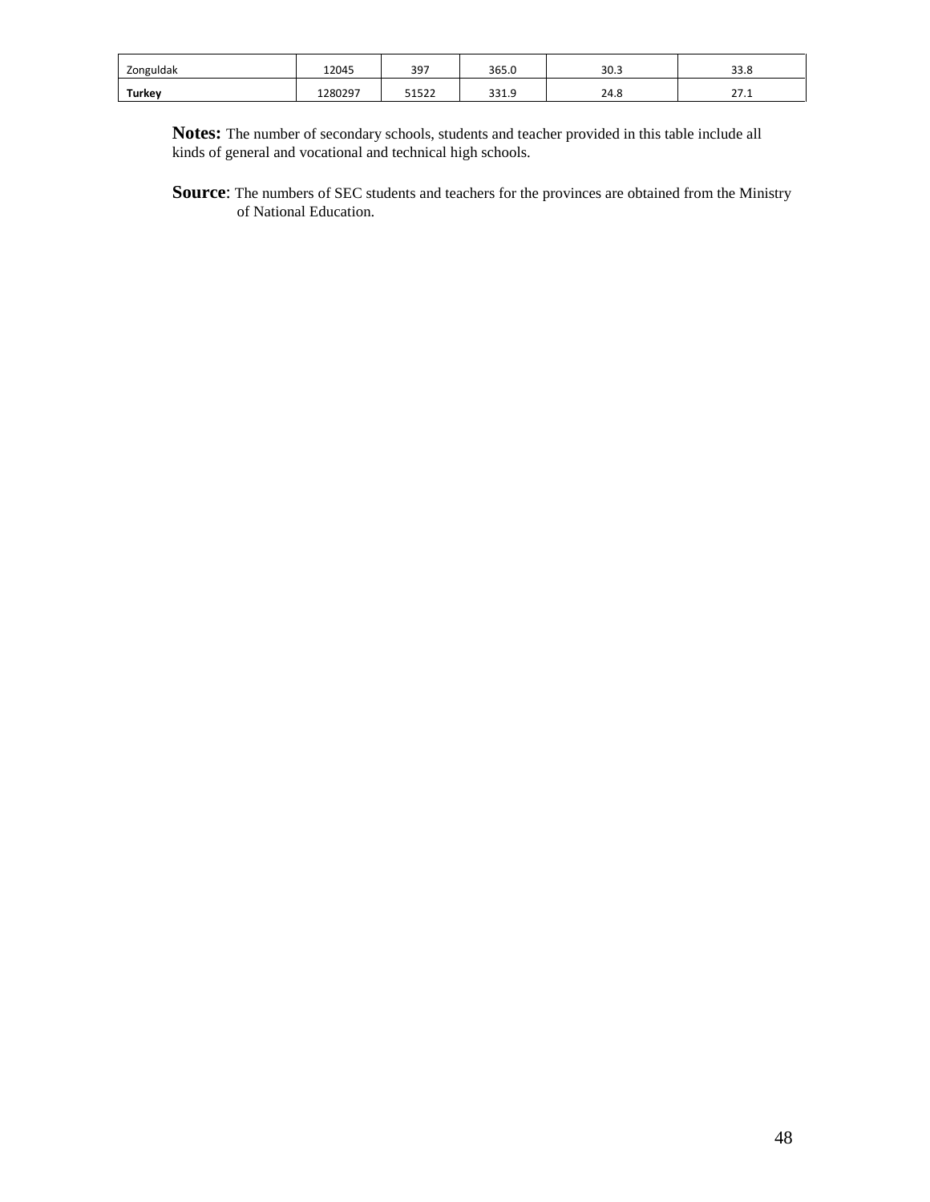| | | | | | |
|---|---|---|---|---|---|
| Zonguldak | 12045 | 397 | 365.0 | 30.3 | 33.8 |
| **Turkey** | 1280297 | 51522 | 331.9 | 24.8 | 27.1 |

**Notes:** The number of secondary schools, students and teacher provided in this table include all kinds of general and vocational and technical high schools.

**Source**: The numbers of SEC students and teachers for the provinces are obtained from the Ministry of National Education.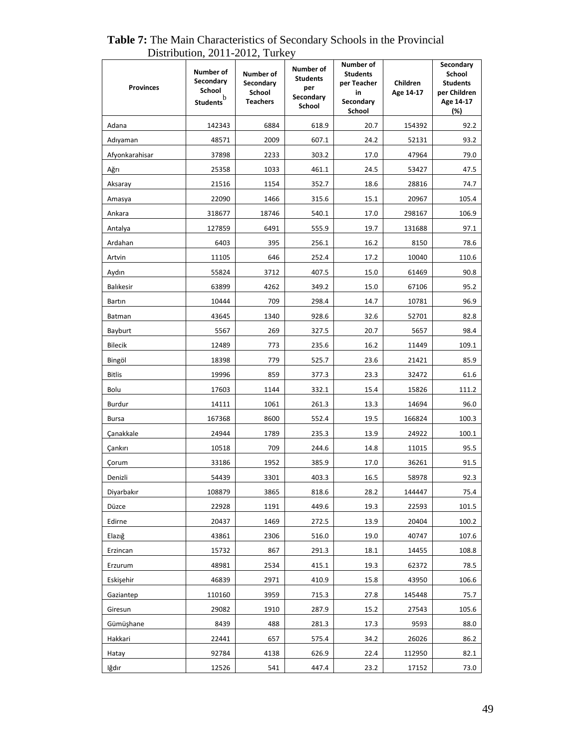**Table 7:** The Main Characteristics of Secondary Schools in the Provincial Distribution, 2011-2012, Turkey

| Provinces | Number of Secondary School Students[b] | Number of Secondary School Teachers | Number of Students per Secondary School | Number of Students per Teacher in Secondary School | Children Age 14-17 | Secondary School Students per Children Age 14-17 (%) |
|---|---|---|---|---|---|---|
| Adana | 142343 | 6884 | 618.9 | 20.7 | 154392 | 92.2 |
| Adıyaman | 48571 | 2009 | 607.1 | 24.2 | 52131 | 93.2 |
| Afyonkarahisar | 37898 | 2233 | 303.2 | 17.0 | 47964 | 79.0 |
| Ağrı | 25358 | 1033 | 461.1 | 24.5 | 53427 | 47.5 |
| Aksaray | 21516 | 1154 | 352.7 | 18.6 | 28816 | 74.7 |
| Amasya | 22090 | 1466 | 315.6 | 15.1 | 20967 | 105.4 |
| Ankara | 318677 | 18746 | 540.1 | 17.0 | 298167 | 106.9 |
| Antalya | 127859 | 6491 | 555.9 | 19.7 | 131688 | 97.1 |
| Ardahan | 6403 | 395 | 256.1 | 16.2 | 8150 | 78.6 |
| Artvin | 11105 | 646 | 252.4 | 17.2 | 10040 | 110.6 |
| Aydın | 55824 | 3712 | 407.5 | 15.0 | 61469 | 90.8 |
| Balıkesir | 63899 | 4262 | 349.2 | 15.0 | 67106 | 95.2 |
| Bartın | 10444 | 709 | 298.4 | 14.7 | 10781 | 96.9 |
| Batman | 43645 | 1340 | 928.6 | 32.6 | 52701 | 82.8 |
| Bayburt | 5567 | 269 | 327.5 | 20.7 | 5657 | 98.4 |
| Bilecik | 12489 | 773 | 235.6 | 16.2 | 11449 | 109.1 |
| Bingöl | 18398 | 779 | 525.7 | 23.6 | 21421 | 85.9 |
| Bitlis | 19996 | 859 | 377.3 | 23.3 | 32472 | 61.6 |
| Bolu | 17603 | 1144 | 332.1 | 15.4 | 15826 | 111.2 |
| Burdur | 14111 | 1061 | 261.3 | 13.3 | 14694 | 96.0 |
| Bursa | 167368 | 8600 | 552.4 | 19.5 | 166824 | 100.3 |
| Çanakkale | 24944 | 1789 | 235.3 | 13.9 | 24922 | 100.1 |
| Çankırı | 10518 | 709 | 244.6 | 14.8 | 11015 | 95.5 |
| Çorum | 33186 | 1952 | 385.9 | 17.0 | 36261 | 91.5 |
| Denizli | 54439 | 3301 | 403.3 | 16.5 | 58978 | 92.3 |
| Diyarbakır | 108879 | 3865 | 818.6 | 28.2 | 144447 | 75.4 |
| Düzce | 22928 | 1191 | 449.6 | 19.3 | 22593 | 101.5 |
| Edirne | 20437 | 1469 | 272.5 | 13.9 | 20404 | 100.2 |
| Elazığ | 43861 | 2306 | 516.0 | 19.0 | 40747 | 107.6 |
| Erzincan | 15732 | 867 | 291.3 | 18.1 | 14455 | 108.8 |
| Erzurum | 48981 | 2534 | 415.1 | 19.3 | 62372 | 78.5 |
| Eskişehir | 46839 | 2971 | 410.9 | 15.8 | 43950 | 106.6 |
| Gaziantep | 110160 | 3959 | 715.3 | 27.8 | 145448 | 75.7 |
| Giresun | 29082 | 1910 | 287.9 | 15.2 | 27543 | 105.6 |
| Gümüşhane | 8439 | 488 | 281.3 | 17.3 | 9593 | 88.0 |
| Hakkari | 22441 | 657 | 575.4 | 34.2 | 26026 | 86.2 |
| Hatay | 92784 | 4138 | 626.9 | 22.4 | 112950 | 82.1 |
| Iğdır | 12526 | 541 | 447.4 | 23.2 | 17152 | 73.0 |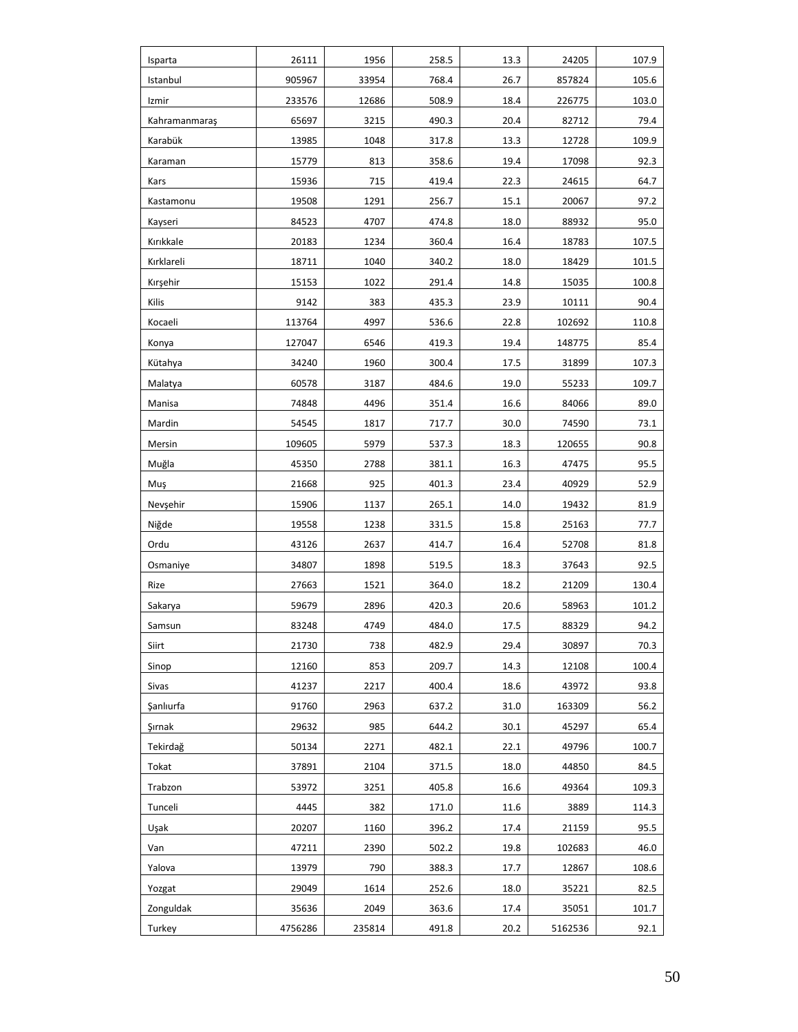| | | | | | | |
|---|---|---|---|---|---|---|
| Isparta | 26111 | 1956 | 258.5 | 13.3 | 24205 | 107.9 |
| Istanbul | 905967 | 33954 | 768.4 | 26.7 | 857824 | 105.6 |
| Izmir | 233576 | 12686 | 508.9 | 18.4 | 226775 | 103.0 |
| Kahramanmaraş | 65697 | 3215 | 490.3 | 20.4 | 82712 | 79.4 |
| Karabük | 13985 | 1048 | 317.8 | 13.3 | 12728 | 109.9 |
| Karaman | 15779 | 813 | 358.6 | 19.4 | 17098 | 92.3 |
| Kars | 15936 | 715 | 419.4 | 22.3 | 24615 | 64.7 |
| Kastamonu | 19508 | 1291 | 256.7 | 15.1 | 20067 | 97.2 |
| Kayseri | 84523 | 4707 | 474.8 | 18.0 | 88932 | 95.0 |
| Kırıkkale | 20183 | 1234 | 360.4 | 16.4 | 18783 | 107.5 |
| Kırklareli | 18711 | 1040 | 340.2 | 18.0 | 18429 | 101.5 |
| Kırşehir | 15153 | 1022 | 291.4 | 14.8 | 15035 | 100.8 |
| Kilis | 9142 | 383 | 435.3 | 23.9 | 10111 | 90.4 |
| Kocaeli | 113764 | 4997 | 536.6 | 22.8 | 102692 | 110.8 |
| Konya | 127047 | 6546 | 419.3 | 19.4 | 148775 | 85.4 |
| Kütahya | 34240 | 1960 | 300.4 | 17.5 | 31899 | 107.3 |
| Malatya | 60578 | 3187 | 484.6 | 19.0 | 55233 | 109.7 |
| Manisa | 74848 | 4496 | 351.4 | 16.6 | 84066 | 89.0 |
| Mardin | 54545 | 1817 | 717.7 | 30.0 | 74590 | 73.1 |
| Mersin | 109605 | 5979 | 537.3 | 18.3 | 120655 | 90.8 |
| Muğla | 45350 | 2788 | 381.1 | 16.3 | 47475 | 95.5 |
| Muş | 21668 | 925 | 401.3 | 23.4 | 40929 | 52.9 |
| Nevşehir | 15906 | 1137 | 265.1 | 14.0 | 19432 | 81.9 |
| Niğde | 19558 | 1238 | 331.5 | 15.8 | 25163 | 77.7 |
| Ordu | 43126 | 2637 | 414.7 | 16.4 | 52708 | 81.8 |
| Osmaniye | 34807 | 1898 | 519.5 | 18.3 | 37643 | 92.5 |
| Rize | 27663 | 1521 | 364.0 | 18.2 | 21209 | 130.4 |
| Sakarya | 59679 | 2896 | 420.3 | 20.6 | 58963 | 101.2 |
| Samsun | 83248 | 4749 | 484.0 | 17.5 | 88329 | 94.2 |
| Siirt | 21730 | 738 | 482.9 | 29.4 | 30897 | 70.3 |
| Sinop | 12160 | 853 | 209.7 | 14.3 | 12108 | 100.4 |
| Sivas | 41237 | 2217 | 400.4 | 18.6 | 43972 | 93.8 |
| Şanlıurfa | 91760 | 2963 | 637.2 | 31.0 | 163309 | 56.2 |
| Şırnak | 29632 | 985 | 644.2 | 30.1 | 45297 | 65.4 |
| Tekirdağ | 50134 | 2271 | 482.1 | 22.1 | 49796 | 100.7 |
| Tokat | 37891 | 2104 | 371.5 | 18.0 | 44850 | 84.5 |
| Trabzon | 53972 | 3251 | 405.8 | 16.6 | 49364 | 109.3 |
| Tunceli | 4445 | 382 | 171.0 | 11.6 | 3889 | 114.3 |
| Uşak | 20207 | 1160 | 396.2 | 17.4 | 21159 | 95.5 |
| Van | 47211 | 2390 | 502.2 | 19.8 | 102683 | 46.0 |
| Yalova | 13979 | 790 | 388.3 | 17.7 | 12867 | 108.6 |
| Yozgat | 29049 | 1614 | 252.6 | 18.0 | 35221 | 82.5 |
| Zonguldak | 35636 | 2049 | 363.6 | 17.4 | 35051 | 101.7 |
| Turkey | 4756286 | 235814 | 491.8 | 20.2 | 5162536 | 92.1 |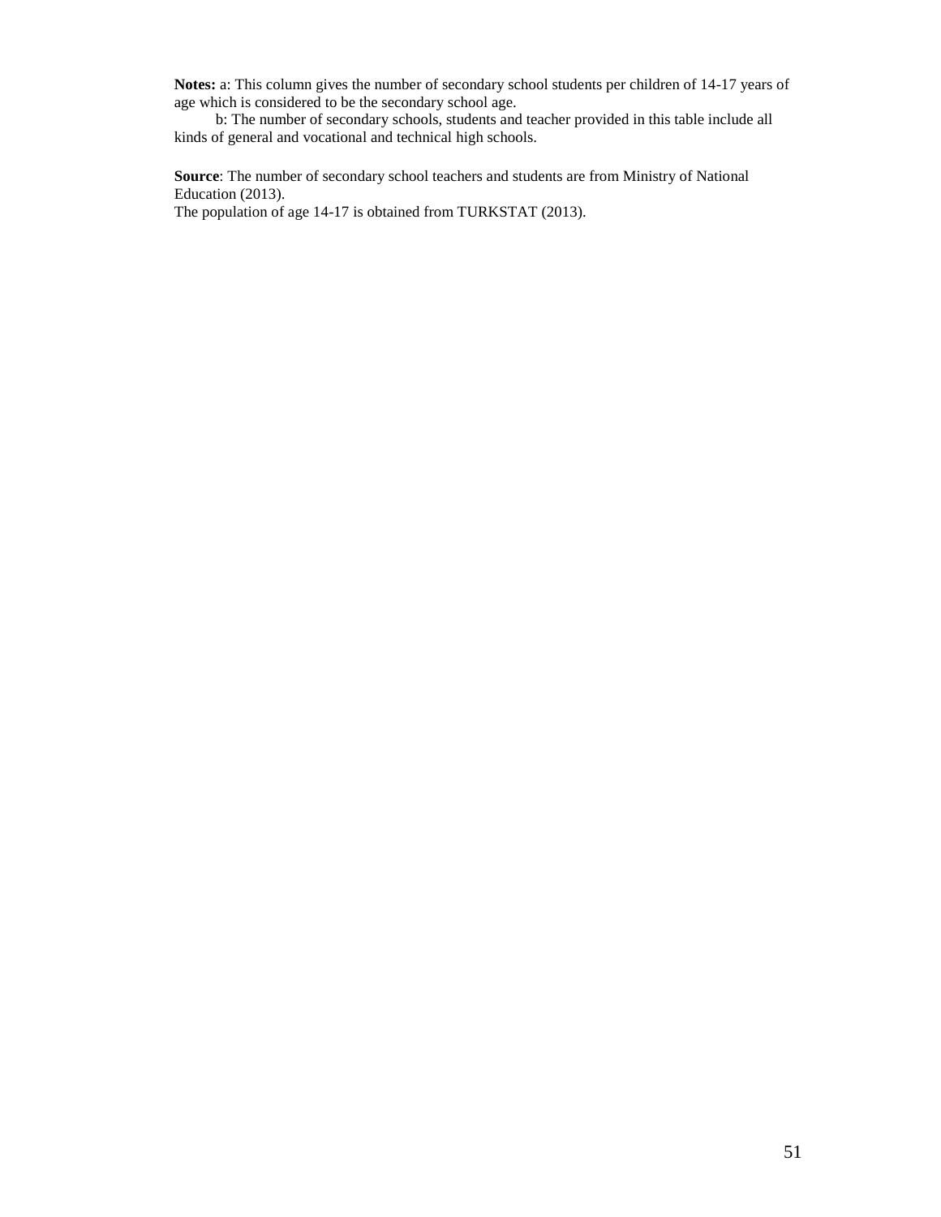**Notes:** a: This column gives the number of secondary school students per children of 14-17 years of age which is considered to be the secondary school age.

b: The number of secondary schools, students and teacher provided in this table include all kinds of general and vocational and technical high schools.

**Source**: The number of secondary school teachers and students are from Ministry of National Education (2013).

The population of age 14-17 is obtained from TURKSTAT (2013).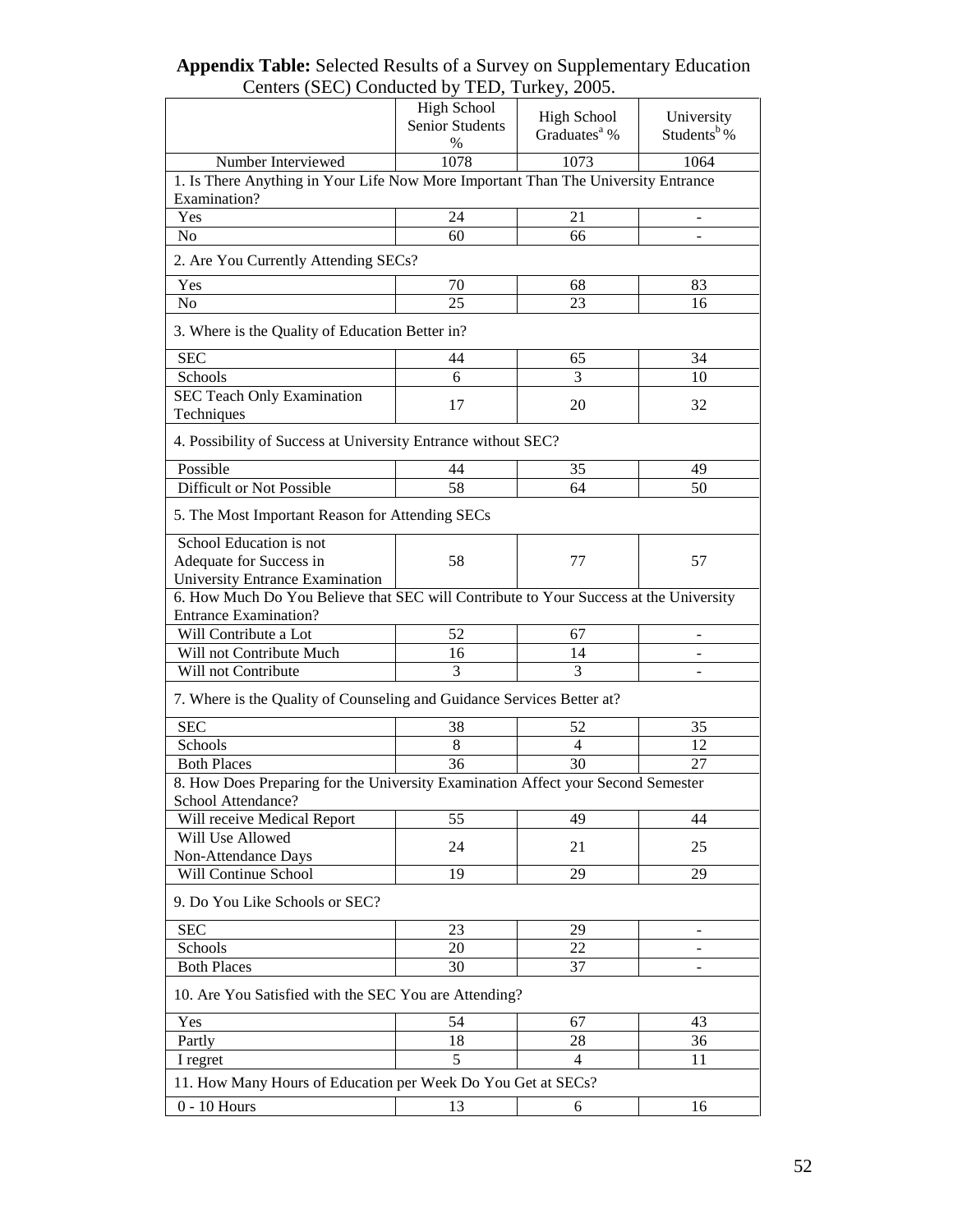**Appendix Table:** Selected Results of a Survey on Supplementary Education Centers (SEC) Conducted by TED, Turkey, 2005.

| | High School Senior Students % | High School Graduates[a] % | University Students[b] % |
|---|---|---|---|
| Number Interviewed | 1078 | 1073 | 1064 |
| 1. Is There Anything in Your Life Now More Important Than The University Entrance Examination? | | | |
| Yes | 24 | 21 | - |
| No | 60 | 66 | - |
| 2. Are You Currently Attending SECs? | | | |
| Yes | 70 | 68 | 83 |
| No | 25 | 23 | 16 |
| 3. Where is the Quality of Education Better in? | | | |
| SEC | 44 | 65 | 34 |
| Schools | 6 | 3 | 10 |
| SEC Teach Only Examination Techniques | 17 | 20 | 32 |
| 4. Possibility of Success at University Entrance without SEC? | | | |
| Possible | 44 | 35 | 49 |
| Difficult or Not Possible | 58 | 64 | 50 |
| 5. The Most Important Reason for Attending SECs | | | |
| School Education is not Adequate for Success in University Entrance Examination | 58 | 77 | 57 |
| 6. How Much Do You Believe that SEC will Contribute to Your Success at the University Entrance Examination? | | | |
| Will Contribute a Lot | 52 | 67 | - |
| Will not Contribute Much | 16 | 14 | - |
| Will not Contribute | 3 | 3 | - |
| 7. Where is the Quality of Counseling and Guidance Services Better at? | | | |
| SEC | 38 | 52 | 35 |
| Schools | 8 | 4 | 12 |
| Both Places | 36 | 30 | 27 |
| 8. How Does Preparing for the University Examination Affect your Second Semester School Attendance? | | | |
| Will receive Medical Report | 55 | 49 | 44 |
| Will Use Allowed Non-Attendance Days | 24 | 21 | 25 |
| Will Continue School | 19 | 29 | 29 |
| 9. Do You Like Schools or SEC? | | | |
| SEC | 23 | 29 | - |
| Schools | 20 | 22 | - |
| Both Places | 30 | 37 | - |
| 10. Are You Satisfied with the SEC You are Attending? | | | |
| Yes | 54 | 67 | 43 |
| Partly | 18 | 28 | 36 |
| I regret | 5 | 4 | 11 |
| 11. How Many Hours of Education per Week Do You Get at SECs? | | | |
| 0 - 10 Hours | 13 | 6 | 16 |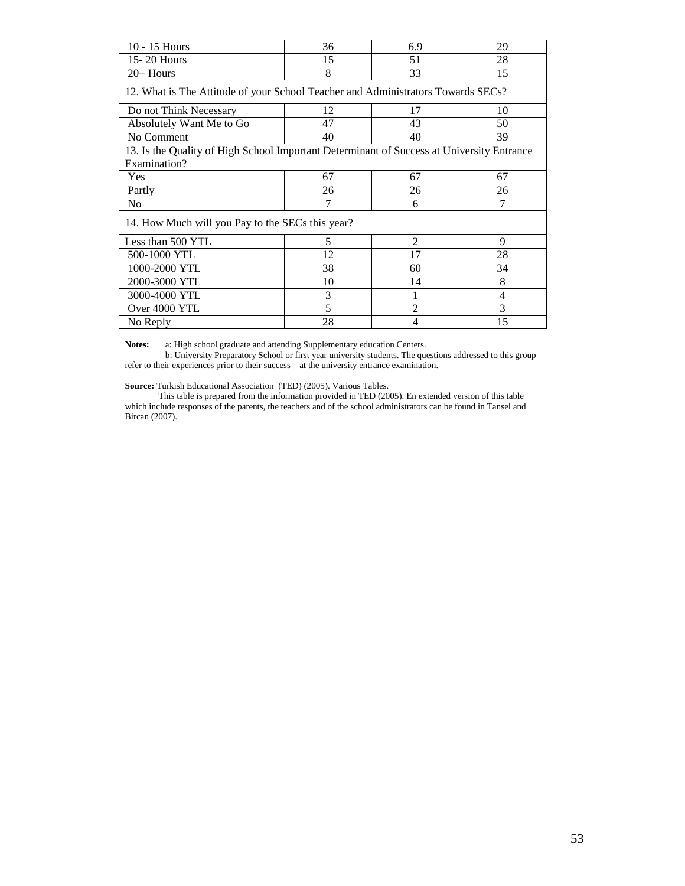| | | | |
|---|---|---|---|
| 10 - 15 Hours | 36 | 6.9 | 29 |
| 15- 20 Hours | 15 | 51 | 28 |
| 20+ Hours | 8 | 33 | 15 |
| 12. What is The Attitude of your School Teacher and Administrators Towards SECs? | | | |
| Do not Think Necessary | 12 | 17 | 10 |
| Absolutely Want Me to Go | 47 | 43 | 50 |
| No Comment | 40 | 40 | 39 |
| 13. Is the Quality of High School Important Determinant of Success at University Entrance Examination? | | | |
| Yes | 67 | 67 | 67 |
| Partly | 26 | 26 | 26 |
| No | 7 | 6 | 7 |
| 14. How Much will you Pay to the SECs this year? | | | |
| Less than 500 YTL | 5 | 2 | 9 |
| 500-1000 YTL | 12 | 17 | 28 |
| 1000-2000 YTL | 38 | 60 | 34 |
| 2000-3000 YTL | 10 | 14 | 8 |
| 3000-4000 YTL | 3 | 1 | 4 |
| Over 4000 YTL | 5 | 2 | 3 |
| No Reply | 28 | 4 | 15 |

**Notes:** a: High school graduate and attending Supplementary education Centers.

b: University Preparatory School or first year university students. The questions addressed to this group refer to their experiences prior to their success at the university entrance examination.

**Source:** Turkish Educational Association (TED) (2005). Various Tables.

This table is prepared from the information provided in TED (2005). En extended version of this table which include responses of the parents, the teachers and of the school administrators can be found in Tansel and Bircan (2007).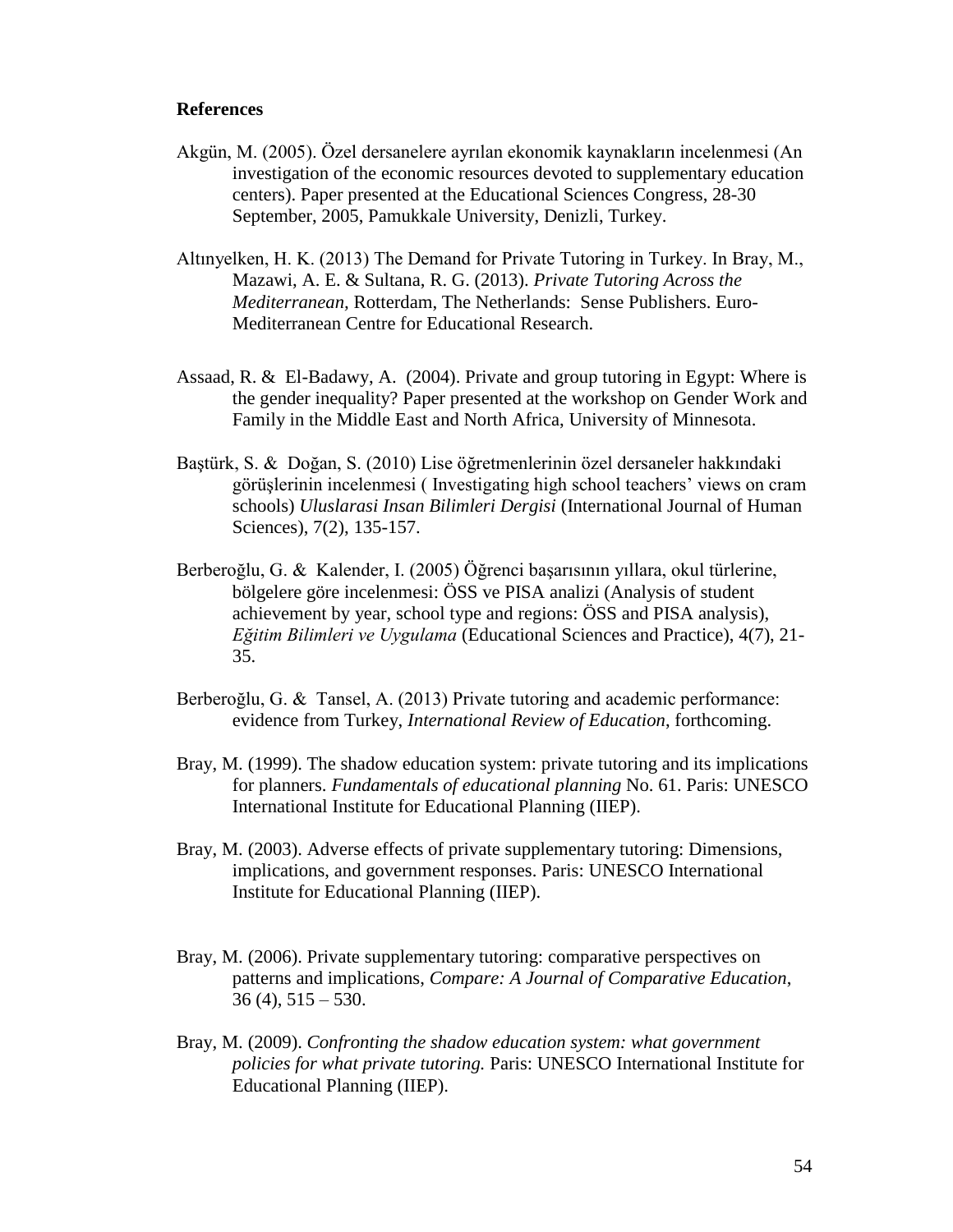**References**

Akgün, M. (2005). Özel dersanelere ayrılan ekonomik kaynakların incelenmesi (An investigation of the economic resources devoted to supplementary education centers). Paper presented at the Educational Sciences Congress, 28-30 September, 2005, Pamukkale University, Denizli, Turkey.

Altınyelken, H. K. (2013) The Demand for Private Tutoring in Turkey. In Bray, M., Mazawi, A. E. & Sultana, R. G. (2013). *Private Tutoring Across the Mediterranean*, Rotterdam, The Netherlands: Sense Publishers. Euro-Mediterranean Centre for Educational Research.

Assaad, R. & El-Badawy, A. (2004). Private and group tutoring in Egypt: Where is the gender inequality? Paper presented at the workshop on Gender Work and Family in the Middle East and North Africa, University of Minnesota.

Baştürk, S. & Doğan, S. (2010) Lise öğretmenlerinin özel dersaneler hakkındaki görüşlerinin incelenmesi ( Investigating high school teachers' views on cram schools) *Uluslarasi Insan Bilimleri Dergisi* (International Journal of Human Sciences), 7(2), 135-157.

Berberoğlu, G. & Kalender, I. (2005) Öğrenci başarısının yıllara, okul türlerine, bölgelere göre incelenmesi: ÖSS ve PISA analizi (Analysis of student achievement by year, school type and regions: ÖSS and PISA analysis), *Eğitim Bilimleri ve Uygulama* (Educational Sciences and Practice), 4(7), 21-35.

Berberoğlu, G. & Tansel, A. (2013) Private tutoring and academic performance: evidence from Turkey, *International Review of Education*, forthcoming.

Bray, M. (1999). The shadow education system: private tutoring and its implications for planners. *Fundamentals of educational planning* No. 61. Paris: UNESCO International Institute for Educational Planning (IIEP).

Bray, M. (2003). Adverse effects of private supplementary tutoring: Dimensions, implications, and government responses. Paris: UNESCO International Institute for Educational Planning (IIEP).

Bray, M. (2006). Private supplementary tutoring: comparative perspectives on patterns and implications, *Compare: A Journal of Comparative Education*, 36 (4), 515 – 530.

Bray, M. (2009). *Confronting the shadow education system: what government policies for what private tutoring.* Paris: UNESCO International Institute for Educational Planning (IIEP).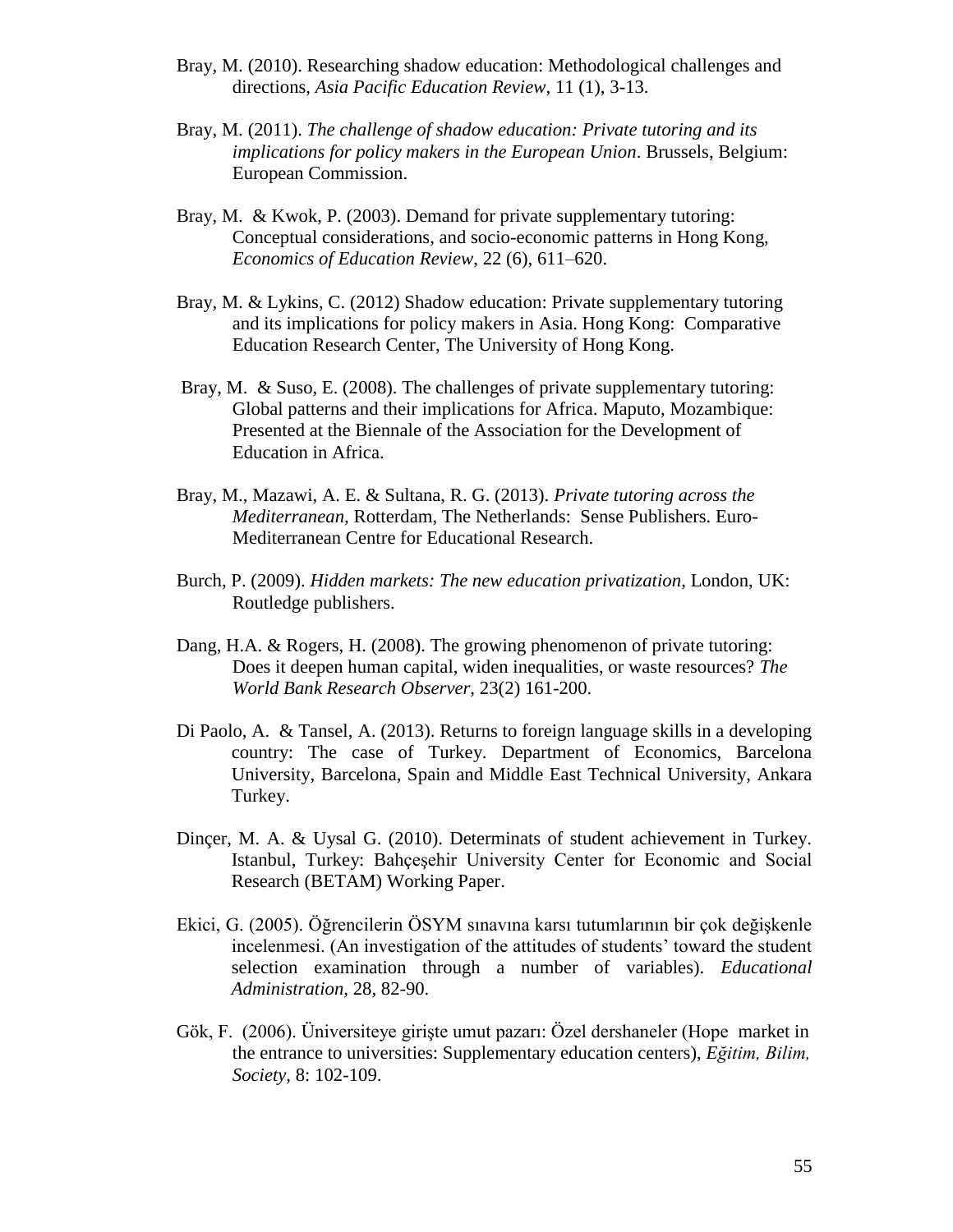Bray, M. (2010). Researching shadow education: Methodological challenges and directions, *Asia Pacific Education Review*, 11 (1), 3-13.

Bray, M. (2011). *The challenge of shadow education: Private tutoring and its implications for policy makers in the European Union*. Brussels, Belgium: European Commission.

Bray, M. & Kwok, P. (2003). Demand for private supplementary tutoring: Conceptual considerations, and socio-economic patterns in Hong Kong, *Economics of Education Review*, 22 (6), 611–620.

Bray, M. & Lykins, C. (2012) Shadow education: Private supplementary tutoring and its implications for policy makers in Asia. Hong Kong: Comparative Education Research Center, The University of Hong Kong.

Bray, M. & Suso, E. (2008). The challenges of private supplementary tutoring: Global patterns and their implications for Africa. Maputo, Mozambique: Presented at the Biennale of the Association for the Development of Education in Africa.

Bray, M., Mazawi, A. E. & Sultana, R. G. (2013). *Private tutoring across the Mediterranean,* Rotterdam, The Netherlands: Sense Publishers. Euro-Mediterranean Centre for Educational Research.

Burch, P. (2009). *Hidden markets: The new education privatization*, London, UK: Routledge publishers.

Dang, H.A. & Rogers, H. (2008). The growing phenomenon of private tutoring: Does it deepen human capital, widen inequalities, or waste resources? *The World Bank Research Observer,* 23(2) 161-200.

Di Paolo, A. & Tansel, A. (2013). Returns to foreign language skills in a developing country: The case of Turkey. Department of Economics, Barcelona University, Barcelona, Spain and Middle East Technical University, Ankara Turkey.

Dinçer, M. A. & Uysal G. (2010). Determinats of student achievement in Turkey. Istanbul, Turkey: Bahçeşehir University Center for Economic and Social Research (BETAM) Working Paper.

Ekici, G. (2005). Öğrencilerin ÖSYM sınavına karsı tutumlarının bir çok değişkenle incelenmesi. (An investigation of the attitudes of students' toward the student selection examination through a number of variables). *Educational Administration*, 28, 82-90.

Gök, F. (2006). Üniversiteye girişte umut pazarı: Özel dershaneler (Hope market in the entrance to universities: Supplementary education centers), *Eğitim, Bilim, Society*, 8: 102-109.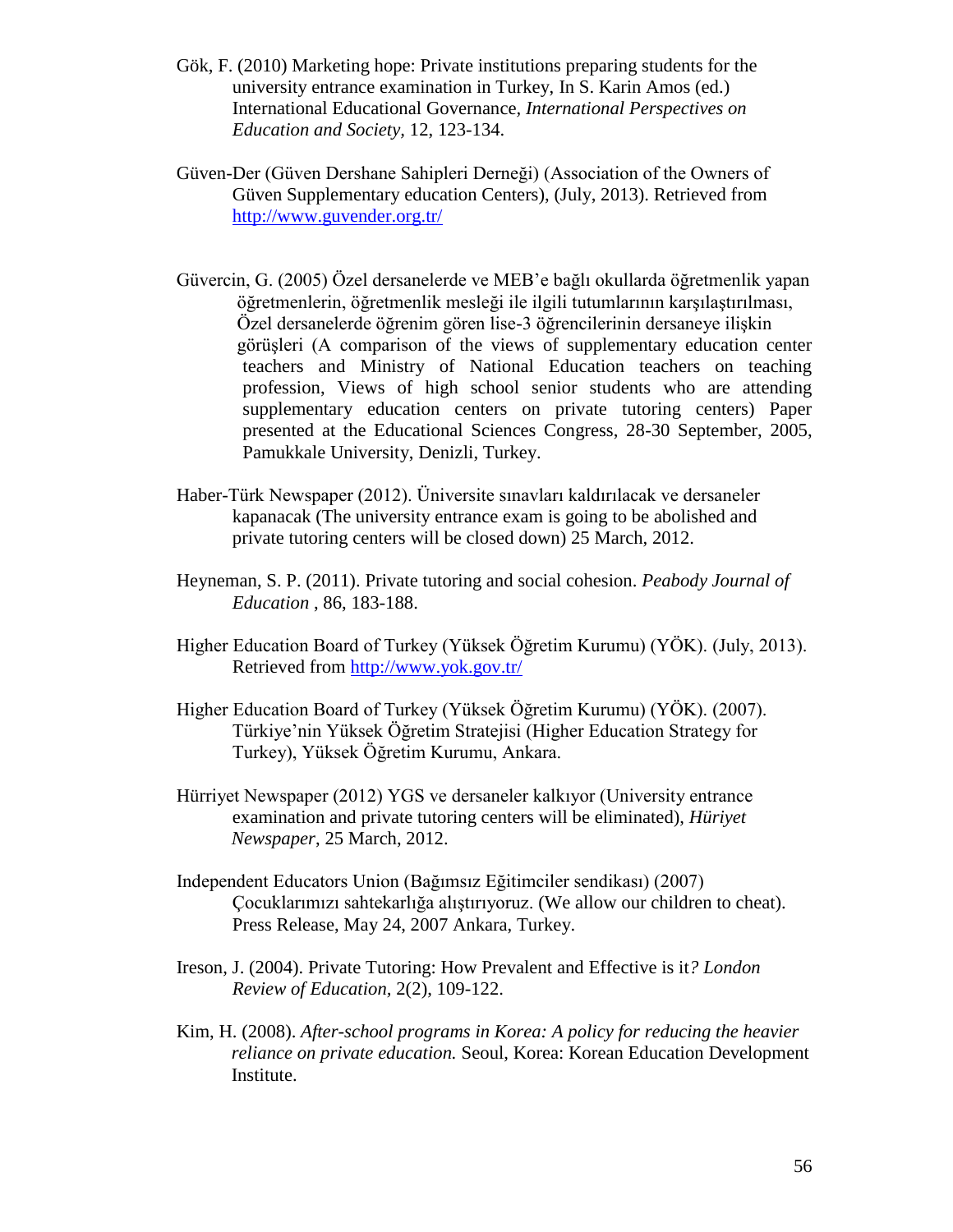Gök, F. (2010) Marketing hope: Private institutions preparing students for the university entrance examination in Turkey, In S. Karin Amos (ed.) International Educational Governance, *International Perspectives on Education and Society,* 12, 123-134.

Güven-Der (Güven Dershane Sahipleri Derneği) (Association of the Owners of Güven Supplementary education Centers), (July, 2013). Retrieved from http://www.guvender.org.tr/

Güvercin, G. (2005) Özel dersanelerde ve MEB'e bağlı okullarda öğretmenlik yapan öğretmenlerin, öğretmenlik mesleği ile ilgili tutumlarının karşılaştırılması, Özel dersanelerde öğrenim gören lise-3 öğrencilerinin dersaneye ilişkin görüşleri (A comparison of the views of supplementary education center teachers and Ministry of National Education teachers on teaching profession, Views of high school senior students who are attending supplementary education centers on private tutoring centers) Paper presented at the Educational Sciences Congress, 28-30 September, 2005, Pamukkale University, Denizli, Turkey.

Haber-Türk Newspaper (2012). Üniversite sınavları kaldırılacak ve dersaneler kapanacak (The university entrance exam is going to be abolished and private tutoring centers will be closed down) 25 March, 2012.

Heyneman, S. P. (2011). Private tutoring and social cohesion. *Peabody Journal of Education* , 86, 183-188.

Higher Education Board of Turkey (Yüksek Öğretim Kurumu) (YÖK). (July, 2013). Retrieved from http://www.yok.gov.tr/

Higher Education Board of Turkey (Yüksek Öğretim Kurumu) (YÖK). (2007). Türkiye'nin Yüksek Öğretim Stratejisi (Higher Education Strategy for Turkey), Yüksek Öğretim Kurumu, Ankara.

Hürriyet Newspaper (2012) YGS ve dersaneler kalkıyor (University entrance examination and private tutoring centers will be eliminated), *Hüriyet Newspaper*, 25 March, 2012.

Independent Educators Union (Bağımsız Eğitimciler sendikası) (2007) Çocuklarımızı sahtekarlığa alıştırıyoruz. (We allow our children to cheat). Press Release, May 24, 2007 Ankara, Turkey.

Ireson, J. (2004). Private Tutoring: How Prevalent and Effective is it*? London Review of Education,* 2(2), 109-122.

Kim, H. (2008). *After-school programs in Korea: A policy for reducing the heavier reliance on private education.* Seoul, Korea: Korean Education Development Institute.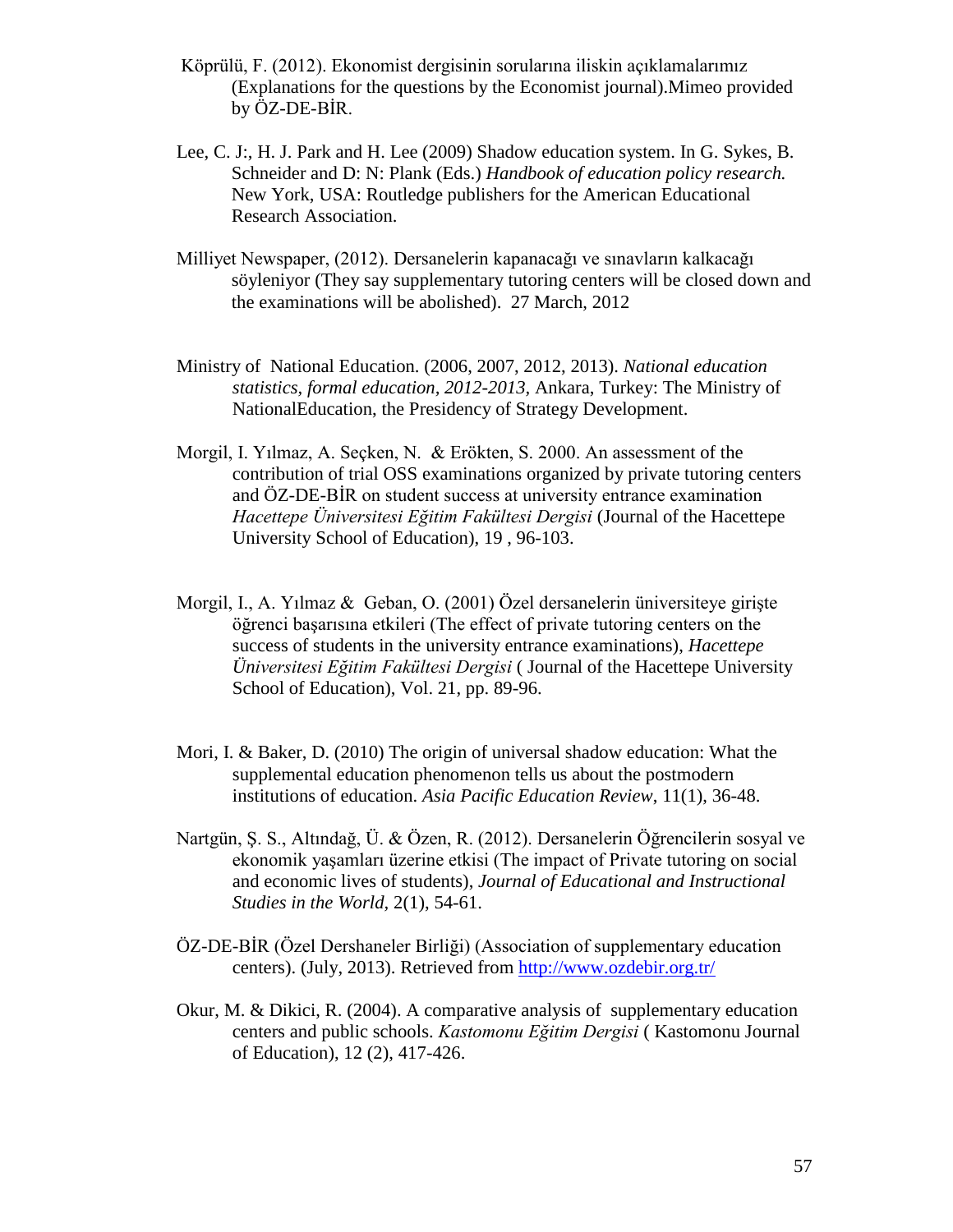Köprülü, F. (2012). Ekonomist dergisinin sorularına iliskin açıklamalarımız (Explanations for the questions by the Economist journal).Mimeo provided by ÖZ-DE-BİR.

Lee, C. J:, H. J. Park and H. Lee (2009) Shadow education system. In G. Sykes, B. Schneider and D: N: Plank (Eds.) *Handbook of education policy research.* New York, USA: Routledge publishers for the American Educational Research Association.

Milliyet Newspaper, (2012). Dersanelerin kapanacağı ve sınavların kalkacağı söyleniyor (They say supplementary tutoring centers will be closed down and the examinations will be abolished). 27 March, 2012

Ministry of National Education. (2006, 2007, 2012, 2013). *National education statistics, formal education, 2012-2013*, Ankara, Turkey: The Ministry of NationalEducation, the Presidency of Strategy Development.

Morgil, I. Yılmaz, A. Seçken, N. & Erökten, S. 2000. An assessment of the contribution of trial OSS examinations organized by private tutoring centers and ÖZ-DE-BİR on student success at university entrance examination *Hacettepe Üniversitesi Eğitim Fakültesi Dergisi* (Journal of the Hacettepe University School of Education), 19 , 96-103.

Morgil, I., A. Yılmaz & Geban, O. (2001) Özel dersanelerin üniversiteye girişte öğrenci başarısına etkileri (The effect of private tutoring centers on the success of students in the university entrance examinations), *Hacettepe Üniversitesi Eğitim Fakültesi Dergisi* ( Journal of the Hacettepe University School of Education), Vol. 21, pp. 89-96.

Mori, I. & Baker, D. (2010) The origin of universal shadow education: What the supplemental education phenomenon tells us about the postmodern institutions of education. *Asia Pacific Education Review*, 11(1), 36-48.

Nartgün, Ş. S., Altındağ, Ü. & Özen, R. (2012). Dersanelerin Öğrencilerin sosyal ve ekonomik yaşamları üzerine etkisi (The impact of Private tutoring on social and economic lives of students), *Journal of Educational and Instructional Studies in the World,* 2(1), 54-61.

ÖZ-DE-BİR (Özel Dershaneler Birliği) (Association of supplementary education centers). (July, 2013). Retrieved from http://www.ozdebir.org.tr/

Okur, M. & Dikici, R. (2004). A comparative analysis of supplementary education centers and public schools. *Kastomonu Eğitim Dergisi* ( Kastomonu Journal of Education), 12 (2), 417-426.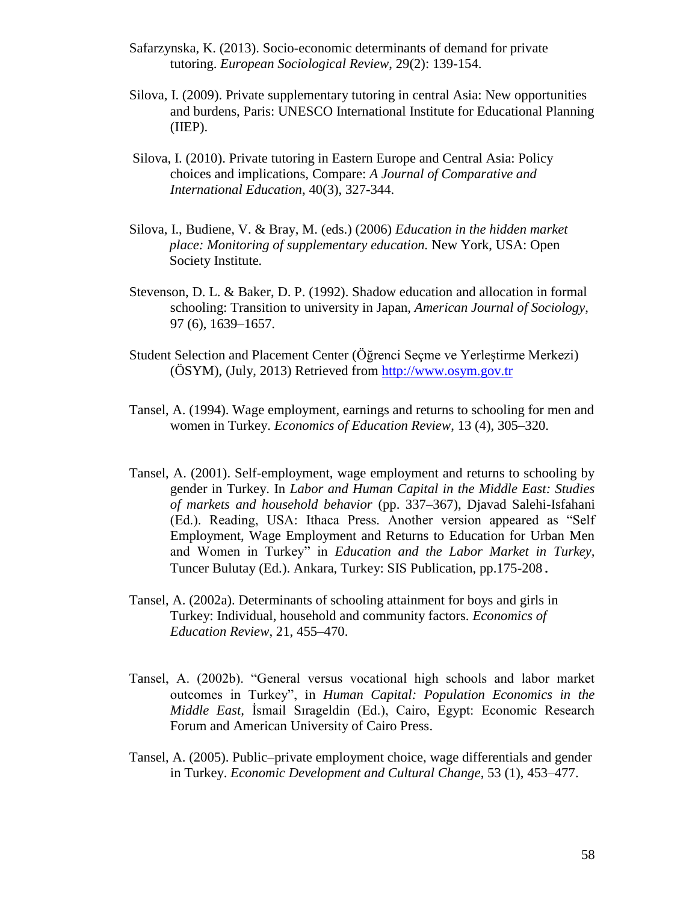Safarzynska, K. (2013). Socio-economic determinants of demand for private tutoring. *European Sociological Review*, 29(2): 139-154.

Silova, I. (2009). Private supplementary tutoring in central Asia: New opportunities and burdens, Paris: UNESCO International Institute for Educational Planning (IIEP).

Silova, I. (2010). Private tutoring in Eastern Europe and Central Asia: Policy choices and implications, Compare: *A Journal of Comparative and International Education*, 40(3), 327-344.

Silova, I., Budiene, V. & Bray, M. (eds.) (2006) *Education in the hidden market place: Monitoring of supplementary education.* New York, USA: Open Society Institute.

Stevenson, D. L. & Baker, D. P. (1992). Shadow education and allocation in formal schooling: Transition to university in Japan, *American Journal of Sociology*, 97 (6), 1639–1657.

Student Selection and Placement Center (Öğrenci Seçme ve Yerleştirme Merkezi) (ÖSYM), (July, 2013) Retrieved from http://www.osym.gov.tr

Tansel, A. (1994). Wage employment, earnings and returns to schooling for men and women in Turkey. *Economics of Education Review*, 13 (4), 305–320.

Tansel, A. (2001). Self-employment, wage employment and returns to schooling by gender in Turkey. In *Labor and Human Capital in the Middle East: Studies of markets and household behavior* (pp. 337–367), Djavad Salehi-Isfahani (Ed.). Reading, USA: Ithaca Press. Another version appeared as "Self Employment, Wage Employment and Returns to Education for Urban Men and Women in Turkey" in *Education and the Labor Market in Turkey*, Tuncer Bulutay (Ed.). Ankara, Turkey: SIS Publication, pp.175-208.

Tansel, A. (2002a). Determinants of schooling attainment for boys and girls in Turkey: Individual, household and community factors. *Economics of Education Review*, 21, 455–470.

Tansel, A. (2002b). "General versus vocational high schools and labor market outcomes in Turkey", in *Human Capital: Population Economics in the Middle East*, İsmail Sırageldin (Ed.), Cairo, Egypt: Economic Research Forum and American University of Cairo Press.

Tansel, A. (2005). Public–private employment choice, wage differentials and gender in Turkey. *Economic Development and Cultural Change*, 53 (1), 453–477.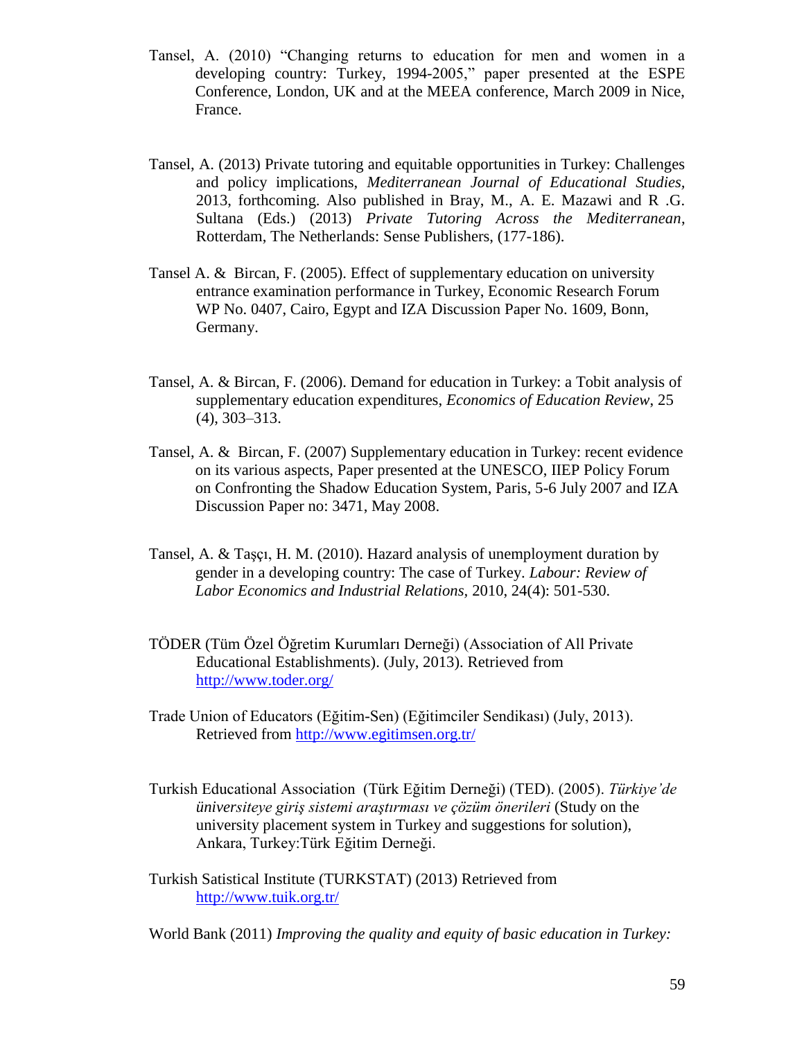Tansel, A. (2010) "Changing returns to education for men and women in a developing country: Turkey, 1994-2005," paper presented at the ESPE Conference, London, UK and at the MEEA conference, March 2009 in Nice, France.

Tansel, A. (2013) Private tutoring and equitable opportunities in Turkey: Challenges and policy implications, *Mediterranean Journal of Educational Studies*, 2013, forthcoming. Also published in Bray, M., A. E. Mazawi and R .G. Sultana (Eds.) (2013) *Private Tutoring Across the Mediterranean*, Rotterdam, The Netherlands: Sense Publishers, (177-186).

Tansel A. & Bircan, F. (2005). Effect of supplementary education on university entrance examination performance in Turkey, Economic Research Forum WP No. 0407, Cairo, Egypt and IZA Discussion Paper No. 1609, Bonn, Germany.

Tansel, A. & Bircan, F. (2006). Demand for education in Turkey: a Tobit analysis of supplementary education expenditures, *Economics of Education Review*, 25 (4), 303–313.

Tansel, A. & Bircan, F. (2007) Supplementary education in Turkey: recent evidence on its various aspects, Paper presented at the UNESCO, IIEP Policy Forum on Confronting the Shadow Education System, Paris, 5-6 July 2007 and IZA Discussion Paper no: 3471, May 2008.

Tansel, A. & Taşçı, H. M. (2010). Hazard analysis of unemployment duration by gender in a developing country: The case of Turkey. *Labour: Review of Labor Economics and Industrial Relations,* 2010, 24(4): 501-530.

TÖDER (Tüm Özel Öğretim Kurumları Derneği) (Association of All Private Educational Establishments). (July, 2013). Retrieved from http://www.toder.org/

Trade Union of Educators (Eğitim-Sen) (Eğitimciler Sendikası) (July, 2013). Retrieved from http://www.egitimsen.org.tr/

Turkish Educational Association (Türk Eğitim Derneği) (TED). (2005). *Türkiye'de üniversiteye giriş sistemi araştırması ve çözüm önerileri* (Study on the university placement system in Turkey and suggestions for solution), Ankara, Turkey:Türk Eğitim Derneği.

Turkish Satistical Institute (TURKSTAT) (2013) Retrieved from http://www.tuik.org.tr/

World Bank (2011) *Improving the quality and equity of basic education in Turkey:*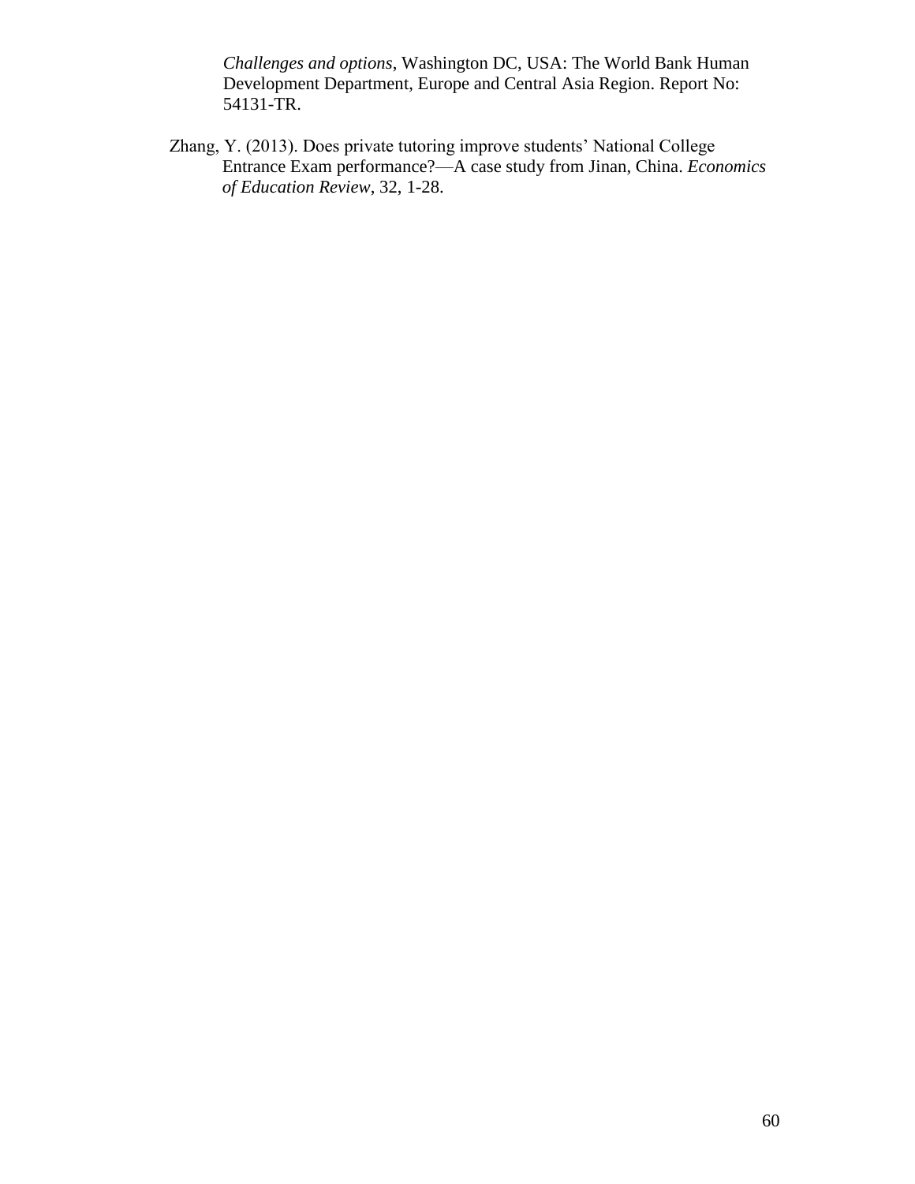*Challenges and options*, Washington DC, USA: The World Bank Human Development Department, Europe and Central Asia Region. Report No: 54131-TR.

Zhang, Y. (2013). Does private tutoring improve students' National College Entrance Exam performance?—A case study from Jinan, China. *Economics of Education Review*, 32, 1-28.